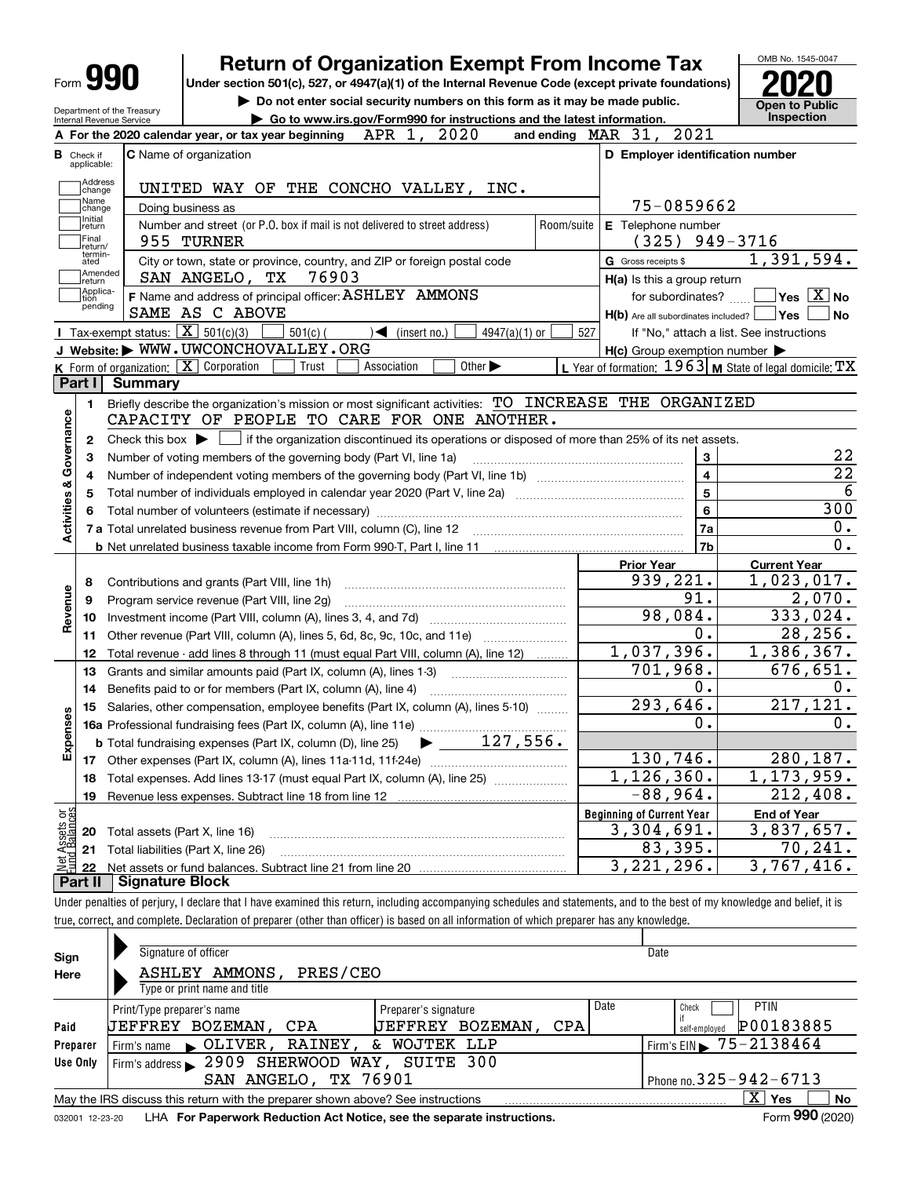Form **990**

# Return of Organization Exempt From Income Tax

**Under section 501(c), 527, or 4947(a)(1) of the Internal Revenue Code (except private foundations)**

▶ Do not enter social security numbers on this form as it may be made public.

▶ Go to www.irs.gov/Form990 for instructions and the latest information.

Department of the Treasury
Internal Revenue Service

OMB No. 1545-0047

**2020**

**Open to Public Inspection**

**A** For the 2020 calendar year, or tax year beginning APR 1, 2020 and ending MAR 31, 2021

**B** Check if applicable: Address change, Name change, Initial return, Final return/terminated, Amended return, Application pending

**C** Name of organization: UNITED WAY OF THE CONCHO VALLEY, INC.

Doing business as

Number and street (or P.O. box if mail is not delivered to street address): 955 TURNER — Room/suite

City or town, state or province, country, and ZIP or foreign postal code: SAN ANGELO, TX 76903

**D** Employer identification number: 75-0859662

**E** Telephone number: (325) 949-3716

**G** Gross receipts $ 1,391,594.

**F** Name and address of principal officer: ASHLEY AMMONS, SAME AS C ABOVE

**H(a)** Is this a group return for subordinates? ☐ Yes ☒ No

**H(b)** Are all subordinates included? ☐ Yes ☐ No — If "No," attach a list. See instructions

**H(c)** Group exemption number ▶

**I** Tax-exempt status: ☒ 501(c)(3) ☐ 501(c) ( ) ◀ (insert no.) ☐ 4947(a)(1) or ☐ 527

**J** Website: ▶ WWW.UWCONCHOVALLEY.ORG

**K** Form of organization: ☒ Corporation ☐ Trust ☐ Association ☐ Other ▶

**L** Year of formation: 1963 **M** State of legal domicile: TX

## Part I Summary

**Activities & Governance**

1 Briefly describe the organization's mission or most significant activities: TO INCREASE THE ORGANIZED CAPACITY OF PEOPLE TO CARE FOR ONE ANOTHER.

2 Check this box ▶ ☐ if the organization discontinued its operations or disposed of more than 25% of its net assets.

| | | Line | Value |
|---|---|---|---|
| 3 | Number of voting members of the governing body (Part VI, line 1a) | 3 | 22 |
| 4 | Number of independent voting members of the governing body (Part VI, line 1b) | 4 | 22 |
| 5 | Total number of individuals employed in calendar year 2020 (Part V, line 2a) | 5 | 6 |
| 6 | Total number of volunteers (estimate if necessary) | 6 | 300 |
| 7a | Total unrelated business revenue from Part VIII, column (C), line 12 | 7a | 0. |
| b | Net unrelated business taxable income from Form 990-T, Part I, line 11 | 7b | 0. |

| | | Prior Year | Current Year |
|---|---|---|---|
| **Revenue** | | | |
| 8 | Contributions and grants (Part VIII, line 1h) | 939,221. | 1,023,017. |
| 9 | Program service revenue (Part VIII, line 2g) | 91. | 2,070. |
| 10 | Investment income (Part VIII, column (A), lines 3, 4, and 7d) | 98,084. | 333,024. |
| 11 | Other revenue (Part VIII, column (A), lines 5, 6d, 8c, 9c, 10c, and 11e) | 0. | 28,256. |
| 12 | Total revenue - add lines 8 through 11 (must equal Part VIII, column (A), line 12) | 1,037,396. | 1,386,367. |
| **Expenses** | | | |
| 13 | Grants and similar amounts paid (Part IX, column (A), lines 1-3) | 701,968. | 676,651. |
| 14 | Benefits paid to or for members (Part IX, column (A), line 4) | 0. | 0. |
| 15 | Salaries, other compensation, employee benefits (Part IX, column (A), lines 5-10) | 293,646. | 217,121. |
| 16a | Professional fundraising fees (Part IX, column (A), line 11e) | 0. | 0. |
| b | Total fundraising expenses (Part IX, column (D), line 25) ▶ 127,556. | | |
| 17 | Other expenses (Part IX, column (A), lines 11a-11d, 11f-24e) | 130,746. | 280,187. |
| 18 | Total expenses. Add lines 13-17 (must equal Part IX, column (A), line 25) | 1,126,360. | 1,173,959. |
| 19 | Revenue less expenses. Subtract line 18 from line 12 | -88,964. | 212,408. |
| **Net Assets or Fund Balances** | | **Beginning of Current Year** | **End of Year** |
| 20 | Total assets (Part X, line 16) | 3,304,691. | 3,837,657. |
| 21 | Total liabilities (Part X, line 26) | 83,395. | 70,241. |
| 22 | Net assets or fund balances. Subtract line 21 from line 20 | 3,221,296. | 3,767,416. |

## Part II Signature Block

Under penalties of perjury, I declare that I have examined this return, including accompanying schedules and statements, and to the best of my knowledge and belief, it is true, correct, and complete. Declaration of preparer (other than officer) is based on all information of which preparer has any knowledge.

**Sign Here**

Signature of officer — Date

ASHLEY AMMONS, PRES/CEO
Type or print name and title

**Paid Preparer Use Only**

| Print/Type preparer's name | Preparer's signature | Date | Check ☐ if self-employed | PTIN |
|---|---|---|---|---|
| JEFFREY BOZEMAN, CPA | JEFFREY BOZEMAN, CPA | | | P00183885 |

Firm's name ▶ OLIVER, RAINEY, & WOJTEK LLP — Firm's EIN ▶ 75-2138464

Firm's address ▶ 2909 SHERWOOD WAY, SUITE 300, SAN ANGELO, TX 76901 — Phone no. 325-942-6713

May the IRS discuss this return with the preparer shown above? See instructions ☒ Yes ☐ No

032001 12-23-20 LHA **For Paperwork Reduction Act Notice, see the separate instructions.** Form **990** (2020)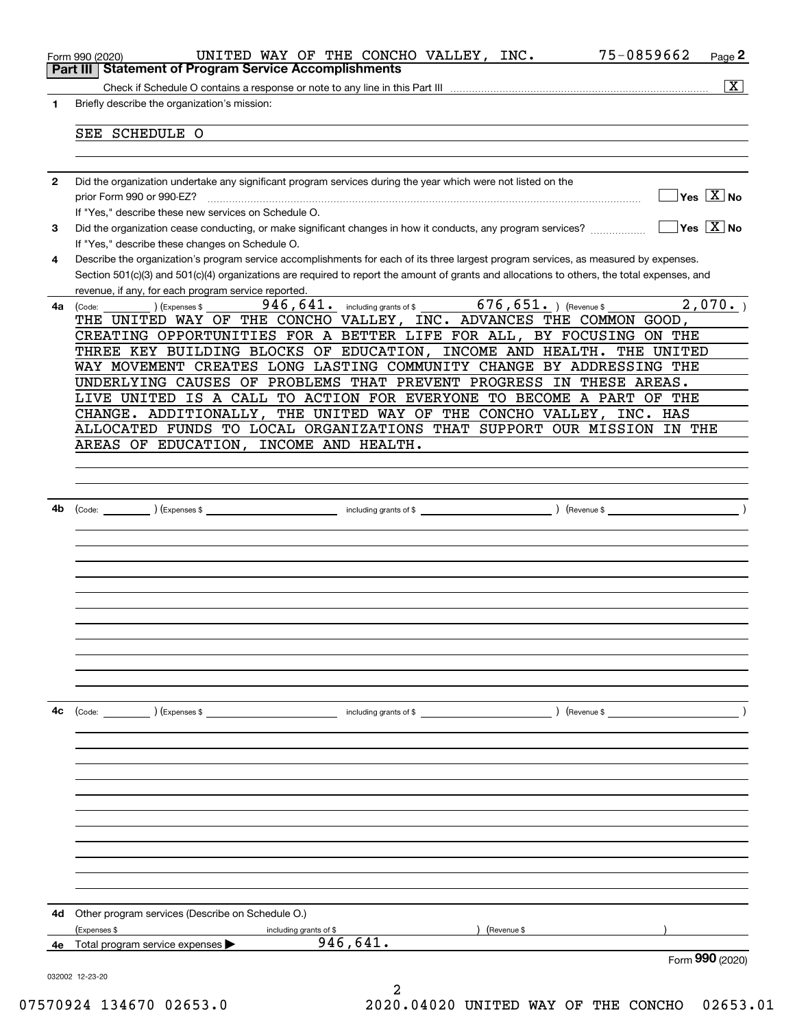Form 990 (2020) UNITED WAY OF THE CONCHO VALLEY, INC. 75-0859662 Page **2**

## Part III Statement of Program Service Accomplishments

Check if Schedule O contains a response or note to any line in this Part III ..... [X]

**1** Briefly describe the organization's mission:

SEE SCHEDULE O

**2** Did the organization undertake any significant program services during the year which were not listed on the prior Form 990 or 990-EZ? ..... [ ] Yes [X] No

If "Yes," describe these new services on Schedule O.

**3** Did the organization cease conducting, or make significant changes in how it conducts, any program services? ..... [ ] Yes [X] No

If "Yes," describe these changes on Schedule O.

**4** Describe the organization's program service accomplishments for each of its three largest program services, as measured by expenses. Section 501(c)(3) and 501(c)(4) organizations are required to report the amount of grants and allocations to others, the total expenses, and revenue, if any, for each program service reported.

**4a** (Code: ) (Expenses $ 946,641. including grants of $ 676,651. ) (Revenue $ 2,070. )

THE UNITED WAY OF THE CONCHO VALLEY, INC. ADVANCES THE COMMON GOOD, CREATING OPPORTUNITIES FOR A BETTER LIFE FOR ALL, BY FOCUSING ON THE THREE KEY BUILDING BLOCKS OF EDUCATION, INCOME AND HEALTH. THE UNITED WAY MOVEMENT CREATES LONG LASTING COMMUNITY CHANGE BY ADDRESSING THE UNDERLYING CAUSES OF PROBLEMS THAT PREVENT PROGRESS IN THESE AREAS. LIVE UNITED IS A CALL TO ACTION FOR EVERYONE TO BECOME A PART OF THE CHANGE. ADDITIONALLY, THE UNITED WAY OF THE CONCHO VALLEY, INC. HAS ALLOCATED FUNDS TO LOCAL ORGANIZATIONS THAT SUPPORT OUR MISSION IN THE AREAS OF EDUCATION, INCOME AND HEALTH.

**4b** (Code: ) (Expenses $ including grants of $ ) (Revenue $ )

**4c** (Code: ) (Expenses $ including grants of $ ) (Revenue $ )

**4d** Other program services (Describe on Schedule O.)

(Expenses $ including grants of $ ) (Revenue $ )

**4e** Total program service expenses ▶ 946,641.

Form **990** (2020)

032002 12-23-20

07570924 134670 02653.0 2020.04020 UNITED WAY OF THE CONCHO 02653.01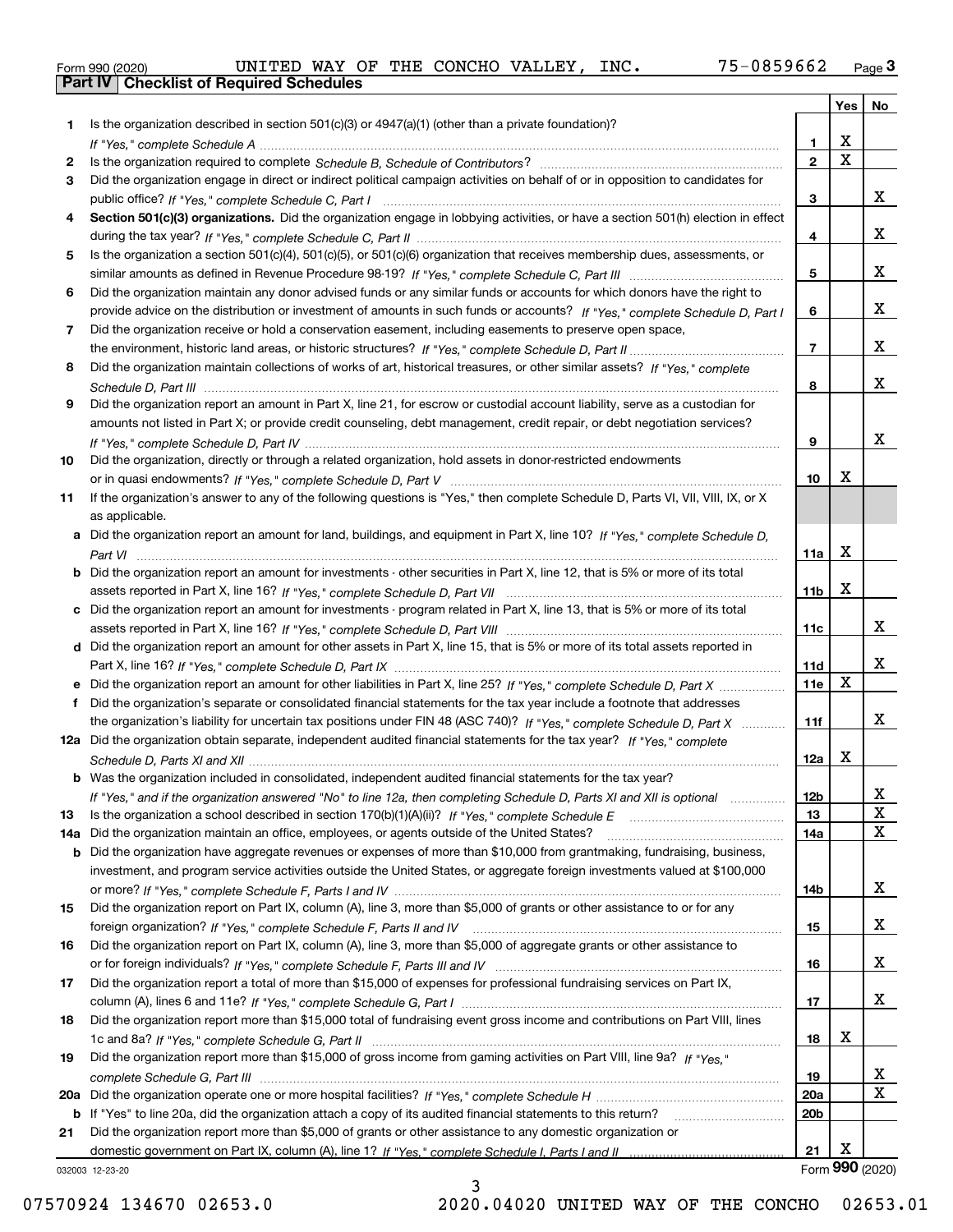Form 990 (2020) UNITED WAY OF THE CONCHO VALLEY, INC. 75-0859662 Page 3

## Part IV Checklist of Required Schedules

| | | | Yes | No |
|---|---|---|---|---|
| 1 | Is the organization described in section 501(c)(3) or 4947(a)(1) (other than a private foundation)? *If "Yes," complete Schedule A* | 1 | X | |
| 2 | Is the organization required to complete *Schedule B, Schedule of Contributors*? | 2 | X | |
| 3 | Did the organization engage in direct or indirect political campaign activities on behalf of or in opposition to candidates for public office? *If "Yes," complete Schedule C, Part I* | 3 | | X |
| 4 | **Section 501(c)(3) organizations.** Did the organization engage in lobbying activities, or have a section 501(h) election in effect during the tax year? *If "Yes," complete Schedule C, Part II* | 4 | | X |
| 5 | Is the organization a section 501(c)(4), 501(c)(5), or 501(c)(6) organization that receives membership dues, assessments, or similar amounts as defined in Revenue Procedure 98-19? *If "Yes," complete Schedule C, Part III* | 5 | | X |
| 6 | Did the organization maintain any donor advised funds or any similar funds or accounts for which donors have the right to provide advice on the distribution or investment of amounts in such funds or accounts? *If "Yes," complete Schedule D, Part I* | 6 | | X |
| 7 | Did the organization receive or hold a conservation easement, including easements to preserve open space, the environment, historic land areas, or historic structures? *If "Yes," complete Schedule D, Part II* | 7 | | X |
| 8 | Did the organization maintain collections of works of art, historical treasures, or other similar assets? *If "Yes," complete Schedule D, Part III* | 8 | | X |
| 9 | Did the organization report an amount in Part X, line 21, for escrow or custodial account liability, serve as a custodian for amounts not listed in Part X; or provide credit counseling, debt management, credit repair, or debt negotiation services? *If "Yes," complete Schedule D, Part IV* | 9 | | X |
| 10 | Did the organization, directly or through a related organization, hold assets in donor-restricted endowments or in quasi endowments? *If "Yes," complete Schedule D, Part V* | 10 | X | |
| 11 | If the organization's answer to any of the following questions is "Yes," then complete Schedule D, Parts VI, VII, VIII, IX, or X as applicable. | | | |
| a | Did the organization report an amount for land, buildings, and equipment in Part X, line 10? *If "Yes," complete Schedule D, Part VI* | 11a | X | |
| b | Did the organization report an amount for investments - other securities in Part X, line 12, that is 5% or more of its total assets reported in Part X, line 16? *If "Yes," complete Schedule D, Part VII* | 11b | X | |
| c | Did the organization report an amount for investments - program related in Part X, line 13, that is 5% or more of its total assets reported in Part X, line 16? *If "Yes," complete Schedule D, Part VIII* | 11c | | X |
| d | Did the organization report an amount for other assets in Part X, line 15, that is 5% or more of its total assets reported in Part X, line 16? *If "Yes," complete Schedule D, Part IX* | 11d | | X |
| e | Did the organization report an amount for other liabilities in Part X, line 25? *If "Yes," complete Schedule D, Part X* | 11e | X | |
| f | Did the organization's separate or consolidated financial statements for the tax year include a footnote that addresses the organization's liability for uncertain tax positions under FIN 48 (ASC 740)? *If "Yes," complete Schedule D, Part X* | 11f | | X |
| 12a | Did the organization obtain separate, independent audited financial statements for the tax year? *If "Yes," complete Schedule D, Parts XI and XII* | 12a | X | |
| b | Was the organization included in consolidated, independent audited financial statements for the tax year? *If "Yes," and if the organization answered "No" to line 12a, then completing Schedule D, Parts XI and XII is optional* | 12b | | X |
| 13 | Is the organization a school described in section 170(b)(1)(A)(ii)? *If "Yes," complete Schedule E* | 13 | | X |
| 14a | Did the organization maintain an office, employees, or agents outside of the United States? | 14a | | X |
| b | Did the organization have aggregate revenues or expenses of more than $10,000 from grantmaking, fundraising, business, investment, and program service activities outside the United States, or aggregate foreign investments valued at $100,000 or more? *If "Yes," complete Schedule F, Parts I and IV* | 14b | | X |
| 15 | Did the organization report on Part IX, column (A), line 3, more than $5,000 of grants or other assistance to or for any foreign organization? *If "Yes," complete Schedule F, Parts II and IV* | 15 | | X |
| 16 | Did the organization report on Part IX, column (A), line 3, more than $5,000 of aggregate grants or other assistance to or for foreign individuals? *If "Yes," complete Schedule F, Parts III and IV* | 16 | | X |
| 17 | Did the organization report a total of more than $15,000 of expenses for professional fundraising services on Part IX, column (A), lines 6 and 11e? *If "Yes," complete Schedule G, Part I* | 17 | | X |
| 18 | Did the organization report more than $15,000 total of fundraising event gross income and contributions on Part VIII, lines 1c and 8a? *If "Yes," complete Schedule G, Part II* | 18 | X | |
| 19 | Did the organization report more than $15,000 of gross income from gaming activities on Part VIII, line 9a? *If "Yes," complete Schedule G, Part III* | 19 | | X |
| 20a | Did the organization operate one or more hospital facilities? *If "Yes," complete Schedule H* | 20a | | X |
| b | If "Yes" to line 20a, did the organization attach a copy of its audited financial statements to this return? | 20b | | |
| 21 | Did the organization report more than $5,000 of grants or other assistance to any domestic organization or domestic government on Part IX, column (A), line 1? *If "Yes," complete Schedule I, Parts I and II* | 21 | X | |

032003 12-23-20 Form **990** (2020)

07570924 134670 02653.0 2020.04020 UNITED WAY OF THE CONCHO 02653.01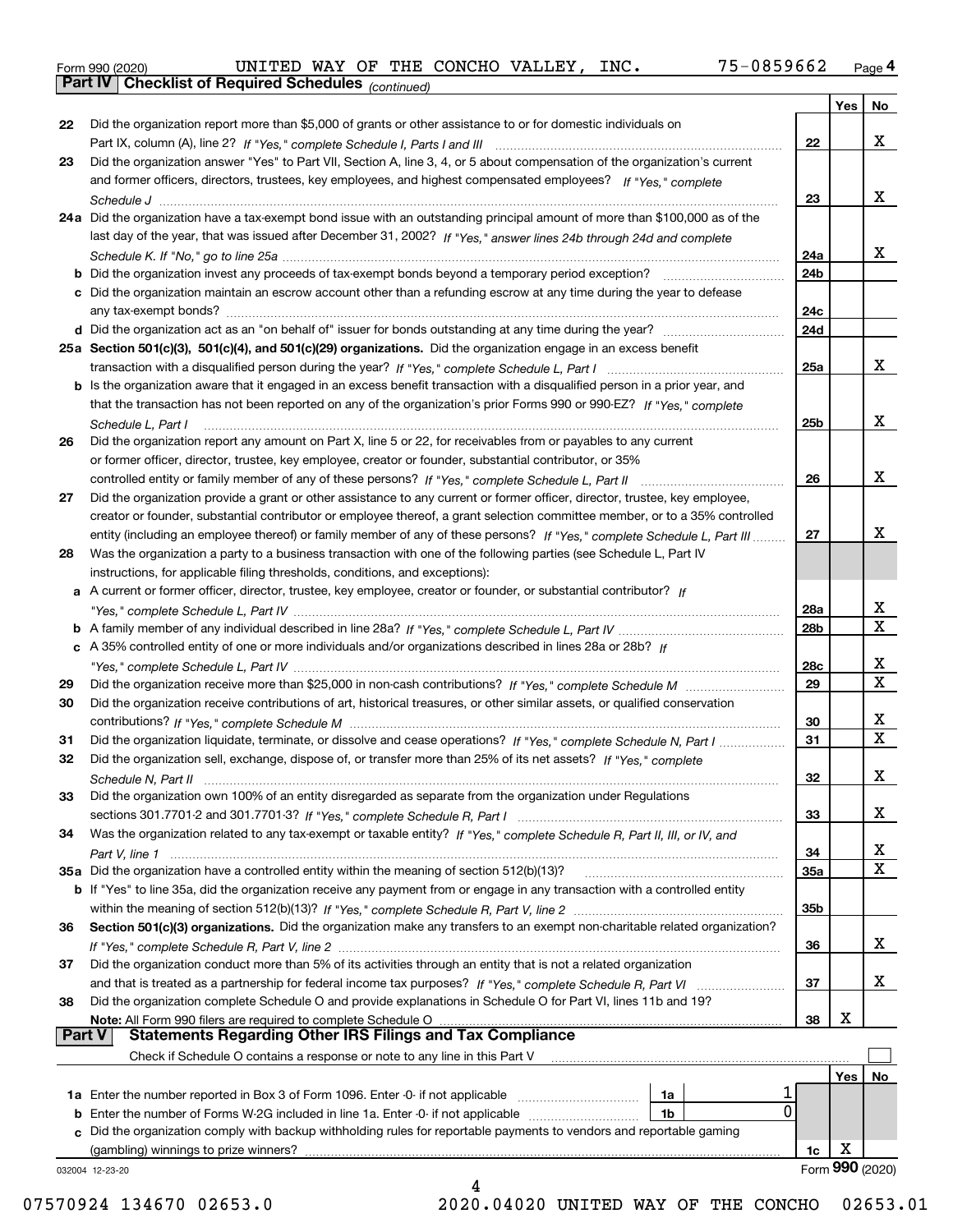Form 990 (2020) UNITED WAY OF THE CONCHO VALLEY, INC. 75-0859662 Page 4

**Part IV Checklist of Required Schedules** *(continued)*

| | | | Yes | No |
|---|---|---|---|---|
| 22 | Did the organization report more than $5,000 of grants or other assistance to or for domestic individuals on Part IX, column (A), line 2? *If "Yes," complete Schedule I, Parts I and III* | 22 | | X |
| 23 | Did the organization answer "Yes" to Part VII, Section A, line 3, 4, or 5 about compensation of the organization's current and former officers, directors, trustees, key employees, and highest compensated employees? *If "Yes," complete Schedule J* | 23 | | X |
| 24a | Did the organization have a tax-exempt bond issue with an outstanding principal amount of more than $100,000 as of the last day of the year, that was issued after December 31, 2002? *If "Yes," answer lines 24b through 24d and complete Schedule K. If "No," go to line 25a* | 24a | | X |
| b | Did the organization invest any proceeds of tax-exempt bonds beyond a temporary period exception? | 24b | | |
| c | Did the organization maintain an escrow account other than a refunding escrow at any time during the year to defease any tax-exempt bonds? | 24c | | |
| d | Did the organization act as an "on behalf of" issuer for bonds outstanding at any time during the year? | 24d | | |
| 25a | **Section 501(c)(3), 501(c)(4), and 501(c)(29) organizations.** Did the organization engage in an excess benefit transaction with a disqualified person during the year? *If "Yes," complete Schedule L, Part I* | 25a | | X |
| b | Is the organization aware that it engaged in an excess benefit transaction with a disqualified person in a prior year, and that the transaction has not been reported on any of the organization's prior Forms 990 or 990-EZ? *If "Yes," complete Schedule L, Part I* | 25b | | X |
| 26 | Did the organization report any amount on Part X, line 5 or 22, for receivables from or payables to any current or former officer, director, trustee, key employee, creator or founder, substantial contributor, or 35% controlled entity or family member of any of these persons? *If "Yes," complete Schedule L, Part II* | 26 | | X |
| 27 | Did the organization provide a grant or other assistance to any current or former officer, director, trustee, key employee, creator or founder, substantial contributor or employee thereof, a grant selection committee member, or to a 35% controlled entity (including an employee thereof) or family member of any of these persons? *If "Yes," complete Schedule L, Part III* | 27 | | X |
| 28 | Was the organization a party to a business transaction with one of the following parties (see Schedule L, Part IV instructions, for applicable filing thresholds, conditions, and exceptions): | | | |
| a | A current or former officer, director, trustee, key employee, creator or founder, or substantial contributor? *If "Yes," complete Schedule L, Part IV* | 28a | | X |
| b | A family member of any individual described in line 28a? *If "Yes," complete Schedule L, Part IV* | 28b | | X |
| c | A 35% controlled entity of one or more individuals and/or organizations described in lines 28a or 28b? *If "Yes," complete Schedule L, Part IV* | 28c | | X |
| 29 | Did the organization receive more than $25,000 in non-cash contributions? *If "Yes," complete Schedule M* | 29 | | X |
| 30 | Did the organization receive contributions of art, historical treasures, or other similar assets, or qualified conservation contributions? *If "Yes," complete Schedule M* | 30 | | X |
| 31 | Did the organization liquidate, terminate, or dissolve and cease operations? *If "Yes," complete Schedule N, Part I* | 31 | | X |
| 32 | Did the organization sell, exchange, dispose of, or transfer more than 25% of its net assets? *If "Yes," complete Schedule N, Part II* | 32 | | X |
| 33 | Did the organization own 100% of an entity disregarded as separate from the organization under Regulations sections 301.7701-2 and 301.7701-3? *If "Yes," complete Schedule R, Part I* | 33 | | X |
| 34 | Was the organization related to any tax-exempt or taxable entity? *If "Yes," complete Schedule R, Part II, III, or IV, and Part V, line 1* | 34 | | X |
| 35a | Did the organization have a controlled entity within the meaning of section 512(b)(13)? | 35a | | X |
| b | If "Yes" to line 35a, did the organization receive any payment from or engage in any transaction with a controlled entity within the meaning of section 512(b)(13)? *If "Yes," complete Schedule R, Part V, line 2* | 35b | | |
| 36 | **Section 501(c)(3) organizations.** Did the organization make any transfers to an exempt non-charitable related organization? *If "Yes," complete Schedule R, Part V, line 2* | 36 | | X |
| 37 | Did the organization conduct more than 5% of its activities through an entity that is not a related organization and that is treated as a partnership for federal income tax purposes? *If "Yes," complete Schedule R, Part VI* | 37 | | X |
| 38 | Did the organization complete Schedule O and provide explanations in Schedule O for Part VI, lines 11b and 19? **Note:** All Form 990 filers are required to complete Schedule O | 38 | X | |

**Part V Statements Regarding Other IRS Filings and Tax Compliance**

Check if Schedule O contains a response or note to any line in this Part V ☐

| | | | | | Yes | No |
|---|---|---|---|---|---|---|
| 1a | Enter the number reported in Box 3 of Form 1096. Enter -0- if not applicable | 1a | 1 | | | |
| b | Enter the number of Forms W-2G included in line 1a. Enter -0- if not applicable | 1b | 0 | | | |
| c | Did the organization comply with backup withholding rules for reportable payments to vendors and reportable gaming (gambling) winnings to prize winners? | | | 1c | X | |

032004 12-23-20 Form **990** (2020)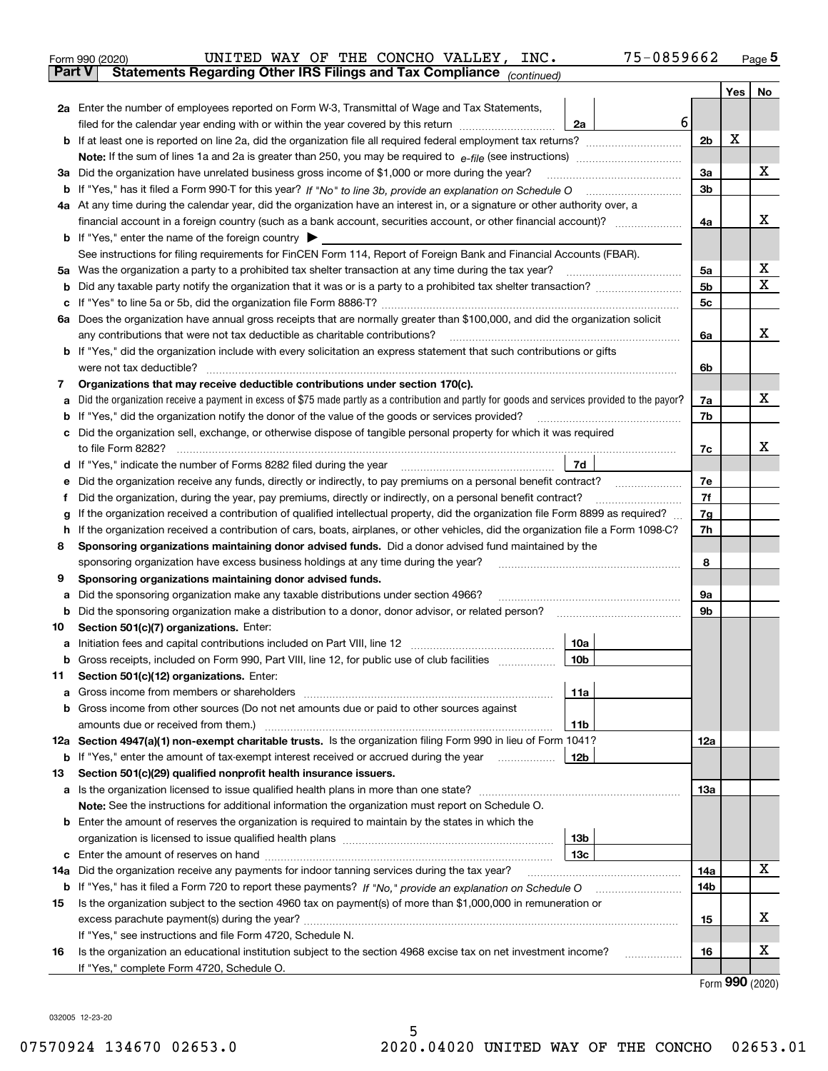Form 990 (2020) UNITED WAY OF THE CONCHO VALLEY, INC. 75-0859662 Page 5

**Part V Statements Regarding Other IRS Filings and Tax Compliance** *(continued)*

| | | | | | Yes | No |
|---|---|---|---|---|---|---|
| **2a** | Enter the number of employees reported on Form W-3, Transmittal of Wage and Tax Statements, filed for the calendar year ending with or within the year covered by this return | 2a | 6 | | | |
| **b** | If at least one is reported on line 2a, did the organization file all required federal employment tax returns? | | | 2b | X | |
| | **Note:** If the sum of lines 1a and 2a is greater than 250, you may be required to *e-file* (see instructions) | | | | | |
| **3a** | Did the organization have unrelated business gross income of $1,000 or more during the year? | | | 3a | | X |
| **b** | If "Yes," has it filed a Form 990-T for this year? *If "No" to line 3b, provide an explanation on Schedule O* | | | 3b | | |
| **4a** | At any time during the calendar year, did the organization have an interest in, or a signature or other authority over, a financial account in a foreign country (such as a bank account, securities account, or other financial account)? | | | 4a | | X |
| **b** | If "Yes," enter the name of the foreign country ▶ | | | | | |
| | See instructions for filing requirements for FinCEN Form 114, Report of Foreign Bank and Financial Accounts (FBAR). | | | | | |
| **5a** | Was the organization a party to a prohibited tax shelter transaction at any time during the tax year? | | | 5a | | X |
| **b** | Did any taxable party notify the organization that it was or is a party to a prohibited tax shelter transaction? | | | 5b | | X |
| **c** | If "Yes" to line 5a or 5b, did the organization file Form 8886-T? | | | 5c | | |
| **6a** | Does the organization have annual gross receipts that are normally greater than $100,000, and did the organization solicit any contributions that were not tax deductible as charitable contributions? | | | 6a | | X |
| **b** | If "Yes," did the organization include with every solicitation an express statement that such contributions or gifts were not tax deductible? | | | 6b | | |
| **7** | **Organizations that may receive deductible contributions under section 170(c).** | | | | | |
| **a** | Did the organization receive a payment in excess of $75 made partly as a contribution and partly for goods and services provided to the payor? | | | 7a | | X |
| **b** | If "Yes," did the organization notify the donor of the value of the goods or services provided? | | | 7b | | |
| **c** | Did the organization sell, exchange, or otherwise dispose of tangible personal property for which it was required to file Form 8282? | | | 7c | | X |
| **d** | If "Yes," indicate the number of Forms 8282 filed during the year | 7d | | | | |
| **e** | Did the organization receive any funds, directly or indirectly, to pay premiums on a personal benefit contract? | | | 7e | | |
| **f** | Did the organization, during the year, pay premiums, directly or indirectly, on a personal benefit contract? | | | 7f | | |
| **g** | If the organization received a contribution of qualified intellectual property, did the organization file Form 8899 as required? | | | 7g | | |
| **h** | If the organization received a contribution of cars, boats, airplanes, or other vehicles, did the organization file a Form 1098-C? | | | 7h | | |
| **8** | **Sponsoring organizations maintaining donor advised funds.** Did a donor advised fund maintained by the sponsoring organization have excess business holdings at any time during the year? | | | 8 | | |
| **9** | **Sponsoring organizations maintaining donor advised funds.** | | | | | |
| **a** | Did the sponsoring organization make any taxable distributions under section 4966? | | | 9a | | |
| **b** | Did the sponsoring organization make a distribution to a donor, donor advisor, or related person? | | | 9b | | |
| **10** | **Section 501(c)(7) organizations.** Enter: | | | | | |
| **a** | Initiation fees and capital contributions included on Part VIII, line 12 | 10a | | | | |
| **b** | Gross receipts, included on Form 990, Part VIII, line 12, for public use of club facilities | 10b | | | | |
| **11** | **Section 501(c)(12) organizations.** Enter: | | | | | |
| **a** | Gross income from members or shareholders | 11a | | | | |
| **b** | Gross income from other sources (Do not net amounts due or paid to other sources against amounts due or received from them.) | 11b | | | | |
| **12a** | **Section 4947(a)(1) non-exempt charitable trusts.** Is the organization filing Form 990 in lieu of Form 1041? | | | 12a | | |
| **b** | If "Yes," enter the amount of tax-exempt interest received or accrued during the year | 12b | | | | |
| **13** | **Section 501(c)(29) qualified nonprofit health insurance issuers.** | | | | | |
| **a** | Is the organization licensed to issue qualified health plans in more than one state? | | | 13a | | |
| | **Note:** See the instructions for additional information the organization must report on Schedule O. | | | | | |
| **b** | Enter the amount of reserves the organization is required to maintain by the states in which the organization is licensed to issue qualified health plans | 13b | | | | |
| **c** | Enter the amount of reserves on hand | 13c | | | | |
| **14a** | Did the organization receive any payments for indoor tanning services during the tax year? | | | 14a | | X |
| **b** | If "Yes," has it filed a Form 720 to report these payments? *If "No," provide an explanation on Schedule O* | | | 14b | | |
| **15** | Is the organization subject to the section 4960 tax on payment(s) of more than $1,000,000 in remuneration or excess parachute payment(s) during the year? | | | 15 | | X |
| | If "Yes," see instructions and file Form 4720, Schedule N. | | | | | |
| **16** | Is the organization an educational institution subject to the section 4968 excise tax on net investment income? | | | 16 | | X |
| | If "Yes," complete Form 4720, Schedule O. | | | | | |

Form **990** (2020)

032005 12-23-20

07570924 134670 02653.0 2020.04020 UNITED WAY OF THE CONCHO 02653.01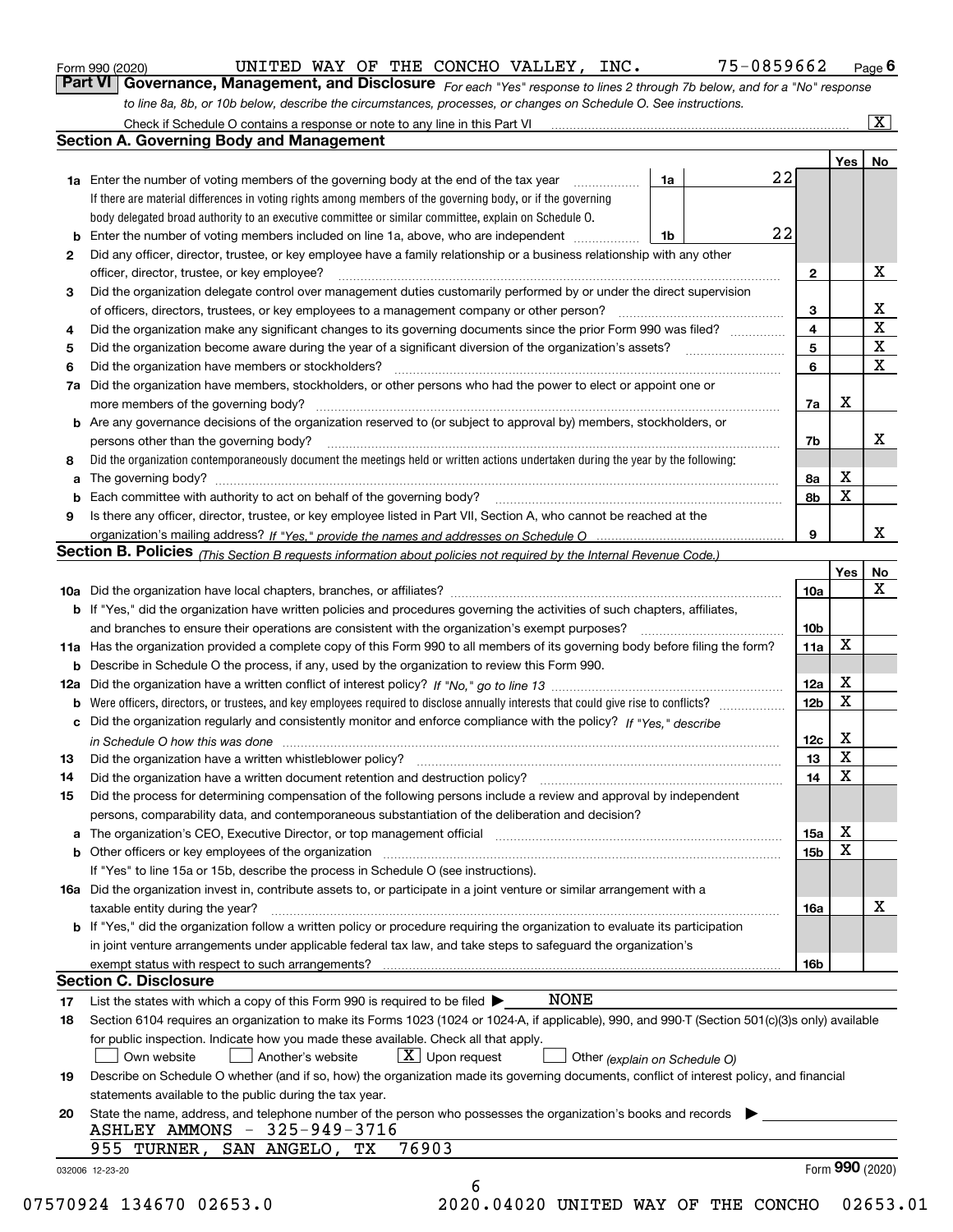Form 990 (2020) UNITED WAY OF THE CONCHO VALLEY, INC. 75-0859662 Page 6

## Part VI Governance, Management, and Disclosure

*For each "Yes" response to lines 2 through 7b below, and for a "No" response to line 8a, 8b, or 10b below, describe the circumstances, processes, or changes on Schedule O. See instructions.*

Check if Schedule O contains a response or note to any line in this Part VI ..... [X]

### Section A. Governing Body and Management

| | | | | Yes | No |
|---|---|---|---|---|---|
| 1a | Enter the number of voting members of the governing body at the end of the tax year ..... If there are material differences in voting rights among members of the governing body, or if the governing body delegated broad authority to an executive committee or similar committee, explain on Schedule O. | 1a 22 | | | |
| b | Enter the number of voting members included on line 1a, above, who are independent ..... | 1b 22 | | | |
| 2 | Did any officer, director, trustee, or key employee have a family relationship or a business relationship with any other officer, director, trustee, or key employee? ..... | | 2 | | X |
| 3 | Did the organization delegate control over management duties customarily performed by or under the direct supervision of officers, directors, trustees, or key employees to a management company or other person? ..... | | 3 | | X |
| 4 | Did the organization make any significant changes to its governing documents since the prior Form 990 was filed? ..... | | 4 | | X |
| 5 | Did the organization become aware during the year of a significant diversion of the organization's assets? ..... | | 5 | | X |
| 6 | Did the organization have members or stockholders? ..... | | 6 | | X |
| 7a | Did the organization have members, stockholders, or other persons who had the power to elect or appoint one or more members of the governing body? ..... | | 7a | X | |
| b | Are any governance decisions of the organization reserved to (or subject to approval by) members, stockholders, or persons other than the governing body? ..... | | 7b | | X |
| 8 | Did the organization contemporaneously document the meetings held or written actions undertaken during the year by the following: | | | | |
| a | The governing body? ..... | | 8a | X | |
| b | Each committee with authority to act on behalf of the governing body? ..... | | 8b | X | |
| 9 | Is there any officer, director, trustee, or key employee listed in Part VII, Section A, who cannot be reached at the organization's mailing address? *If "Yes," provide the names and addresses on Schedule O* ..... | | 9 | | X |

### Section B. Policies *(This Section B requests information about policies not required by the Internal Revenue Code.)*

| | | | Yes | No |
|---|---|---|---|---|
| 10a | Did the organization have local chapters, branches, or affiliates? ..... | 10a | | X |
| b | If "Yes," did the organization have written policies and procedures governing the activities of such chapters, affiliates, and branches to ensure their operations are consistent with the organization's exempt purposes? ..... | 10b | | |
| 11a | Has the organization provided a complete copy of this Form 990 to all members of its governing body before filing the form? | 11a | X | |
| b | Describe in Schedule O the process, if any, used by the organization to review this Form 990. | | | |
| 12a | Did the organization have a written conflict of interest policy? *If "No," go to line 13* ..... | 12a | X | |
| b | Were officers, directors, or trustees, and key employees required to disclose annually interests that could give rise to conflicts? ..... | 12b | X | |
| c | Did the organization regularly and consistently monitor and enforce compliance with the policy? *If "Yes," describe in Schedule O how this was done* ..... | 12c | X | |
| 13 | Did the organization have a written whistleblower policy? ..... | 13 | X | |
| 14 | Did the organization have a written document retention and destruction policy? ..... | 14 | X | |
| 15 | Did the process for determining compensation of the following persons include a review and approval by independent persons, comparability data, and contemporaneous substantiation of the deliberation and decision? | | | |
| a | The organization's CEO, Executive Director, or top management official ..... | 15a | X | |
| b | Other officers or key employees of the organization ..... If "Yes" to line 15a or 15b, describe the process in Schedule O (see instructions). | 15b | X | |
| 16a | Did the organization invest in, contribute assets to, or participate in a joint venture or similar arrangement with a taxable entity during the year? ..... | 16a | | X |
| b | If "Yes," did the organization follow a written policy or procedure requiring the organization to evaluate its participation in joint venture arrangements under applicable federal tax law, and take steps to safeguard the organization's exempt status with respect to such arrangements? ..... | 16b | | |

### Section C. Disclosure

17 List the states with which a copy of this Form 990 is required to be filed ▶ NONE

18 Section 6104 requires an organization to make its Forms 1023 (1024 or 1024-A, if applicable), 990, and 990-T (Section 501(c)(3)s only) available for public inspection. Indicate how you made these available. Check all that apply.

[ ] Own website [ ] Another's website [X] Upon request [ ] Other *(explain on Schedule O)*

19 Describe on Schedule O whether (and if so, how) the organization made its governing documents, conflict of interest policy, and financial statements available to the public during the tax year.

20 State the name, address, and telephone number of the person who possesses the organization's books and records ▶

ASHLEY AMMONS - 325-949-3716
955 TURNER, SAN ANGELO, TX 76903

032006 12-23-20 Form 990 (2020)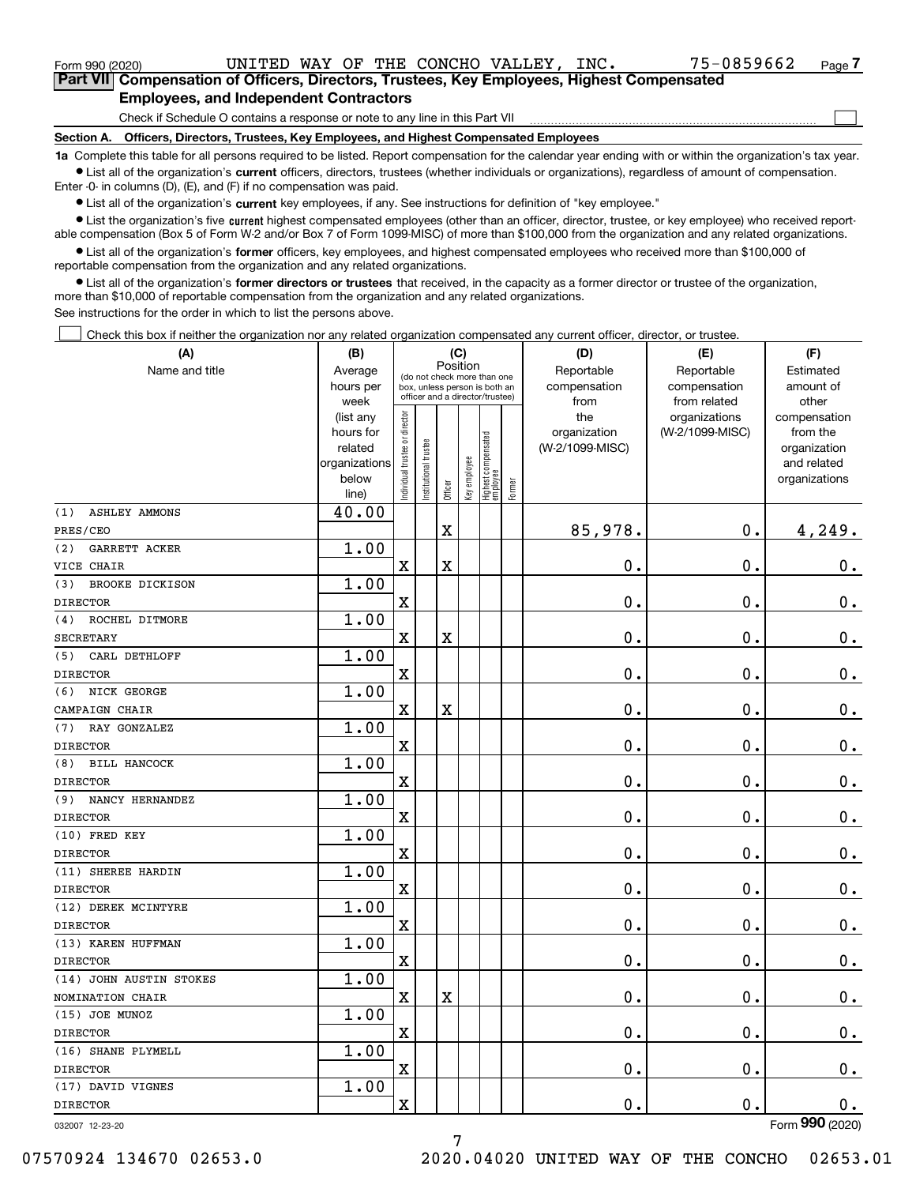Form 990 (2020) UNITED WAY OF THE CONCHO VALLEY, INC. 75-0859662 Page 7

## Part VII Compensation of Officers, Directors, Trustees, Key Employees, Highest Compensated Employees, and Independent Contractors

Check if Schedule O contains a response or note to any line in this Part VII ☐

### Section A. Officers, Directors, Trustees, Key Employees, and Highest Compensated Employees

**1a** Complete this table for all persons required to be listed. Report compensation for the calendar year ending with or within the organization's tax year.

- List all of the organization's **current** officers, directors, trustees (whether individuals or organizations), regardless of amount of compensation. Enter -0- in columns (D), (E), and (F) if no compensation was paid.
- List all of the organization's **current** key employees, if any. See instructions for definition of "key employee."
- List the organization's five **current** highest compensated employees (other than an officer, director, trustee, or key employee) who received reportable compensation (Box 5 of Form W-2 and/or Box 7 of Form 1099-MISC) of more than $100,000 from the organization and any related organizations.
- List all of the organization's **former** officers, key employees, and highest compensated employees who received more than $100,000 of reportable compensation from the organization and any related organizations.
- List all of the organization's **former directors or trustees** that received, in the capacity as a former director or trustee of the organization, more than $10,000 of reportable compensation from the organization and any related organizations.

See instructions for the order in which to list the persons above.

☐ Check this box if neither the organization nor any related organization compensated any current officer, director, or trustee.

| (A) Name and title | (B) Average hours per week (list any hours for related organizations below line) | (C) Position: Individual trustee or director | Institutional trustee | Officer | Key employee | Highest compensated employee | Former | (D) Reportable compensation from the organization (W-2/1099-MISC) | (E) Reportable compensation from related organizations (W-2/1099-MISC) | (F) Estimated amount of other compensation from the organization and related organizations |
|---|---|---|---|---|---|---|---|---|---|---|
| (1) ASHLEY AMMONS<br>PRES/CEO | 40.00 | | | X | | | | 85,978. | 0. | 4,249. |
| (2) GARRETT ACKER<br>VICE CHAIR | 1.00 | X | | X | | | | 0. | 0. | 0. |
| (3) BROOKE DICKISON<br>DIRECTOR | 1.00 | X | | | | | | 0. | 0. | 0. |
| (4) ROCHEL DITMORE<br>SECRETARY | 1.00 | X | | X | | | | 0. | 0. | 0. |
| (5) CARL DETHLOFF<br>DIRECTOR | 1.00 | X | | | | | | 0. | 0. | 0. |
| (6) NICK GEORGE<br>CAMPAIGN CHAIR | 1.00 | X | | X | | | | 0. | 0. | 0. |
| (7) RAY GONZALEZ<br>DIRECTOR | 1.00 | X | | | | | | 0. | 0. | 0. |
| (8) BILL HANCOCK<br>DIRECTOR | 1.00 | X | | | | | | 0. | 0. | 0. |
| (9) NANCY HERNANDEZ<br>DIRECTOR | 1.00 | X | | | | | | 0. | 0. | 0. |
| (10) FRED KEY<br>DIRECTOR | 1.00 | X | | | | | | 0. | 0. | 0. |
| (11) SHEREE HARDIN<br>DIRECTOR | 1.00 | X | | | | | | 0. | 0. | 0. |
| (12) DEREK MCINTYRE<br>DIRECTOR | 1.00 | X | | | | | | 0. | 0. | 0. |
| (13) KAREN HUFFMAN<br>DIRECTOR | 1.00 | X | | | | | | 0. | 0. | 0. |
| (14) JOHN AUSTIN STOKES<br>NOMINATION CHAIR | 1.00 | X | | X | | | | 0. | 0. | 0. |
| (15) JOE MUNOZ<br>DIRECTOR | 1.00 | X | | | | | | 0. | 0. | 0. |
| (16) SHANE PLYMELL<br>DIRECTOR | 1.00 | X | | | | | | 0. | 0. | 0. |
| (17) DAVID VIGNES<br>DIRECTOR | 1.00 | X | | | | | | 0. | 0. | 0. |

032007 12-23-20 Form 990 (2020)

07570924 134670 02653.0 2020.04020 UNITED WAY OF THE CONCHO 02653.01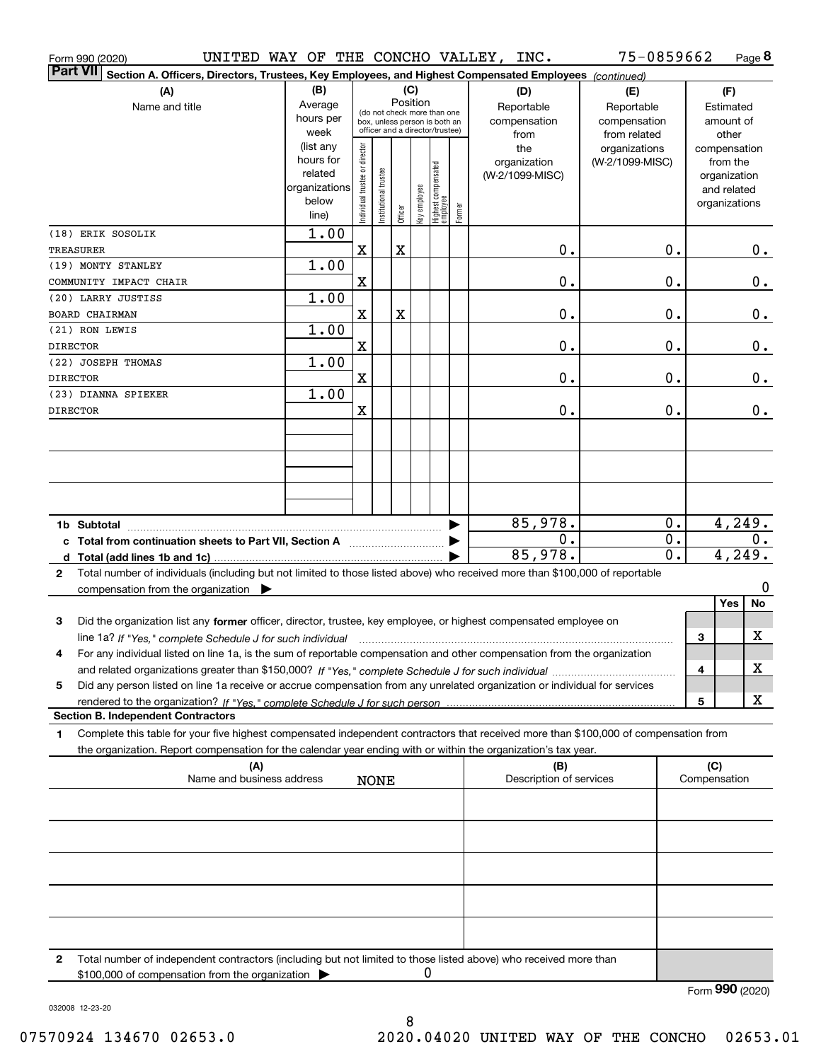Form 990 (2020) UNITED WAY OF THE CONCHO VALLEY, INC. 75-0859662 Page 8

**Part VII Section A. Officers, Directors, Trustees, Key Employees, and Highest Compensated Employees** *(continued)*

| (A) Name and title | (B) Average hours per week (list any hours for related organizations below line) | (C) Position: Individual trustee or director | Institutional trustee | Officer | Key employee | Highest compensated employee | Former | (D) Reportable compensation from the organization (W-2/1099-MISC) | (E) Reportable compensation from related organizations (W-2/1099-MISC) | (F) Estimated amount of other compensation from the organization and related organizations |
|---|---|---|---|---|---|---|---|---|---|---|
| (18) ERIK SOSOLIK<br>TREASURER | 1.00 | X | | X | | | | 0. | 0. | 0. |
| (19) MONTY STANLEY<br>COMMUNITY IMPACT CHAIR | 1.00 | X | | | | | | 0. | 0. | 0. |
| (20) LARRY JUSTISS<br>BOARD CHAIRMAN | 1.00 | X | | X | | | | 0. | 0. | 0. |
| (21) RON LEWIS<br>DIRECTOR | 1.00 | X | | | | | | 0. | 0. | 0. |
| (22) JOSEPH THOMAS<br>DIRECTOR | 1.00 | X | | | | | | 0. | 0. | 0. |
| (23) DIANNA SPIEKER<br>DIRECTOR | 1.00 | X | | | | | | 0. | 0. | 0. |
| **1b Subtotal** | | | | | | | | 85,978. | 0. | 4,249. |
| **c Total from continuation sheets to Part VII, Section A** | | | | | | | | 0. | 0. | 0. |
| **d Total (add lines 1b and 1c)** | | | | | | | | 85,978. | 0. | 4,249. |

**2** Total number of individuals (including but not limited to those listed above) who received more than $100,000 of reportable compensation from the organization ▶ 0

| | | Yes | No |
|---|---|---|---|
| **3** Did the organization list any **former** officer, director, trustee, key employee, or highest compensated employee on line 1a? *If "Yes," complete Schedule J for such individual* | 3 | | X |
| **4** For any individual listed on line 1a, is the sum of reportable compensation and other compensation from the organization and related organizations greater than $150,000? *If "Yes," complete Schedule J for such individual* | 4 | | X |
| **5** Did any person listed on line 1a receive or accrue compensation from any unrelated organization or individual for services rendered to the organization? *If "Yes," complete Schedule J for such person* | 5 | | X |

**Section B. Independent Contractors**

**1** Complete this table for your five highest compensated independent contractors that received more than $100,000 of compensation from the organization. Report compensation for the calendar year ending with or within the organization's tax year.

| (A) Name and business address | (B) Description of services | (C) Compensation |
|---|---|---|
| NONE | | |
| | | |
| | | |
| | | |
| | | |

**2** Total number of independent contractors (including but not limited to those listed above) who received more than $100,000 of compensation from the organization ▶ 0

Form **990** (2020)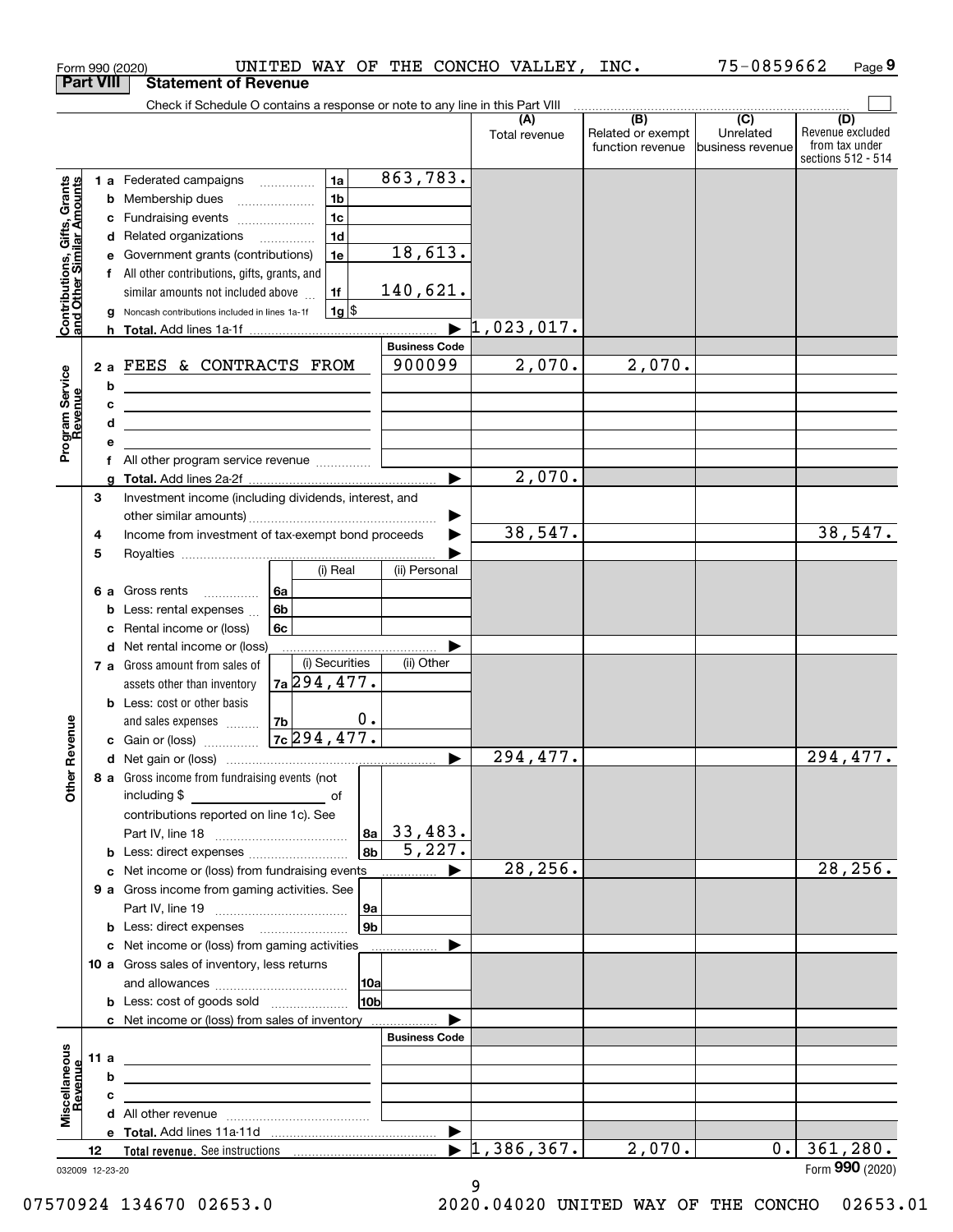Form 990 (2020) UNITED WAY OF THE CONCHO VALLEY, INC. 75-0859662 Page 9

## Part VIII Statement of Revenue

Check if Schedule O contains a response or note to any line in this Part VIII

| | | | | (A) Total revenue | (B) Related or exempt function revenue | (C) Unrelated business revenue | (D) Revenue excluded from tax under sections 512 - 514 |
|---|---|---|---|---|---|---|---|
| **Contributions, Gifts, Grants and Other Similar Amounts** | 1 a Federated campaigns | 1a | 863,783. | | | | |
| | b Membership dues | 1b | | | | | |
| | c Fundraising events | 1c | | | | | |
| | d Related organizations | 1d | | | | | |
| | e Government grants (contributions) | 1e | 18,613. | | | | |
| | f All other contributions, gifts, grants, and similar amounts not included above | 1f | 140,621. | | | | |
| | g Noncash contributions included in lines 1a-1f | 1g $ | | | | | |
| | h **Total.** Add lines 1a-1f | | | 1,023,017. | | | |
| **Program Service Revenue** | | | Business Code | | | | |
| | 2 a FEES & CONTRACTS FROM | | 900099 | 2,070. | 2,070. | | |
| | b | | | | | | |
| | c | | | | | | |
| | d | | | | | | |
| | e | | | | | | |
| | f All other program service revenue | | | | | | |
| | g **Total.** Add lines 2a-2f | | | 2,070. | | | |
| **Other Revenue** | 3 Investment income (including dividends, interest, and other similar amounts) | | | | | | |
| | 4 Income from investment of tax-exempt bond proceeds | | | 38,547. | | | 38,547. |
| | 5 Royalties | | | | | | |
| | | (i) Real | (ii) Personal | | | | |
| | 6 a Gross rents | 6a | | | | | |
| | b Less: rental expenses | 6b | | | | | |
| | c Rental income or (loss) | 6c | | | | | |
| | d Net rental income or (loss) | | | | | | |
| | | (i) Securities | (ii) Other | | | | |
| | 7 a Gross amount from sales of assets other than inventory | 7a 294,477. | | | | | |
| | b Less: cost or other basis and sales expenses | 7b 0. | | | | | |
| | c Gain or (loss) | 7c 294,477. | | | | | |
| | d Net gain or (loss) | | | 294,477. | | | 294,477. |
| | 8 a Gross income from fundraising events (not including $ of contributions reported on line 1c). See Part IV, line 18 | 8a | 33,483. | | | | |
| | b Less: direct expenses | 8b | 5,227. | | | | |
| | c Net income or (loss) from fundraising events | | | 28,256. | | | 28,256. |
| | 9 a Gross income from gaming activities. See Part IV, line 19 | 9a | | | | | |
| | b Less: direct expenses | 9b | | | | | |
| | c Net income or (loss) from gaming activities | | | | | | |
| | 10 a Gross sales of inventory, less returns and allowances | 10a | | | | | |
| | b Less: cost of goods sold | 10b | | | | | |
| | c Net income or (loss) from sales of inventory | | | | | | |
| **Miscellaneous Revenue** | | | Business Code | | | | |
| | 11 a | | | | | | |
| | b | | | | | | |
| | c | | | | | | |
| | d All other revenue | | | | | | |
| | e **Total.** Add lines 11a-11d | | | | | | |
| | 12 **Total revenue.** See instructions | | | 1,386,367. | 2,070. | 0. | 361,280. |

032009 12-23-20 Form **990** (2020)

07570924 134670 02653.0 2020.04020 UNITED WAY OF THE CONCHO 02653.01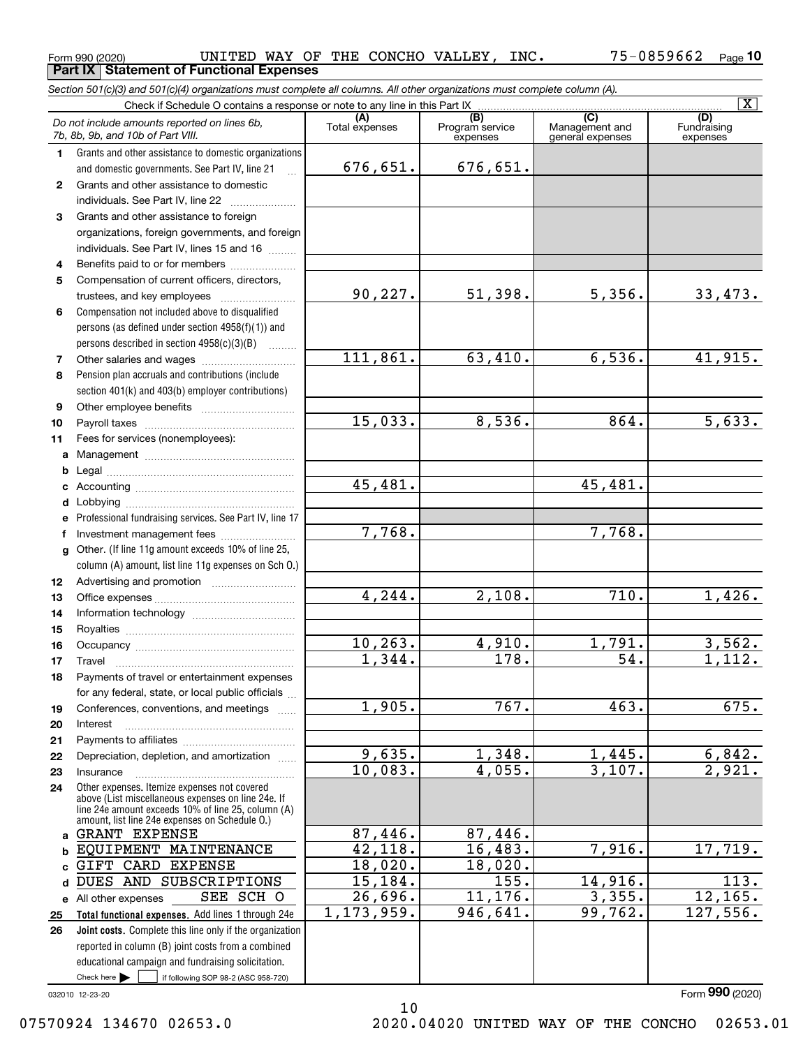Form 990 (2020) UNITED WAY OF THE CONCHO VALLEY, INC. 75-0859662 Page **10**

## Part IX Statement of Functional Expenses

*Section 501(c)(3) and 501(c)(4) organizations must complete all columns. All other organizations must complete column (A).*

Check if Schedule O contains a response or note to any line in this Part IX [X]

| *Do not include amounts reported on lines 6b, 7b, 8b, 9b, and 10b of Part VIII.* | (A) Total expenses | (B) Program service expenses | (C) Management and general expenses | (D) Fundraising expenses |
|---|---|---|---|---|
| **1** Grants and other assistance to domestic organizations and domestic governments. See Part IV, line 21 | 676,651. | 676,651. | | |
| **2** Grants and other assistance to domestic individuals. See Part IV, line 22 | | | | |
| **3** Grants and other assistance to foreign organizations, foreign governments, and foreign individuals. See Part IV, lines 15 and 16 | | | | |
| **4** Benefits paid to or for members | | | | |
| **5** Compensation of current officers, directors, trustees, and key employees | 90,227. | 51,398. | 5,356. | 33,473. |
| **6** Compensation not included above to disqualified persons (as defined under section 4958(f)(1)) and persons described in section 4958(c)(3)(B) | | | | |
| **7** Other salaries and wages | 111,861. | 63,410. | 6,536. | 41,915. |
| **8** Pension plan accruals and contributions (include section 401(k) and 403(b) employer contributions) | | | | |
| **9** Other employee benefits | | | | |
| **10** Payroll taxes | 15,033. | 8,536. | 864. | 5,633. |
| **11** Fees for services (nonemployees): | | | | |
| **a** Management | | | | |
| **b** Legal | | | | |
| **c** Accounting | 45,481. | | 45,481. | |
| **d** Lobbying | | | | |
| **e** Professional fundraising services. See Part IV, line 17 | | | | |
| **f** Investment management fees | 7,768. | | 7,768. | |
| **g** Other. (If line 11g amount exceeds 10% of line 25, column (A) amount, list line 11g expenses on Sch O.) | | | | |
| **12** Advertising and promotion | | | | |
| **13** Office expenses | 4,244. | 2,108. | 710. | 1,426. |
| **14** Information technology | | | | |
| **15** Royalties | | | | |
| **16** Occupancy | 10,263. | 4,910. | 1,791. | 3,562. |
| **17** Travel | 1,344. | 178. | 54. | 1,112. |
| **18** Payments of travel or entertainment expenses for any federal, state, or local public officials | | | | |
| **19** Conferences, conventions, and meetings | 1,905. | 767. | 463. | 675. |
| **20** Interest | | | | |
| **21** Payments to affiliates | | | | |
| **22** Depreciation, depletion, and amortization | 9,635. | 1,348. | 1,445. | 6,842. |
| **23** Insurance | 10,083. | 4,055. | 3,107. | 2,921. |
| **24** Other expenses. Itemize expenses not covered above (List miscellaneous expenses on line 24e. If line 24e amount exceeds 10% of line 25, column (A) amount, list line 24e expenses on Schedule O.) | | | | |
| **a** GRANT EXPENSE | 87,446. | 87,446. | | |
| **b** EQUIPMENT MAINTENANCE | 42,118. | 16,483. | 7,916. | 17,719. |
| **c** GIFT CARD EXPENSE | 18,020. | 18,020. | | |
| **d** DUES AND SUBSCRIPTIONS | 15,184. | 155. | 14,916. | 113. |
| **e** All other expenses SEE SCH O | 26,696. | 11,176. | 3,355. | 12,165. |
| **25 Total functional expenses.** Add lines 1 through 24e | 1,173,959. | 946,641. | 99,762. | 127,556. |
| **26 Joint costs.** Complete this line only if the organization reported in column (B) joint costs from a combined educational campaign and fundraising solicitation. Check here [ ] if following SOP 98-2 (ASC 958-720) | | | | |

032010 12-23-20

Form **990** (2020)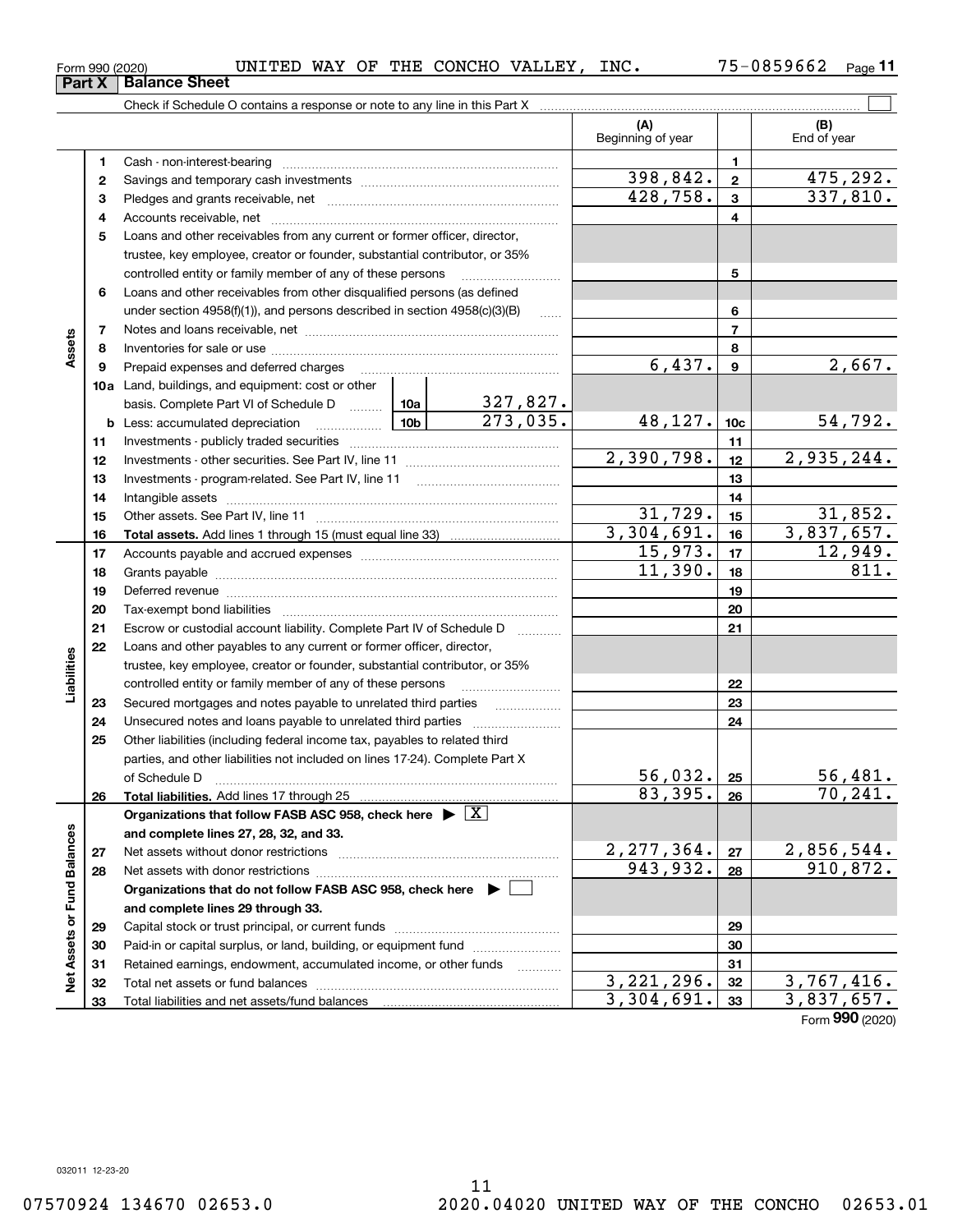Form 990 (2020) UNITED WAY OF THE CONCHO VALLEY, INC. 75-0859662 Page 11

## Part X Balance Sheet

Check if Schedule O contains a response or note to any line in this Part X

| | | | | (A) Beginning of year | | (B) End of year |
|---|---|---|---|---|---|---|
| Assets | 1 | Cash - non-interest-bearing | | | 1 | |
| | 2 | Savings and temporary cash investments | | 398,842. | 2 | 475,292. |
| | 3 | Pledges and grants receivable, net | | 428,758. | 3 | 337,810. |
| | 4 | Accounts receivable, net | | | 4 | |
| | 5 | Loans and other receivables from any current or former officer, director, trustee, key employee, creator or founder, substantial contributor, or 35% controlled entity or family member of any of these persons | | | 5 | |
| | 6 | Loans and other receivables from other disqualified persons (as defined under section 4958(f)(1)), and persons described in section 4958(c)(3)(B) | | | 6 | |
| | 7 | Notes and loans receivable, net | | | 7 | |
| | 8 | Inventories for sale or use | | | 8 | |
| | 9 | Prepaid expenses and deferred charges | | 6,437. | 9 | 2,667. |
| | 10a | Land, buildings, and equipment: cost or other basis. Complete Part VI of Schedule D | 10a 327,827. | | | |
| | b | Less: accumulated depreciation | 10b 273,035. | 48,127. | 10c | 54,792. |
| | 11 | Investments - publicly traded securities | | | 11 | |
| | 12 | Investments - other securities. See Part IV, line 11 | | 2,390,798. | 12 | 2,935,244. |
| | 13 | Investments - program-related. See Part IV, line 11 | | | 13 | |
| | 14 | Intangible assets | | | 14 | |
| | 15 | Other assets. See Part IV, line 11 | | 31,729. | 15 | 31,852. |
| | 16 | **Total assets.** Add lines 1 through 15 (must equal line 33) | | 3,304,691. | 16 | 3,837,657. |
| Liabilities | 17 | Accounts payable and accrued expenses | | 15,973. | 17 | 12,949. |
| | 18 | Grants payable | | 11,390. | 18 | 811. |
| | 19 | Deferred revenue | | | 19 | |
| | 20 | Tax-exempt bond liabilities | | | 20 | |
| | 21 | Escrow or custodial account liability. Complete Part IV of Schedule D | | | 21 | |
| | 22 | Loans and other payables to any current or former officer, director, trustee, key employee, creator or founder, substantial contributor, or 35% controlled entity or family member of any of these persons | | | 22 | |
| | 23 | Secured mortgages and notes payable to unrelated third parties | | | 23 | |
| | 24 | Unsecured notes and loans payable to unrelated third parties | | | 24 | |
| | 25 | Other liabilities (including federal income tax, payables to related third parties, and other liabilities not included on lines 17-24). Complete Part X of Schedule D | | 56,032. | 25 | 56,481. |
| | 26 | **Total liabilities.** Add lines 17 through 25 | | 83,395. | 26 | 70,241. |
| Net Assets or Fund Balances | | **Organizations that follow FASB ASC 958, check here ▶ [X] and complete lines 27, 28, 32, and 33.** | | | | |
| | 27 | Net assets without donor restrictions | | 2,277,364. | 27 | 2,856,544. |
| | 28 | Net assets with donor restrictions | | 943,932. | 28 | 910,872. |
| | | **Organizations that do not follow FASB ASC 958, check here ▶ [ ] and complete lines 29 through 33.** | | | | |
| | 29 | Capital stock or trust principal, or current funds | | | 29 | |
| | 30 | Paid-in or capital surplus, or land, building, or equipment fund | | | 30 | |
| | 31 | Retained earnings, endowment, accumulated income, or other funds | | | 31 | |
| | 32 | Total net assets or fund balances | | 3,221,296. | 32 | 3,767,416. |
| | 33 | Total liabilities and net assets/fund balances | | 3,304,691. | 33 | 3,837,657. |

Form 990 (2020)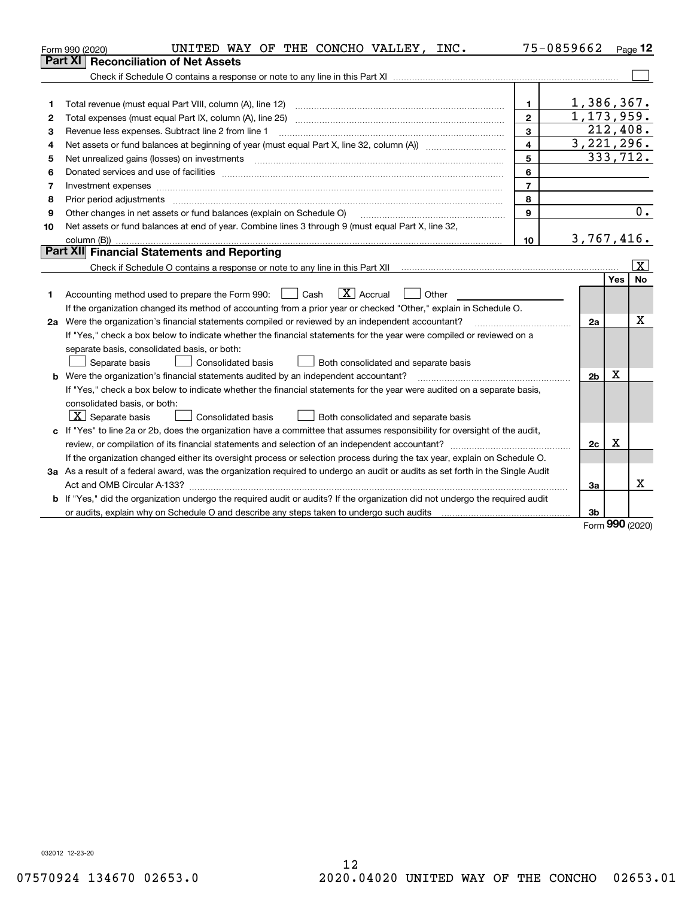Form 990 (2020) UNITED WAY OF THE CONCHO VALLEY, INC. 75-0859662 Page 12

## Part XI Reconciliation of Net Assets

Check if Schedule O contains a response or note to any line in this Part XI ☐

| | | | |
|---|---|---|---|
| 1 | Total revenue (must equal Part VIII, column (A), line 12) | 1 | 1,386,367. |
| 2 | Total expenses (must equal Part IX, column (A), line 25) | 2 | 1,173,959. |
| 3 | Revenue less expenses. Subtract line 2 from line 1 | 3 | 212,408. |
| 4 | Net assets or fund balances at beginning of year (must equal Part X, line 32, column (A)) | 4 | 3,221,296. |
| 5 | Net unrealized gains (losses) on investments | 5 | 333,712. |
| 6 | Donated services and use of facilities | 6 | |
| 7 | Investment expenses | 7 | |
| 8 | Prior period adjustments | 8 | |
| 9 | Other changes in net assets or fund balances (explain on Schedule O) | 9 | 0. |
| 10 | Net assets or fund balances at end of year. Combine lines 3 through 9 (must equal Part X, line 32, column (B)) | 10 | 3,767,416. |

## Part XII Financial Statements and Reporting

Check if Schedule O contains a response or note to any line in this Part XII ☒

| | | | Yes | No |
|---|---|---|---|---|
| 1 | Accounting method used to prepare the Form 990: ☐ Cash ☒ Accrual ☐ Other<br>If the organization changed its method of accounting from a prior year or checked "Other," explain in Schedule O. | | | |
| 2a | Were the organization's financial statements compiled or reviewed by an independent accountant?<br>If "Yes," check a box below to indicate whether the financial statements for the year were compiled or reviewed on a separate basis, consolidated basis, or both:<br>☐ Separate basis ☐ Consolidated basis ☐ Both consolidated and separate basis | 2a | | X |
| b | Were the organization's financial statements audited by an independent accountant?<br>If "Yes," check a box below to indicate whether the financial statements for the year were audited on a separate basis, consolidated basis, or both:<br>☒ Separate basis ☐ Consolidated basis ☐ Both consolidated and separate basis | 2b | X | |
| c | If "Yes" to line 2a or 2b, does the organization have a committee that assumes responsibility for oversight of the audit, review, or compilation of its financial statements and selection of an independent accountant?<br>If the organization changed either its oversight process or selection process during the tax year, explain on Schedule O. | 2c | X | |
| 3a | As a result of a federal award, was the organization required to undergo an audit or audits as set forth in the Single Audit Act and OMB Circular A-133? | 3a | | X |
| b | If "Yes," did the organization undergo the required audit or audits? If the organization did not undergo the required audit or audits, explain why on Schedule O and describe any steps taken to undergo such audits | 3b | | |

Form 990 (2020)

032012 12-23-20

07570924 134670 02653.0 2020.04020 UNITED WAY OF THE CONCHO 02653.01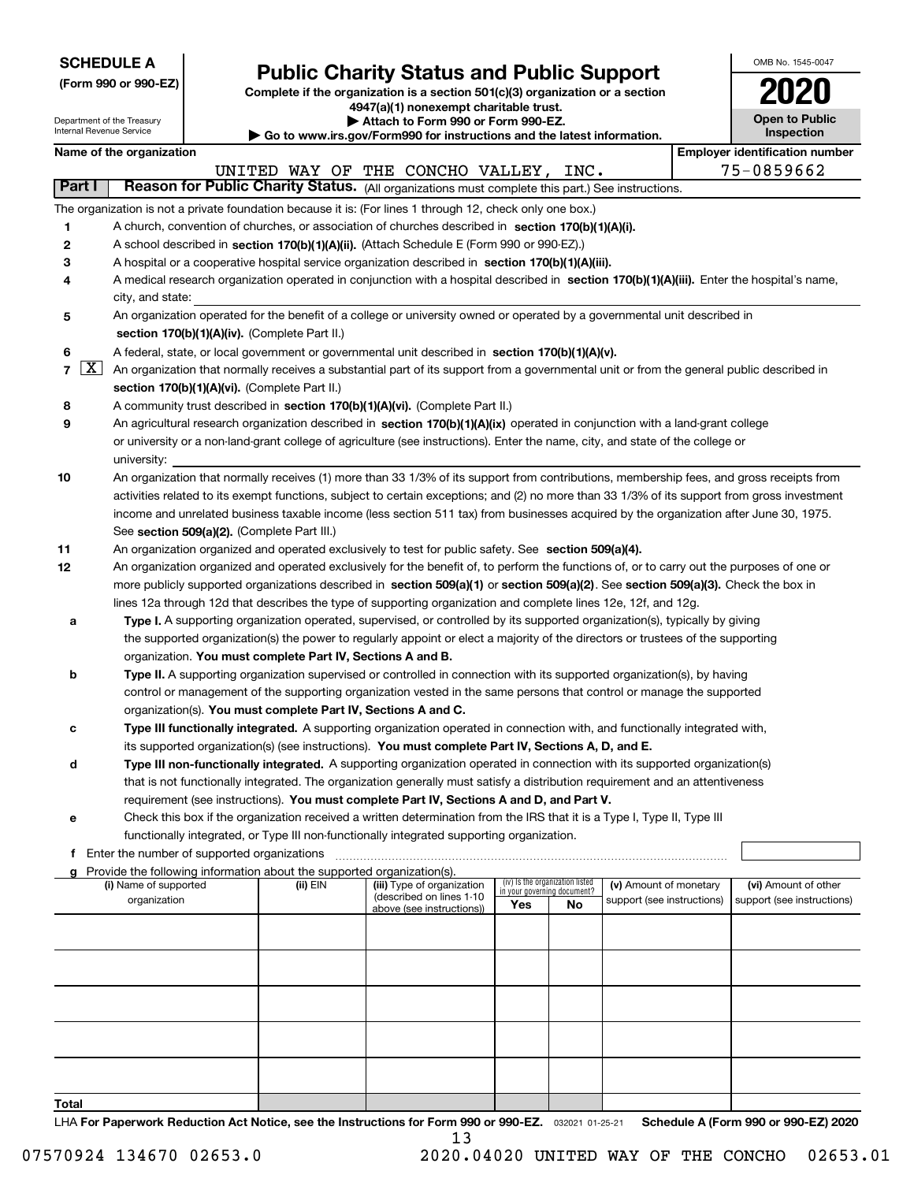**SCHEDULE A**
**(Form 990 or 990-EZ)**

Department of the Treasury
Internal Revenue Service

# Public Charity Status and Public Support

**Complete if the organization is a section 501(c)(3) organization or a section 4947(a)(1) nonexempt charitable trust.**
**▶ Attach to Form 990 or Form 990-EZ.**
**▶ Go to www.irs.gov/Form990 for instructions and the latest information.**

OMB No. 1545-0047

**2020**

**Open to Public Inspection**

**Name of the organization:** UNITED WAY OF THE CONCHO VALLEY, INC.

**Employer identification number:** 75-0859662

## Part I — Reason for Public Charity Status. (All organizations must complete this part.) See instructions.

The organization is not a private foundation because it is: (For lines 1 through 12, check only one box.)

1. [ ] A church, convention of churches, or association of churches described in **section 170(b)(1)(A)(i).**
2. [ ] A school described in **section 170(b)(1)(A)(ii).** (Attach Schedule E (Form 990 or 990-EZ).)
3. [ ] A hospital or a cooperative hospital service organization described in **section 170(b)(1)(A)(iii).**
4. [ ] A medical research organization operated in conjunction with a hospital described in **section 170(b)(1)(A)(iii).** Enter the hospital's name, city, and state: ______
5. [ ] An organization operated for the benefit of a college or university owned or operated by a governmental unit described in **section 170(b)(1)(A)(iv).** (Complete Part II.)
6. [ ] A federal, state, or local government or governmental unit described in **section 170(b)(1)(A)(v).**
7. [X] An organization that normally receives a substantial part of its support from a governmental unit or from the general public described in **section 170(b)(1)(A)(vi).** (Complete Part II.)
8. [ ] A community trust described in **section 170(b)(1)(A)(vi).** (Complete Part II.)
9. [ ] An agricultural research organization described in **section 170(b)(1)(A)(ix)** operated in conjunction with a land-grant college or university or a non-land-grant college of agriculture (see instructions). Enter the name, city, and state of the college or university: ______
10. [ ] An organization that normally receives (1) more than 33 1/3% of its support from contributions, membership fees, and gross receipts from activities related to its exempt functions, subject to certain exceptions; and (2) no more than 33 1/3% of its support from gross investment income and unrelated business taxable income (less section 511 tax) from businesses acquired by the organization after June 30, 1975. See **section 509(a)(2).** (Complete Part III.)
11. [ ] An organization organized and operated exclusively to test for public safety. See **section 509(a)(4).**
12. [ ] An organization organized and operated exclusively for the benefit of, to perform the functions of, or to carry out the purposes of one or more publicly supported organizations described in **section 509(a)(1)** or **section 509(a)(2)**. See **section 509(a)(3).** Check the box in lines 12a through 12d that describes the type of supporting organization and complete lines 12e, 12f, and 12g.
   - **a** [ ] **Type I.** A supporting organization operated, supervised, or controlled by its supported organization(s), typically by giving the supported organization(s) the power to regularly appoint or elect a majority of the directors or trustees of the supporting organization. **You must complete Part IV, Sections A and B.**
   - **b** [ ] **Type II.** A supporting organization supervised or controlled in connection with its supported organization(s), by having control or management of the supporting organization vested in the same persons that control or manage the supported organization(s). **You must complete Part IV, Sections A and C.**
   - **c** [ ] **Type III functionally integrated.** A supporting organization operated in connection with, and functionally integrated with, its supported organization(s) (see instructions). **You must complete Part IV, Sections A, D, and E.**
   - **d** [ ] **Type III non-functionally integrated.** A supporting organization operated in connection with its supported organization(s) that is not functionally integrated. The organization generally must satisfy a distribution requirement and an attentiveness requirement (see instructions). **You must complete Part IV, Sections A and D, and Part V.**
   - **e** [ ] Check this box if the organization received a written determination from the IRS that it is a Type I, Type II, Type III functionally integrated, or Type III non-functionally integrated supporting organization.
   - **f** Enter the number of supported organizations ______
   - **g** Provide the following information about the supported organization(s).

| (i) Name of supported organization | (ii) EIN | (iii) Type of organization (described on lines 1-10 above (see instructions)) | (iv) Is the organization listed in your governing document? Yes | No | (v) Amount of monetary support (see instructions) | (vi) Amount of other support (see instructions) |
|---|---|---|---|---|---|---|
| | | | | | | |
| | | | | | | |
| | | | | | | |
| | | | | | | |
| | | | | | | |
| **Total** | | | | | | |

LHA **For Paperwork Reduction Act Notice, see the Instructions for Form 990 or 990-EZ.** 032021 01-25-21 **Schedule A (Form 990 or 990-EZ) 2020**

07570924 134670 02653.0 2020.04020 UNITED WAY OF THE CONCHO 02653.01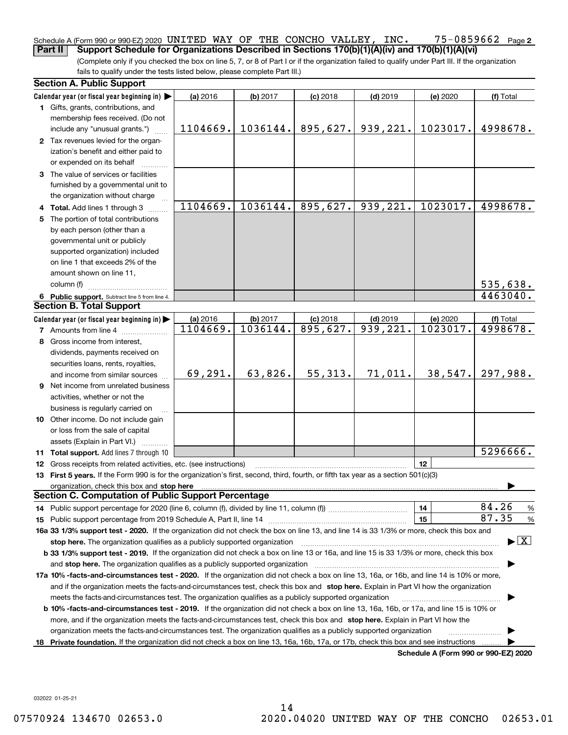Schedule A (Form 990 or 990-EZ) 2020 UNITED WAY OF THE CONCHO VALLEY, INC. 75-0859662 Page 2

**Part II Support Schedule for Organizations Described in Sections 170(b)(1)(A)(iv) and 170(b)(1)(A)(vi)**

(Complete only if you checked the box on line 5, 7, or 8 of Part I or if the organization failed to qualify under Part III. If the organization fails to qualify under the tests listed below, please complete Part III.)

## Section A. Public Support

| Calendar year (or fiscal year beginning in) ▶ | (a) 2016 | (b) 2017 | (c) 2018 | (d) 2019 | (e) 2020 | (f) Total |
|---|---|---|---|---|---|---|
| **1** Gifts, grants, contributions, and membership fees received. (Do not include any "unusual grants.") | 1104669. | 1036144. | 895,627. | 939,221. | 1023017. | 4998678. |
| **2** Tax revenues levied for the organization's benefit and either paid to or expended on its behalf | | | | | | |
| **3** The value of services or facilities furnished by a governmental unit to the organization without charge | | | | | | |
| **4 Total.** Add lines 1 through 3 | 1104669. | 1036144. | 895,627. | 939,221. | 1023017. | 4998678. |
| **5** The portion of total contributions by each person (other than a governmental unit or publicly supported organization) included on line 1 that exceeds 2% of the amount shown on line 11, column (f) | | | | | | 535,638. |
| **6 Public support.** Subtract line 5 from line 4. | | | | | | 4463040. |

## Section B. Total Support

| Calendar year (or fiscal year beginning in) ▶ | (a) 2016 | (b) 2017 | (c) 2018 | (d) 2019 | (e) 2020 | (f) Total |
|---|---|---|---|---|---|---|
| **7** Amounts from line 4 | 1104669. | 1036144. | 895,627. | 939,221. | 1023017. | 4998678. |
| **8** Gross income from interest, dividends, payments received on securities loans, rents, royalties, and income from similar sources | 69,291. | 63,826. | 55,313. | 71,011. | 38,547. | 297,988. |
| **9** Net income from unrelated business activities, whether or not the business is regularly carried on | | | | | | |
| **10** Other income. Do not include gain or loss from the sale of capital assets (Explain in Part VI.) | | | | | | |
| **11 Total support.** Add lines 7 through 10 | | | | | | 5296666. |

**12** Gross receipts from related activities, etc. (see instructions) **12**

**13 First 5 years.** If the Form 990 is for the organization's first, second, third, fourth, or fifth tax year as a section 501(c)(3) organization, check this box and **stop here** ▶

## Section C. Computation of Public Support Percentage

**14** Public support percentage for 2020 (line 6, column (f), divided by line 11, column (f)) **14** 84.26 %

**15** Public support percentage from 2019 Schedule A, Part II, line 14 **15** 87.35 %

**16a 33 1/3% support test - 2020.** If the organization did not check the box on line 13, and line 14 is 33 1/3% or more, check this box and **stop here.** The organization qualifies as a publicly supported organization ▶ [X]

**b 33 1/3% support test - 2019.** If the organization did not check a box on line 13 or 16a, and line 15 is 33 1/3% or more, check this box and **stop here.** The organization qualifies as a publicly supported organization ▶

**17a 10% -facts-and-circumstances test - 2020.** If the organization did not check a box on line 13, 16a, or 16b, and line 14 is 10% or more, and if the organization meets the facts-and-circumstances test, check this box and **stop here.** Explain in Part VI how the organization meets the facts-and-circumstances test. The organization qualifies as a publicly supported organization ▶

**b 10% -facts-and-circumstances test - 2019.** If the organization did not check a box on line 13, 16a, 16b, or 17a, and line 15 is 10% or more, and if the organization meets the facts-and-circumstances test, check this box and **stop here.** Explain in Part VI how the organization meets the facts-and-circumstances test. The organization qualifies as a publicly supported organization ▶

**18 Private foundation.** If the organization did not check a box on line 13, 16a, 16b, 17a, or 17b, check this box and see instructions ▶

**Schedule A (Form 990 or 990-EZ) 2020**

032022 01-25-21

07570924 134670 02653.0 2020.04020 UNITED WAY OF THE CONCHO 02653.01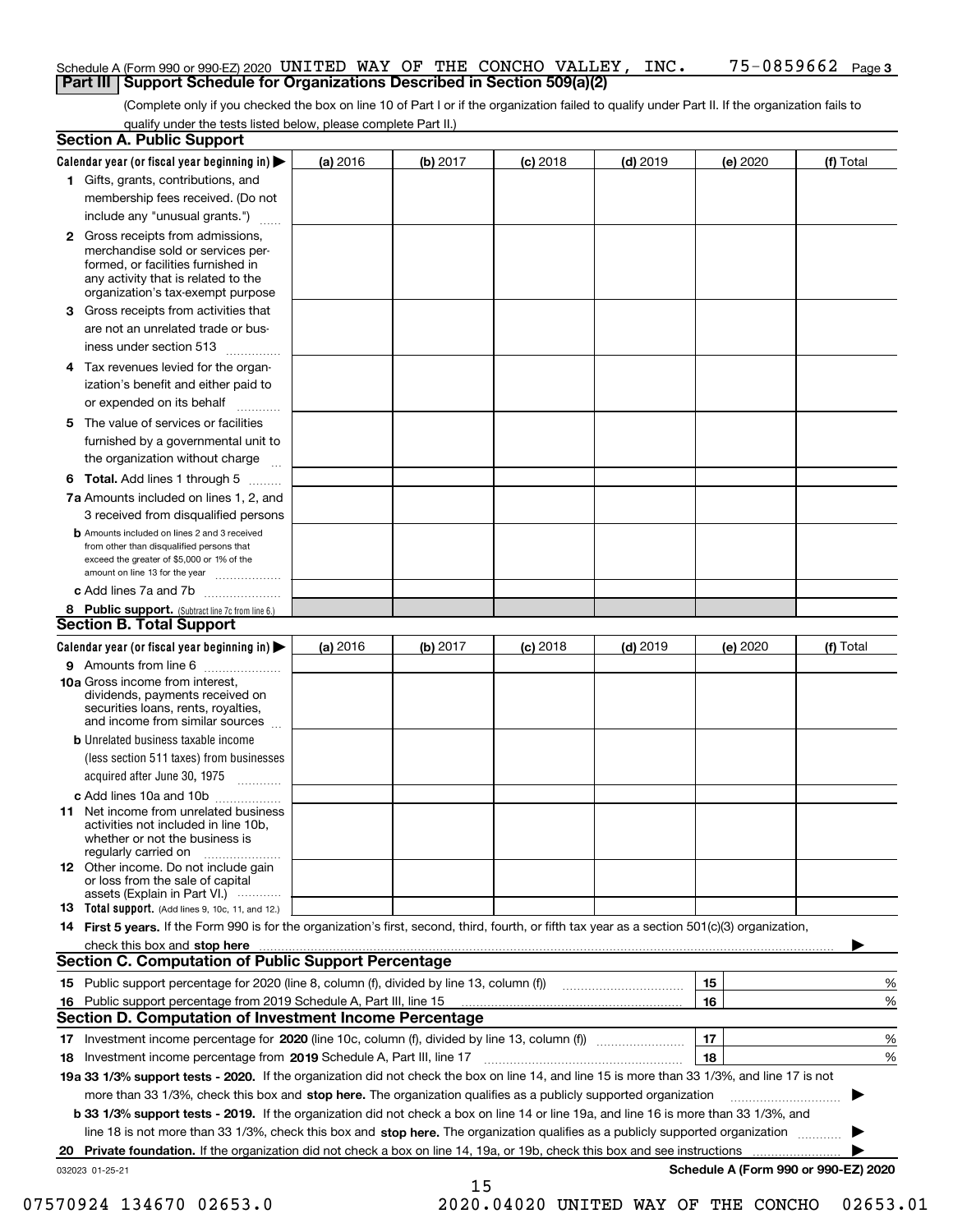Schedule A (Form 990 or 990-EZ) 2020 UNITED WAY OF THE CONCHO VALLEY, INC. 75-0859662 Page 3

## Part III Support Schedule for Organizations Described in Section 509(a)(2)

(Complete only if you checked the box on line 10 of Part I or if the organization failed to qualify under Part II. If the organization fails to qualify under the tests listed below, please complete Part II.)

### Section A. Public Support

| Calendar year (or fiscal year beginning in) ▶ | (a) 2016 | (b) 2017 | (c) 2018 | (d) 2019 | (e) 2020 | (f) Total |
|---|---|---|---|---|---|---|
| **1** Gifts, grants, contributions, and membership fees received. (Do not include any "unusual grants.") | | | | | | |
| **2** Gross receipts from admissions, merchandise sold or services performed, or facilities furnished in any activity that is related to the organization's tax-exempt purpose | | | | | | |
| **3** Gross receipts from activities that are not an unrelated trade or business under section 513 | | | | | | |
| **4** Tax revenues levied for the organization's benefit and either paid to or expended on its behalf | | | | | | |
| **5** The value of services or facilities furnished by a governmental unit to the organization without charge | | | | | | |
| **6 Total.** Add lines 1 through 5 | | | | | | |
| **7a** Amounts included on lines 1, 2, and 3 received from disqualified persons | | | | | | |
| **b** Amounts included on lines 2 and 3 received from other than disqualified persons that exceed the greater of $5,000 or 1% of the amount on line 13 for the year | | | | | | |
| **c** Add lines 7a and 7b | | | | | | |
| **8 Public support.** (Subtract line 7c from line 6.) | | | | | | |

### Section B. Total Support

| Calendar year (or fiscal year beginning in) ▶ | (a) 2016 | (b) 2017 | (c) 2018 | (d) 2019 | (e) 2020 | (f) Total |
|---|---|---|---|---|---|---|
| **9** Amounts from line 6 | | | | | | |
| **10a** Gross income from interest, dividends, payments received on securities loans, rents, royalties, and income from similar sources | | | | | | |
| **b** Unrelated business taxable income (less section 511 taxes) from businesses acquired after June 30, 1975 | | | | | | |
| **c** Add lines 10a and 10b | | | | | | |
| **11** Net income from unrelated business activities not included in line 10b, whether or not the business is regularly carried on | | | | | | |
| **12** Other income. Do not include gain or loss from the sale of capital assets (Explain in Part VI.) | | | | | | |
| **13 Total support.** (Add lines 9, 10c, 11, and 12.) | | | | | | |

**14 First 5 years.** If the Form 990 is for the organization's first, second, third, fourth, or fifth tax year as a section 501(c)(3) organization, check this box and **stop here** ▶

### Section C. Computation of Public Support Percentage

| | | | |
|---|---|---|---|
| **15** | Public support percentage for 2020 (line 8, column (f), divided by line 13, column (f)) | 15 | % |
| **16** | Public support percentage from 2019 Schedule A, Part III, line 15 | 16 | % |

### Section D. Computation of Investment Income Percentage

| | | | |
|---|---|---|---|
| **17** | Investment income percentage for **2020** (line 10c, column (f), divided by line 13, column (f)) | 17 | % |
| **18** | Investment income percentage from **2019** Schedule A, Part III, line 17 | 18 | % |

**19a 33 1/3% support tests - 2020.** If the organization did not check the box on line 14, and line 15 is more than 33 1/3%, and line 17 is not more than 33 1/3%, check this box and **stop here.** The organization qualifies as a publicly supported organization ▶

**b 33 1/3% support tests - 2019.** If the organization did not check a box on line 14 or line 19a, and line 16 is more than 33 1/3%, and line 18 is not more than 33 1/3%, check this box and **stop here.** The organization qualifies as a publicly supported organization ▶

**20 Private foundation.** If the organization did not check a box on line 14, 19a, or 19b, check this box and see instructions ▶

032023 01-25-21 **Schedule A (Form 990 or 990-EZ) 2020**

07570924 134670 02653.0 2020.04020 UNITED WAY OF THE CONCHO 02653.01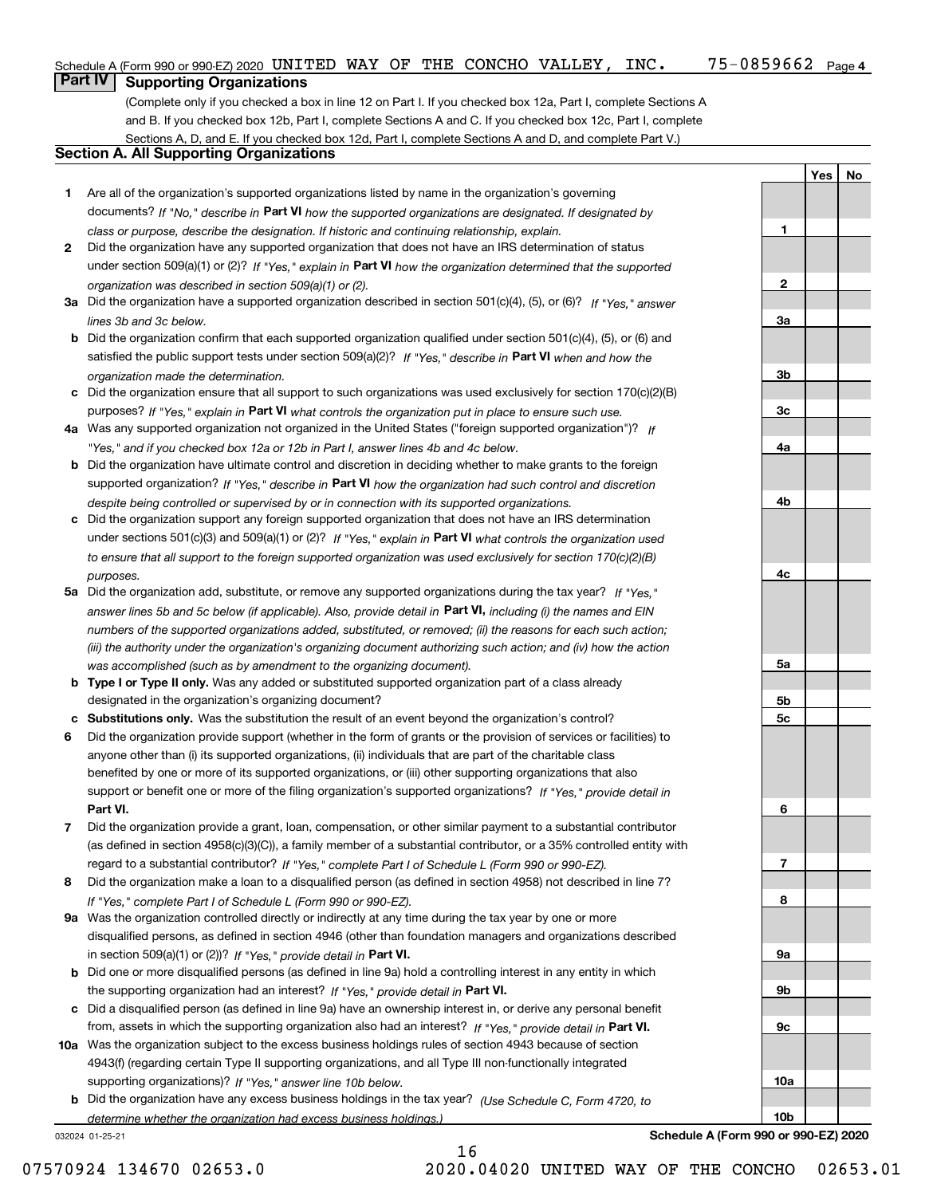Schedule A (Form 990 or 990-EZ) 2020 UNITED WAY OF THE CONCHO VALLEY, INC. 75-0859662 Page 4

## Part IV Supporting Organizations

(Complete only if you checked a box in line 12 on Part I. If you checked box 12a, Part I, complete Sections A and B. If you checked box 12b, Part I, complete Sections A and C. If you checked box 12c, Part I, complete Sections A, D, and E. If you checked box 12d, Part I, complete Sections A and D, and complete Part V.)

### Section A. All Supporting Organizations

| | | | Yes | No |
|---|---|---|---|---|
| **1** | Are all of the organization's supported organizations listed by name in the organization's governing documents? *If "No," describe in* **Part VI** *how the supported organizations are designated. If designated by class or purpose, describe the designation. If historic and continuing relationship, explain.* | 1 | | |
| **2** | Did the organization have any supported organization that does not have an IRS determination of status under section 509(a)(1) or (2)? *If "Yes," explain in* **Part VI** *how the organization determined that the supported organization was described in section 509(a)(1) or (2).* | 2 | | |
| **3a** | Did the organization have a supported organization described in section 501(c)(4), (5), or (6)? *If "Yes," answer lines 3b and 3c below.* | 3a | | |
| **b** | Did the organization confirm that each supported organization qualified under section 501(c)(4), (5), or (6) and satisfied the public support tests under section 509(a)(2)? *If "Yes," describe in* **Part VI** *when and how the organization made the determination.* | 3b | | |
| **c** | Did the organization ensure that all support to such organizations was used exclusively for section 170(c)(2)(B) purposes? *If "Yes," explain in* **Part VI** *what controls the organization put in place to ensure such use.* | 3c | | |
| **4a** | Was any supported organization not organized in the United States ("foreign supported organization")? *If "Yes," and if you checked box 12a or 12b in Part I, answer lines 4b and 4c below.* | 4a | | |
| **b** | Did the organization have ultimate control and discretion in deciding whether to make grants to the foreign supported organization? *If "Yes," describe in* **Part VI** *how the organization had such control and discretion despite being controlled or supervised by or in connection with its supported organizations.* | 4b | | |
| **c** | Did the organization support any foreign supported organization that does not have an IRS determination under sections 501(c)(3) and 509(a)(1) or (2)? *If "Yes," explain in* **Part VI** *what controls the organization used to ensure that all support to the foreign supported organization was used exclusively for section 170(c)(2)(B) purposes.* | 4c | | |
| **5a** | Did the organization add, substitute, or remove any supported organizations during the tax year? *If "Yes," answer lines 5b and 5c below (if applicable). Also, provide detail in* **Part VI,** *including (i) the names and EIN numbers of the supported organizations added, substituted, or removed; (ii) the reasons for each such action; (iii) the authority under the organization's organizing document authorizing such action; and (iv) how the action was accomplished (such as by amendment to the organizing document).* | 5a | | |
| **b** | **Type I or Type II only.** Was any added or substituted supported organization part of a class already designated in the organization's organizing document? | 5b | | |
| **c** | **Substitutions only.** Was the substitution the result of an event beyond the organization's control? | 5c | | |
| **6** | Did the organization provide support (whether in the form of grants or the provision of services or facilities) to anyone other than (i) its supported organizations, (ii) individuals that are part of the charitable class benefited by one or more of its supported organizations, or (iii) other supporting organizations that also support or benefit one or more of the filing organization's supported organizations? *If "Yes," provide detail in* **Part VI.** | 6 | | |
| **7** | Did the organization provide a grant, loan, compensation, or other similar payment to a substantial contributor (as defined in section 4958(c)(3)(C)), a family member of a substantial contributor, or a 35% controlled entity with regard to a substantial contributor? *If "Yes," complete Part I of Schedule L (Form 990 or 990-EZ).* | 7 | | |
| **8** | Did the organization make a loan to a disqualified person (as defined in section 4958) not described in line 7? *If "Yes," complete Part I of Schedule L (Form 990 or 990-EZ).* | 8 | | |
| **9a** | Was the organization controlled directly or indirectly at any time during the tax year by one or more disqualified persons, as defined in section 4946 (other than foundation managers and organizations described in section 509(a)(1) or (2))? *If "Yes," provide detail in* **Part VI.** | 9a | | |
| **b** | Did one or more disqualified persons (as defined in line 9a) hold a controlling interest in any entity in which the supporting organization had an interest? *If "Yes," provide detail in* **Part VI.** | 9b | | |
| **c** | Did a disqualified person (as defined in line 9a) have an ownership interest in, or derive any personal benefit from, assets in which the supporting organization also had an interest? *If "Yes," provide detail in* **Part VI.** | 9c | | |
| **10a** | Was the organization subject to the excess business holdings rules of section 4943 because of section 4943(f) (regarding certain Type II supporting organizations, and all Type III non-functionally integrated supporting organizations)? *If "Yes," answer line 10b below.* | 10a | | |
| **b** | Did the organization have any excess business holdings in the tax year? *(Use Schedule C, Form 4720, to determine whether the organization had excess business holdings.)* | 10b | | |

032024 01-25-21

**Schedule A (Form 990 or 990-EZ) 2020**

07570924 134670 02653.0 2020.04020 UNITED WAY OF THE CONCHO 02653.01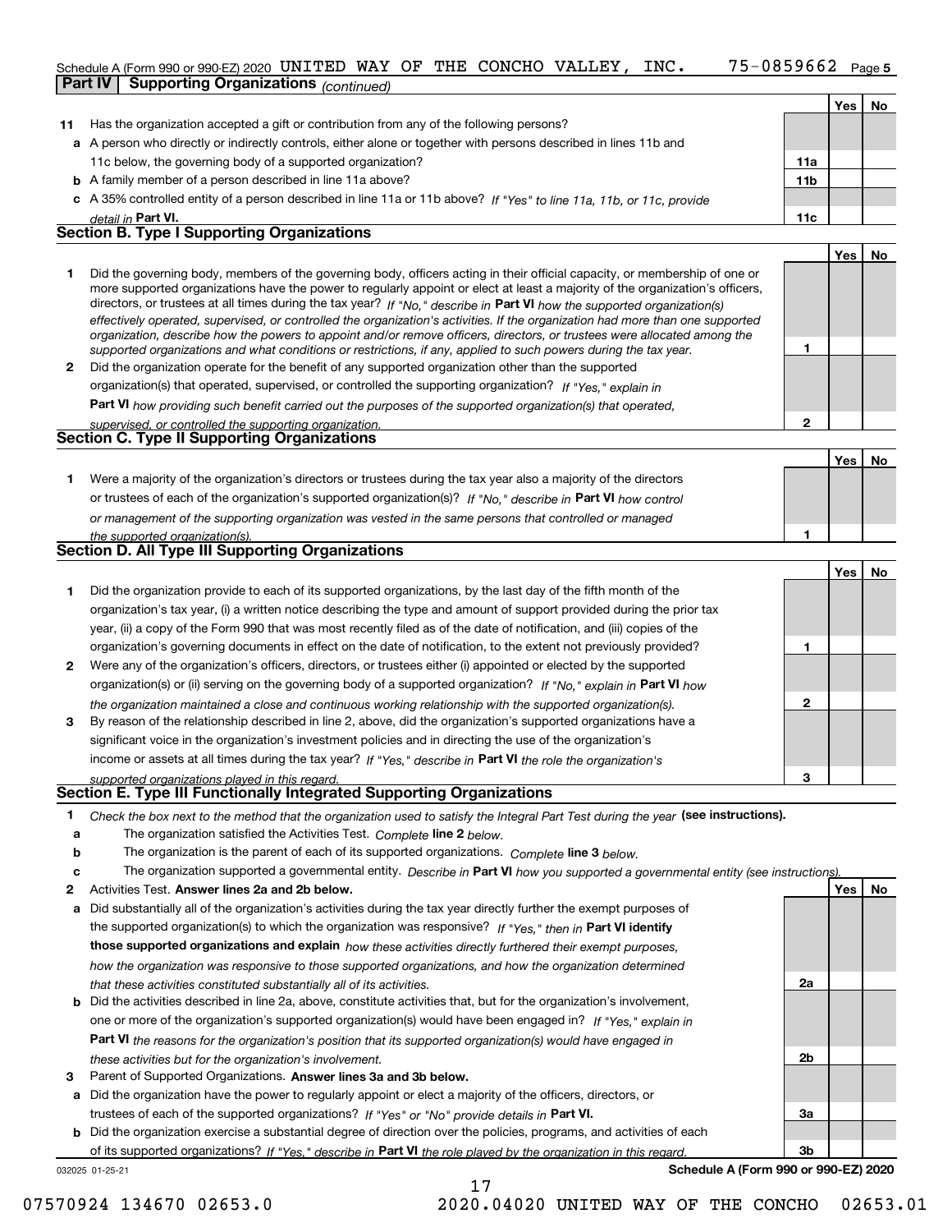Schedule A (Form 990 or 990-EZ) 2020 UNITED WAY OF THE CONCHO VALLEY, INC. 75-0859662 Page 5

**Part IV Supporting Organizations** *(continued)*

| | | | Yes | No |
|---|---|---|---|---|
| **11** | Has the organization accepted a gift or contribution from any of the following persons? | | | |
| **a** | A person who directly or indirectly controls, either alone or together with persons described in lines 11b and 11c below, the governing body of a supported organization? | **11a** | | |
| **b** | A family member of a person described in line 11a above? | **11b** | | |
| **c** | A 35% controlled entity of a person described in line 11a or 11b above? *If "Yes" to line 11a, 11b, or 11c, provide detail in* **Part VI.** | **11c** | | |

## Section B. Type I Supporting Organizations

| | | | Yes | No |
|---|---|---|---|---|
| **1** | Did the governing body, members of the governing body, officers acting in their official capacity, or membership of one or more supported organizations have the power to regularly appoint or elect at least a majority of the organization's officers, directors, or trustees at all times during the tax year? *If "No," describe in* **Part VI** *how the supported organization(s) effectively operated, supervised, or controlled the organization's activities. If the organization had more than one supported organization, describe how the powers to appoint and/or remove officers, directors, or trustees were allocated among the supported organizations and what conditions or restrictions, if any, applied to such powers during the tax year.* | **1** | | |
| **2** | Did the organization operate for the benefit of any supported organization other than the supported organization(s) that operated, supervised, or controlled the supporting organization? *If "Yes," explain in* **Part VI** *how providing such benefit carried out the purposes of the supported organization(s) that operated, supervised, or controlled the supporting organization.* | **2** | | |

## Section C. Type II Supporting Organizations

| | | | Yes | No |
|---|---|---|---|---|
| **1** | Were a majority of the organization's directors or trustees during the tax year also a majority of the directors or trustees of each of the organization's supported organization(s)? *If "No," describe in* **Part VI** *how control or management of the supporting organization was vested in the same persons that controlled or managed the supported organization(s).* | **1** | | |

## Section D. All Type III Supporting Organizations

| | | | Yes | No |
|---|---|---|---|---|
| **1** | Did the organization provide to each of its supported organizations, by the last day of the fifth month of the organization's tax year, (i) a written notice describing the type and amount of support provided during the prior tax year, (ii) a copy of the Form 990 that was most recently filed as of the date of notification, and (iii) copies of the organization's governing documents in effect on the date of notification, to the extent not previously provided? | **1** | | |
| **2** | Were any of the organization's officers, directors, or trustees either (i) appointed or elected by the supported organization(s) or (ii) serving on the governing body of a supported organization? *If "No," explain in* **Part VI** *how the organization maintained a close and continuous working relationship with the supported organization(s).* | **2** | | |
| **3** | By reason of the relationship described in line 2, above, did the organization's supported organizations have a significant voice in the organization's investment policies and in directing the use of the organization's income or assets at all times during the tax year? *If "Yes," describe in* **Part VI** *the role the organization's supported organizations played in this regard.* | **3** | | |

## Section E. Type III Functionally Integrated Supporting Organizations

**1** *Check the box next to the method that the organization used to satisfy the Integral Part Test during the year* **(see instructions).**

**a** ☐ The organization satisfied the Activities Test. *Complete* **line 2** *below.*

**b** ☐ The organization is the parent of each of its supported organizations. *Complete* **line 3** *below.*

**c** ☐ The organization supported a governmental entity. *Describe in* **Part VI** *how you supported a governmental entity (see instructions).*

| | | | Yes | No |
|---|---|---|---|---|
| **2** | Activities Test. **Answer lines 2a and 2b below.** | | | |
| **a** | Did substantially all of the organization's activities during the tax year directly further the exempt purposes of the supported organization(s) to which the organization was responsive? *If "Yes," then in* **Part VI identify those supported organizations and explain** *how these activities directly furthered their exempt purposes, how the organization was responsive to those supported organizations, and how the organization determined that these activities constituted substantially all of its activities.* | **2a** | | |
| **b** | Did the activities described in line 2a, above, constitute activities that, but for the organization's involvement, one or more of the organization's supported organization(s) would have been engaged in? *If "Yes," explain in* **Part VI** *the reasons for the organization's position that its supported organization(s) would have engaged in these activities but for the organization's involvement.* | **2b** | | |
| **3** | Parent of Supported Organizations. **Answer lines 3a and 3b below.** | | | |
| **a** | Did the organization have the power to regularly appoint or elect a majority of the officers, directors, or trustees of each of the supported organizations? *If "Yes" or "No" provide details in* **Part VI.** | **3a** | | |
| **b** | Did the organization exercise a substantial degree of direction over the policies, programs, and activities of each of its supported organizations? *If "Yes," describe in* **Part VI** *the role played by the organization in this regard.* | **3b** | | |

032025 01-25-21 **Schedule A (Form 990 or 990-EZ) 2020**

07570924 134670 02653.0 2020.04020 UNITED WAY OF THE CONCHO 02653.01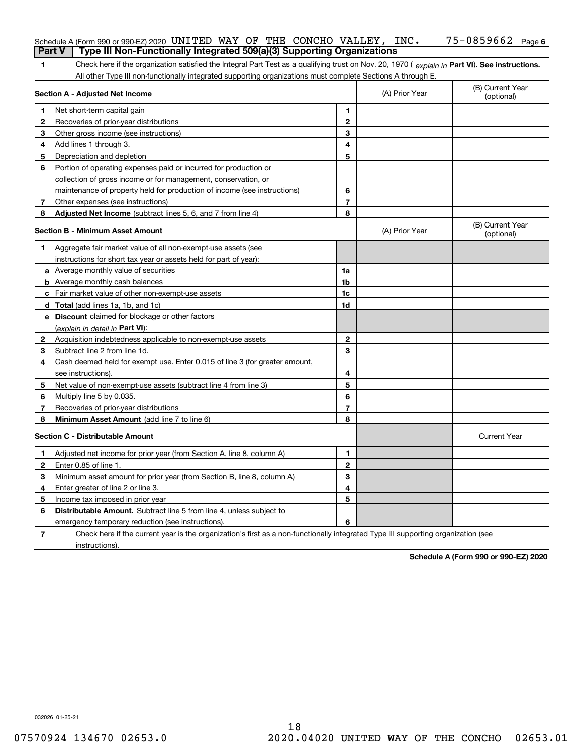Schedule A (Form 990 or 990-EZ) 2020 UNITED WAY OF THE CONCHO VALLEY, INC. 75-0859662 Page 6

## Part V | Type III Non-Functionally Integrated 509(a)(3) Supporting Organizations

1 Check here if the organization satisfied the Integral Part Test as a qualifying trust on Nov. 20, 1970 ( *explain in* **Part VI**). **See instructions.** All other Type III non-functionally integrated supporting organizations must complete Sections A through E.

| Section A - Adjusted Net Income | | | (A) Prior Year | (B) Current Year (optional) |
|---|---|---|---|---|
| 1 | Net short-term capital gain | 1 | | |
| 2 | Recoveries of prior-year distributions | 2 | | |
| 3 | Other gross income (see instructions) | 3 | | |
| 4 | Add lines 1 through 3. | 4 | | |
| 5 | Depreciation and depletion | 5 | | |
| 6 | Portion of operating expenses paid or incurred for production or collection of gross income or for management, conservation, or maintenance of property held for production of income (see instructions) | 6 | | |
| 7 | Other expenses (see instructions) | 7 | | |
| 8 | **Adjusted Net Income** (subtract lines 5, 6, and 7 from line 4) | 8 | | |

| Section B - Minimum Asset Amount | | | (A) Prior Year | (B) Current Year (optional) |
|---|---|---|---|---|
| 1 | Aggregate fair market value of all non-exempt-use assets (see instructions for short tax year or assets held for part of year): | | | |
| a | Average monthly value of securities | 1a | | |
| b | Average monthly cash balances | 1b | | |
| c | Fair market value of other non-exempt-use assets | 1c | | |
| d | **Total** (add lines 1a, 1b, and 1c) | 1d | | |
| e | **Discount** claimed for blockage or other factors (*explain in detail in* **Part VI**): | | | |
| 2 | Acquisition indebtedness applicable to non-exempt-use assets | 2 | | |
| 3 | Subtract line 2 from line 1d. | 3 | | |
| 4 | Cash deemed held for exempt use. Enter 0.015 of line 3 (for greater amount, see instructions). | 4 | | |
| 5 | Net value of non-exempt-use assets (subtract line 4 from line 3) | 5 | | |
| 6 | Multiply line 5 by 0.035. | 6 | | |
| 7 | Recoveries of prior-year distributions | 7 | | |
| 8 | **Minimum Asset Amount** (add line 7 to line 6) | 8 | | |

| Section C - Distributable Amount | | | | Current Year |
|---|---|---|---|---|
| 1 | Adjusted net income for prior year (from Section A, line 8, column A) | 1 | | |
| 2 | Enter 0.85 of line 1. | 2 | | |
| 3 | Minimum asset amount for prior year (from Section B, line 8, column A) | 3 | | |
| 4 | Enter greater of line 2 or line 3. | 4 | | |
| 5 | Income tax imposed in prior year | 5 | | |
| 6 | **Distributable Amount.** Subtract line 5 from line 4, unless subject to emergency temporary reduction (see instructions). | 6 | | |

7 Check here if the current year is the organization's first as a non-functionally integrated Type III supporting organization (see instructions).

**Schedule A (Form 990 or 990-EZ) 2020**

032026 01-25-21

07570924 134670 02653.0 2020.04020 UNITED WAY OF THE CONCHO 02653.01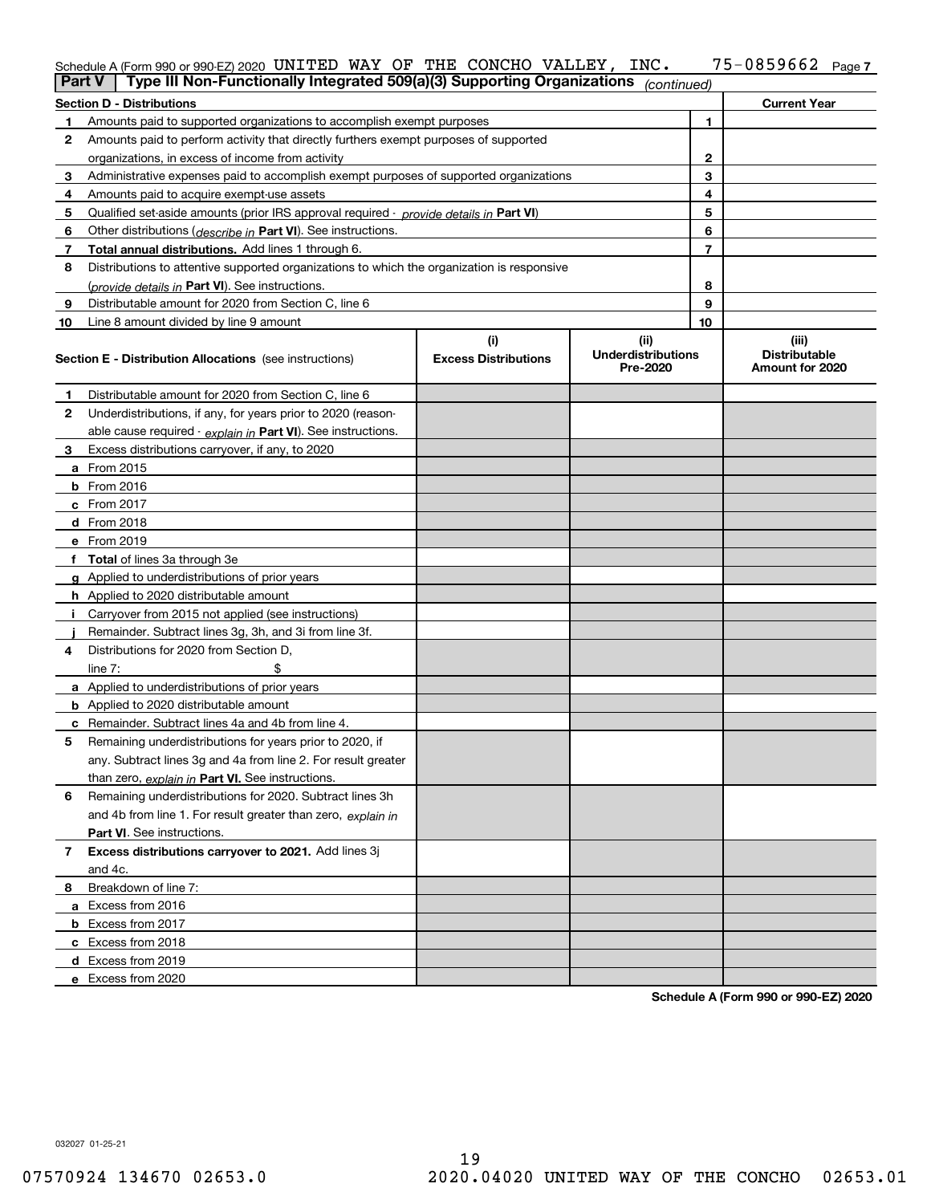Schedule A (Form 990 or 990-EZ) 2020 UNITED WAY OF THE CONCHO VALLEY, INC. 75-0859662 Page 7

**Part V | Type III Non-Functionally Integrated 509(a)(3) Supporting Organizations** *(continued)*

| **Section D - Distributions** | | | **Current Year** |
|---|---|---|---|
| 1 | Amounts paid to supported organizations to accomplish exempt purposes | 1 | |
| 2 | Amounts paid to perform activity that directly furthers exempt purposes of supported organizations, in excess of income from activity | 2 | |
| 3 | Administrative expenses paid to accomplish exempt purposes of supported organizations | 3 | |
| 4 | Amounts paid to acquire exempt-use assets | 4 | |
| 5 | Qualified set-aside amounts (prior IRS approval required - *provide details in* **Part VI**) | 5 | |
| 6 | Other distributions (*describe in* **Part VI**). See instructions. | 6 | |
| 7 | **Total annual distributions.** Add lines 1 through 6. | 7 | |
| 8 | Distributions to attentive supported organizations to which the organization is responsive (*provide details in* **Part VI**). See instructions. | 8 | |
| 9 | Distributable amount for 2020 from Section C, line 6 | 9 | |
| 10 | Line 8 amount divided by line 9 amount | 10 | |

| **Section E - Distribution Allocations** (see instructions) | (i) **Excess Distributions** | (ii) **Underdistributions Pre-2020** | (iii) **Distributable Amount for 2020** |
|---|---|---|---|
| **1** Distributable amount for 2020 from Section C, line 6 | | | |
| **2** Underdistributions, if any, for years prior to 2020 (reasonable cause required - *explain in* **Part VI**). See instructions. | | | |
| **3** Excess distributions carryover, if any, to 2020 | | | |
| **a** From 2015 | | | |
| **b** From 2016 | | | |
| **c** From 2017 | | | |
| **d** From 2018 | | | |
| **e** From 2019 | | | |
| **f** **Total** of lines 3a through 3e | | | |
| **g** Applied to underdistributions of prior years | | | |
| **h** Applied to 2020 distributable amount | | | |
| **i** Carryover from 2015 not applied (see instructions) | | | |
| **j** Remainder. Subtract lines 3g, 3h, and 3i from line 3f. | | | |
| **4** Distributions for 2020 from Section D, line 7: $ | | | |
| **a** Applied to underdistributions of prior years | | | |
| **b** Applied to 2020 distributable amount | | | |
| **c** Remainder. Subtract lines 4a and 4b from line 4. | | | |
| **5** Remaining underdistributions for years prior to 2020, if any. Subtract lines 3g and 4a from line 2. For result greater than zero, *explain in* **Part VI.** See instructions. | | | |
| **6** Remaining underdistributions for 2020. Subtract lines 3h and 4b from line 1. For result greater than zero, *explain in* **Part VI**. See instructions. | | | |
| **7** **Excess distributions carryover to 2021.** Add lines 3j and 4c. | | | |
| **8** Breakdown of line 7: | | | |
| **a** Excess from 2016 | | | |
| **b** Excess from 2017 | | | |
| **c** Excess from 2018 | | | |
| **d** Excess from 2019 | | | |
| **e** Excess from 2020 | | | |

**Schedule A (Form 990 or 990-EZ) 2020**

032027 01-25-21

07570924 134670 02653.0 2020.04020 UNITED WAY OF THE CONCHO 02653.01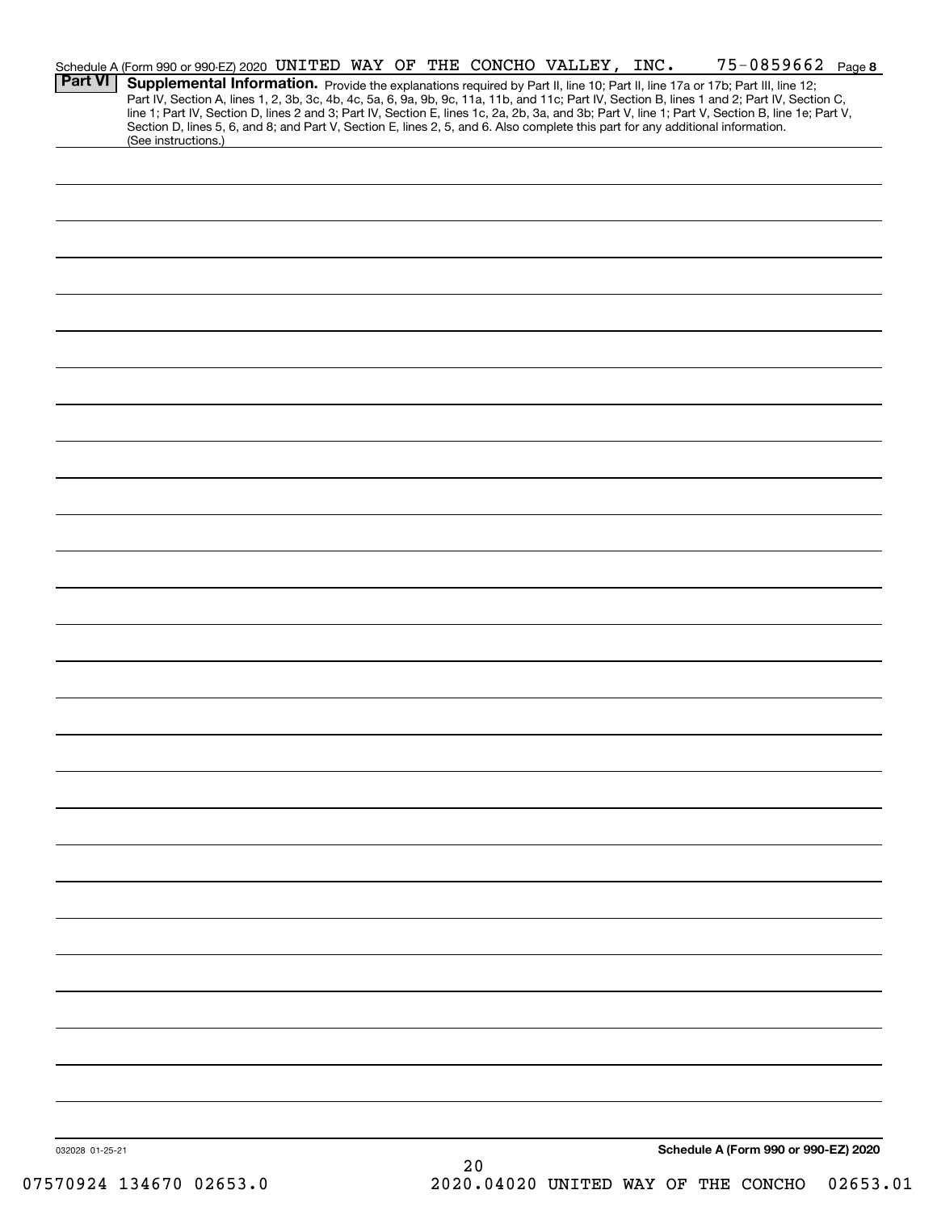Schedule A (Form 990 or 990-EZ) 2020 UNITED WAY OF THE CONCHO VALLEY, INC. 75-0859662 Page 8

**Part VI** **Supplemental Information.** Provide the explanations required by Part II, line 10; Part II, line 17a or 17b; Part III, line 12; Part IV, Section A, lines 1, 2, 3b, 3c, 4b, 4c, 5a, 6, 9a, 9b, 9c, 11a, 11b, and 11c; Part IV, Section B, lines 1 and 2; Part IV, Section C, line 1; Part IV, Section D, lines 2 and 3; Part IV, Section E, lines 1c, 2a, 2b, 3a, and 3b; Part V, line 1; Part V, Section B, line 1e; Part V, Section D, lines 5, 6, and 8; and Part V, Section E, lines 2, 5, and 6. Also complete this part for any additional information. (See instructions.)

032028 01-25-21

**Schedule A (Form 990 or 990-EZ) 2020**

07570924 134670 02653.0 2020.04020 UNITED WAY OF THE CONCHO 02653.01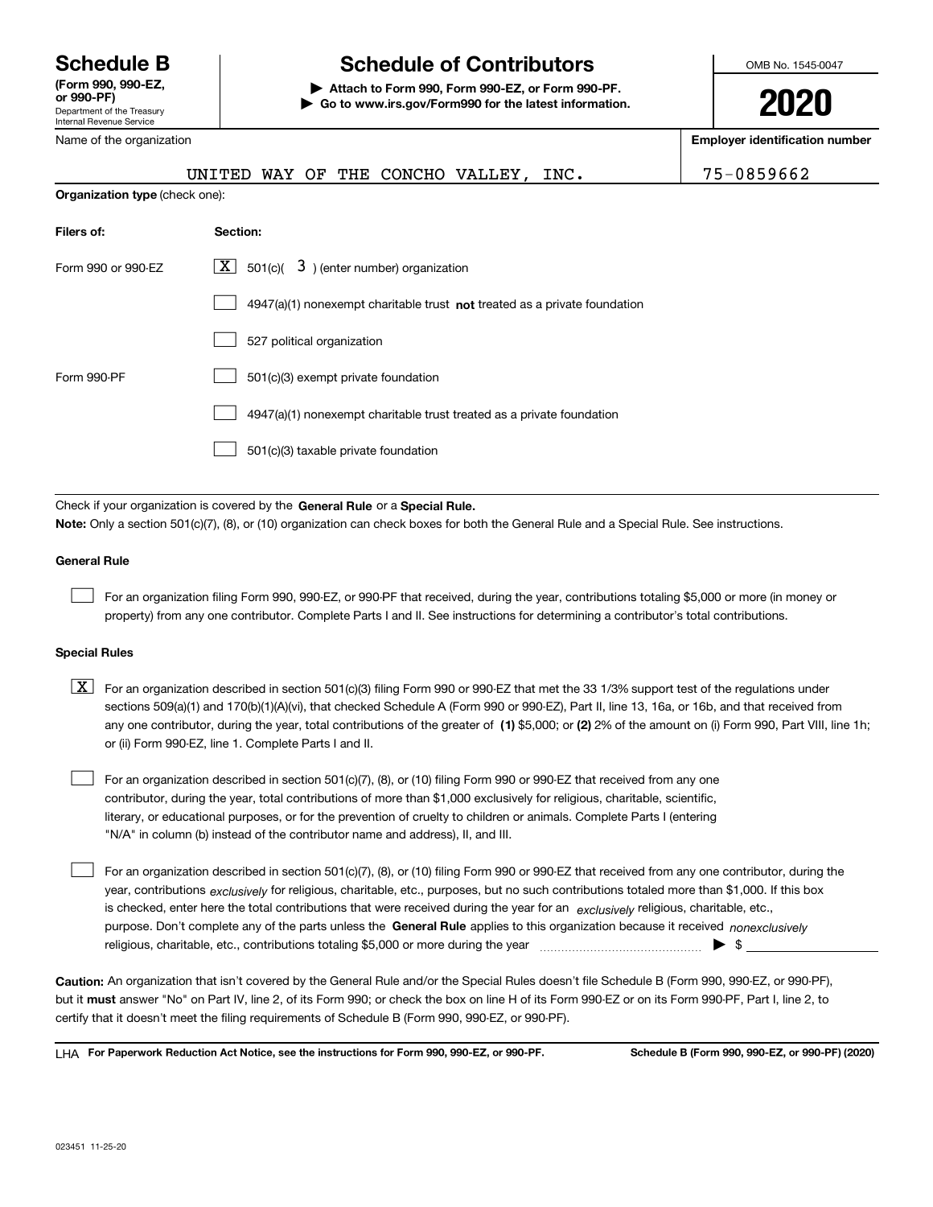**Schedule B**
**(Form 990, 990-EZ, or 990-PF)**
Department of the Treasury
Internal Revenue Service

# Schedule of Contributors

**▶ Attach to Form 990, Form 990-EZ, or Form 990-PF.**
**▶ Go to www.irs.gov/Form990 for the latest information.**

OMB No. 1545-0047

**2020**

Name of the organization: UNITED WAY OF THE CONCHO VALLEY, INC.

**Employer identification number**: 75-0859662

**Organization type** (check one):

| **Filers of:** | **Section:** |
|---|---|
| Form 990 or 990-EZ | [X] 501(c)( 3 ) (enter number) organization |
| | [ ] 4947(a)(1) nonexempt charitable trust **not** treated as a private foundation |
| | [ ] 527 political organization |
| Form 990-PF | [ ] 501(c)(3) exempt private foundation |
| | [ ] 4947(a)(1) nonexempt charitable trust treated as a private foundation |
| | [ ] 501(c)(3) taxable private foundation |

Check if your organization is covered by the **General Rule** or a **Special Rule.**

**Note:** Only a section 501(c)(7), (8), or (10) organization can check boxes for both the General Rule and a Special Rule. See instructions.

### General Rule

[ ] For an organization filing Form 990, 990-EZ, or 990-PF that received, during the year, contributions totaling $5,000 or more (in money or property) from any one contributor. Complete Parts I and II. See instructions for determining a contributor's total contributions.

### Special Rules

[X] For an organization described in section 501(c)(3) filing Form 990 or 990-EZ that met the 33 1/3% support test of the regulations under sections 509(a)(1) and 170(b)(1)(A)(vi), that checked Schedule A (Form 990 or 990-EZ), Part II, line 13, 16a, or 16b, and that received from any one contributor, during the year, total contributions of the greater of **(1)** $5,000; or **(2)** 2% of the amount on (i) Form 990, Part VIII, line 1h; or (ii) Form 990-EZ, line 1. Complete Parts I and II.

[ ] For an organization described in section 501(c)(7), (8), or (10) filing Form 990 or 990-EZ that received from any one contributor, during the year, total contributions of more than $1,000 exclusively for religious, charitable, scientific, literary, or educational purposes, or for the prevention of cruelty to children or animals. Complete Parts I (entering "N/A" in column (b) instead of the contributor name and address), II, and III.

[ ] For an organization described in section 501(c)(7), (8), or (10) filing Form 990 or 990-EZ that received from any one contributor, during the year, contributions *exclusively* for religious, charitable, etc., purposes, but no such contributions totaled more than $1,000. If this box is checked, enter here the total contributions that were received during the year for an *exclusively* religious, charitable, etc., purpose. Don't complete any of the parts unless the **General Rule** applies to this organization because it received *nonexclusively* religious, charitable, etc., contributions totaling $5,000 or more during the year ▶ $

**Caution:** An organization that isn't covered by the General Rule and/or the Special Rules doesn't file Schedule B (Form 990, 990-EZ, or 990-PF), but it **must** answer "No" on Part IV, line 2, of its Form 990; or check the box on line H of its Form 990-EZ or on its Form 990-PF, Part I, line 2, to certify that it doesn't meet the filing requirements of Schedule B (Form 990, 990-EZ, or 990-PF).

LHA **For Paperwork Reduction Act Notice, see the instructions for Form 990, 990-EZ, or 990-PF.** **Schedule B (Form 990, 990-EZ, or 990-PF) (2020)**

023451 11-25-20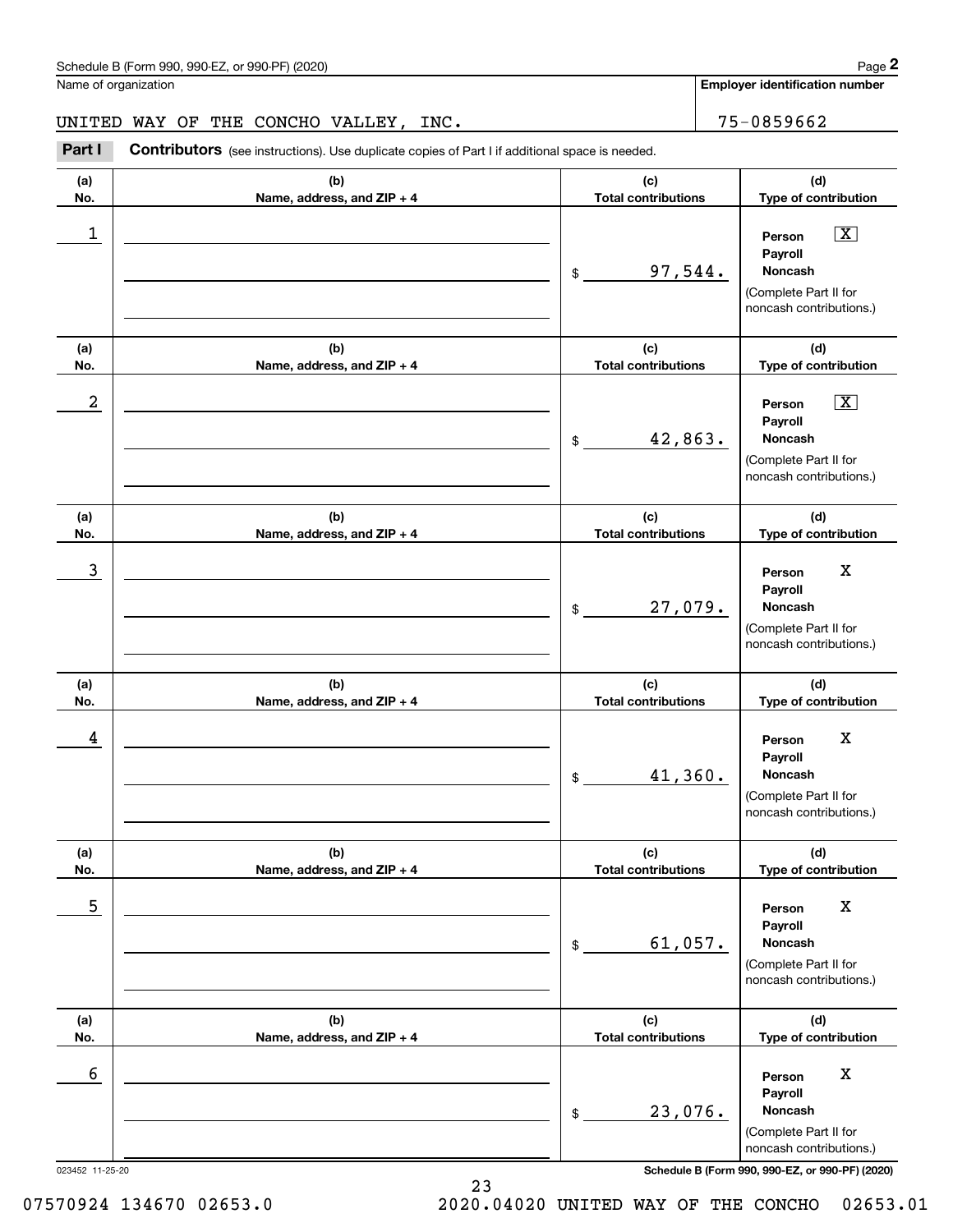Schedule B (Form 990, 990-EZ, or 990-PF) (2020)

Name of organization: UNITED WAY OF THE CONCHO VALLEY, INC.

Employer identification number: 75-0859662

**Part I** **Contributors** (see instructions). Use duplicate copies of Part I if additional space is needed.

| (a) No. | (b) Name, address, and ZIP + 4 | (c) Total contributions | (d) Type of contribution |
|---|---|---|---|
| 1 | | $ 97,544. | Person [X] Payroll [ ] Noncash [ ] (Complete Part II for noncash contributions.) |
| 2 | | $ 42,863. | Person [X] Payroll [ ] Noncash [ ] (Complete Part II for noncash contributions.) |
| 3 | | $ 27,079. | Person X Payroll Noncash (Complete Part II for noncash contributions.) |
| 4 | | $ 41,360. | Person X Payroll Noncash (Complete Part II for noncash contributions.) |
| 5 | | $ 61,057. | Person X Payroll Noncash (Complete Part II for noncash contributions.) |
| 6 | | $ 23,076. | Person X Payroll Noncash (Complete Part II for noncash contributions.) |

023452 11-25-20

Schedule B (Form 990, 990-EZ, or 990-PF) (2020)

07570924 134670 02653.0 2020.04020 UNITED WAY OF THE CONCHO 02653.01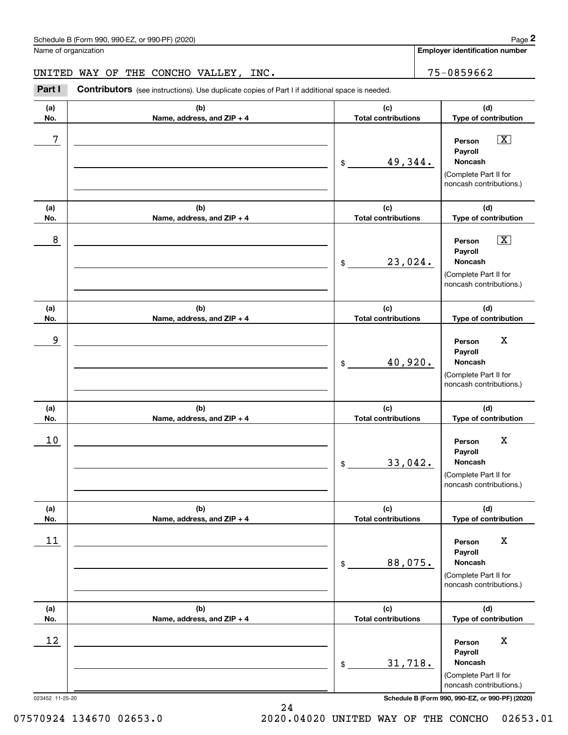Schedule B (Form 990, 990-EZ, or 990-PF) (2020)

Name of organization: UNITED WAY OF THE CONCHO VALLEY, INC.

Employer identification number: 75-0859662

**Part I** **Contributors** (see instructions). Use duplicate copies of Part I if additional space is needed.

| (a) No. | (b) Name, address, and ZIP + 4 | (c) Total contributions | (d) Type of contribution |
|---|---|---|---|
| 7 | | $ 49,344. | Person [X] Payroll Noncash (Complete Part II for noncash contributions.) |
| 8 | | $ 23,024. | Person [X] Payroll Noncash (Complete Part II for noncash contributions.) |
| 9 | | $ 40,920. | Person X Payroll Noncash (Complete Part II for noncash contributions.) |
| 10 | | $ 33,042. | Person X Payroll Noncash (Complete Part II for noncash contributions.) |
| 11 | | $ 88,075. | Person X Payroll Noncash (Complete Part II for noncash contributions.) |
| 12 | | $ 31,718. | Person X Payroll Noncash (Complete Part II for noncash contributions.) |

023452 11-25-20

07570924 134670 02653.0 2020.04020 UNITED WAY OF THE CONCHO 02653.01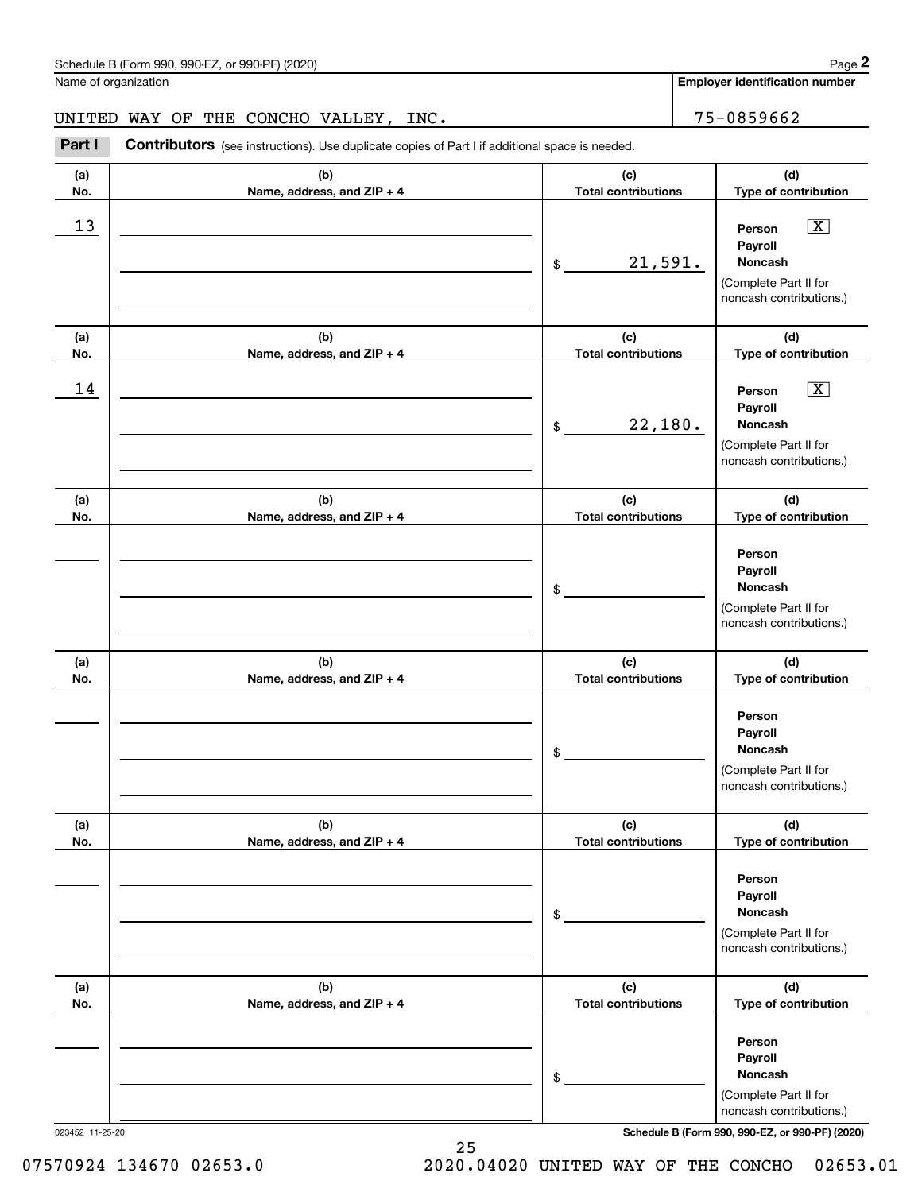Schedule B (Form 990, 990-EZ, or 990-PF) (2020)

Name of organization: UNITED WAY OF THE CONCHO VALLEY, INC.

Employer identification number: 75-0859662

**Part I** **Contributors** (see instructions). Use duplicate copies of Part I if additional space is needed.

| (a) No. | (b) Name, address, and ZIP + 4 | (c) Total contributions | (d) Type of contribution |
|---|---|---|---|
| 13 | | $ 21,591. | Person [X] Payroll [ ] Noncash [ ] (Complete Part II for noncash contributions.) |
| 14 | | $ 22,180. | Person [X] Payroll [ ] Noncash [ ] (Complete Part II for noncash contributions.) |
| | | $ | Person [ ] Payroll [ ] Noncash [ ] (Complete Part II for noncash contributions.) |
| | | $ | Person [ ] Payroll [ ] Noncash [ ] (Complete Part II for noncash contributions.) |
| | | $ | Person [ ] Payroll [ ] Noncash [ ] (Complete Part II for noncash contributions.) |
| | | $ | Person [ ] Payroll [ ] Noncash [ ] (Complete Part II for noncash contributions.) |

023452 11-25-20

Schedule B (Form 990, 990-EZ, or 990-PF) (2020)

07570924 134670 02653.0 2020.04020 UNITED WAY OF THE CONCHO 02653.01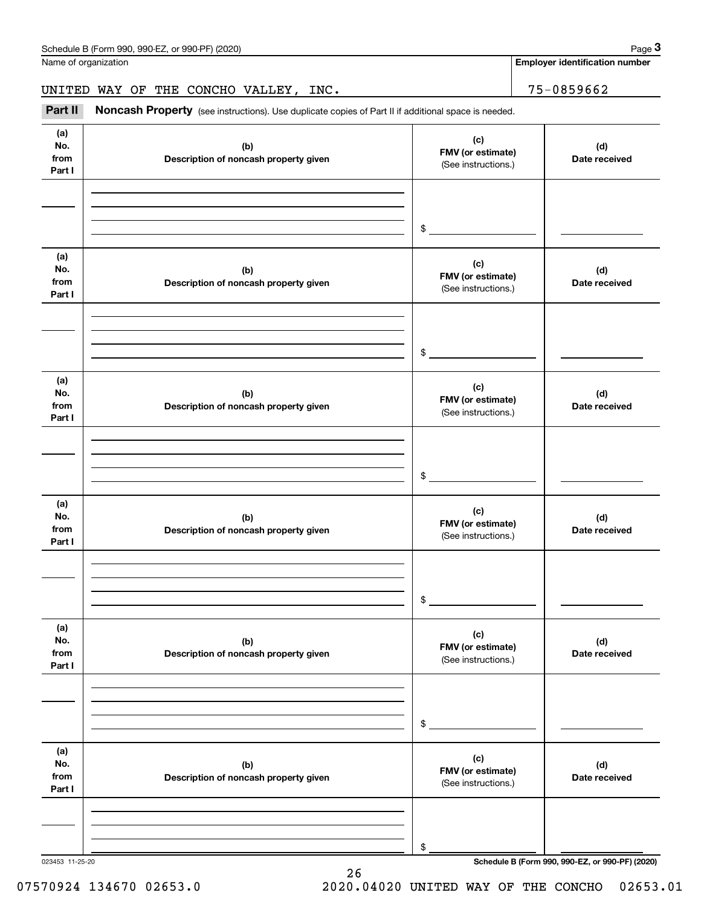Name of organization

UNITED WAY OF THE CONCHO VALLEY, INC.

**Employer identification number**

75-0859662

**Part II** **Noncash Property** (see instructions). Use duplicate copies of Part II if additional space is needed.

| (a) No. from Part I | (b) Description of noncash property given | (c) FMV (or estimate) (See instructions.) | (d) Date received |
|---|---|---|---|
| | | $ | |

| (a) No. from Part I | (b) Description of noncash property given | (c) FMV (or estimate) (See instructions.) | (d) Date received |
|---|---|---|---|
| | | $ | |

| (a) No. from Part I | (b) Description of noncash property given | (c) FMV (or estimate) (See instructions.) | (d) Date received |
|---|---|---|---|
| | | $ | |

| (a) No. from Part I | (b) Description of noncash property given | (c) FMV (or estimate) (See instructions.) | (d) Date received |
|---|---|---|---|
| | | $ | |

| (a) No. from Part I | (b) Description of noncash property given | (c) FMV (or estimate) (See instructions.) | (d) Date received |
|---|---|---|---|
| | | $ | |

| (a) No. from Part I | (b) Description of noncash property given | (c) FMV (or estimate) (See instructions.) | (d) Date received |
|---|---|---|---|
| | | $ | |

023453 11-25-20

**Schedule B (Form 990, 990-EZ, or 990-PF) (2020)**

07570924 134670 02653.0 2020.04020 UNITED WAY OF THE CONCHO 02653.01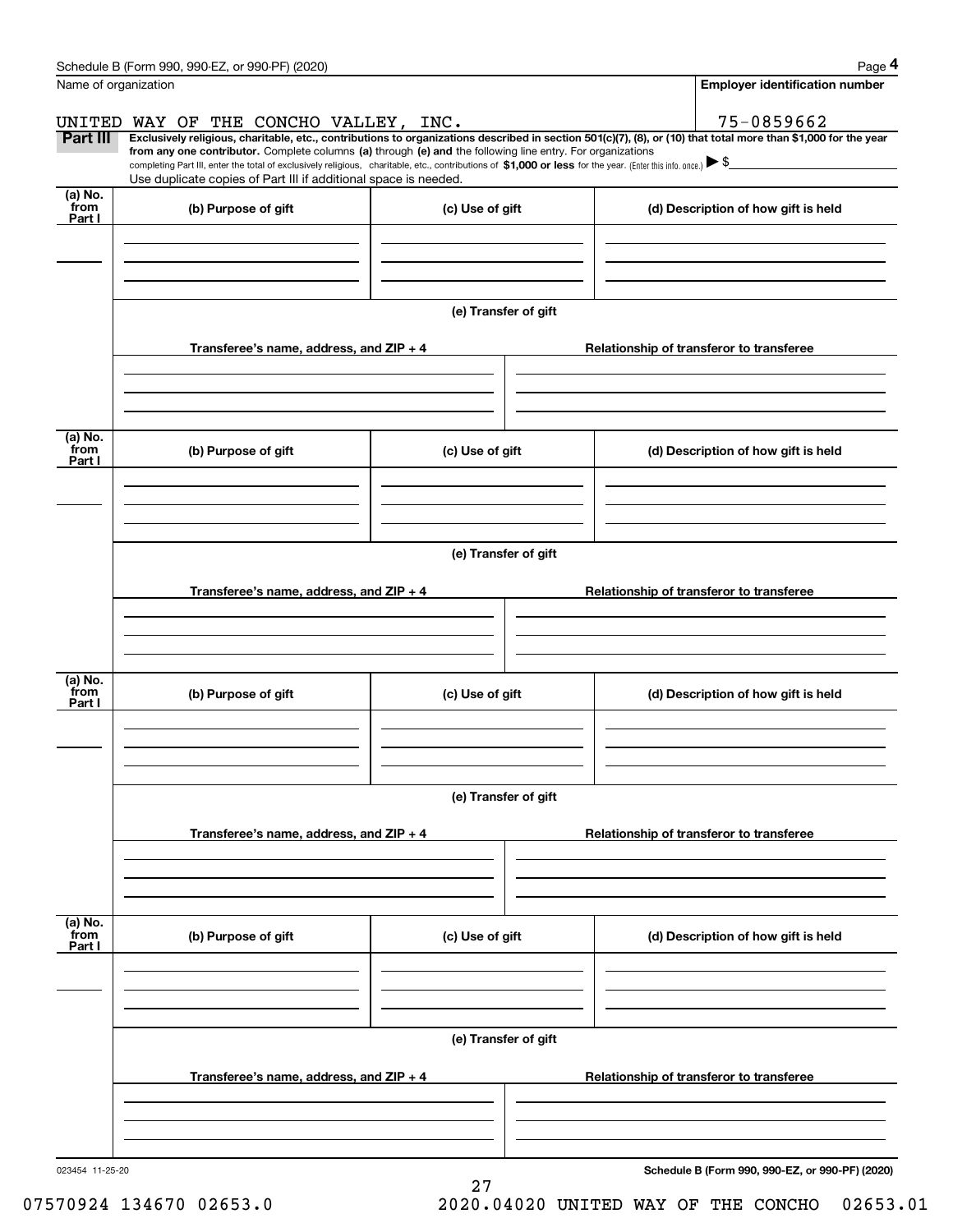Name of organization

UNITED WAY OF THE CONCHO VALLEY, INC.

**Employer identification number**

75-0859662

**Part III** **Exclusively religious, charitable, etc., contributions to organizations described in section 501(c)(7), (8), or (10) that total more than $1,000 for the year from any one contributor.** Complete columns **(a)** through **(e) and** the following line entry. For organizations completing Part III, enter the total of exclusively religious, charitable, etc., contributions of **$1,000 or less** for the year. (Enter this info. once.) ▶ $

Use duplicate copies of Part III if additional space is needed.

| (a) No. from Part I | (b) Purpose of gift | (c) Use of gift | (d) Description of how gift is held |
|---|---|---|---|
| | | | |

**(e) Transfer of gift**

| Transferee's name, address, and ZIP + 4 | Relationship of transferor to transferee |
|---|---|
| | |

| (a) No. from Part I | (b) Purpose of gift | (c) Use of gift | (d) Description of how gift is held |
|---|---|---|---|
| | | | |

**(e) Transfer of gift**

| Transferee's name, address, and ZIP + 4 | Relationship of transferor to transferee |
|---|---|
| | |

| (a) No. from Part I | (b) Purpose of gift | (c) Use of gift | (d) Description of how gift is held |
|---|---|---|---|
| | | | |

**(e) Transfer of gift**

| Transferee's name, address, and ZIP + 4 | Relationship of transferor to transferee |
|---|---|
| | |

| (a) No. from Part I | (b) Purpose of gift | (c) Use of gift | (d) Description of how gift is held |
|---|---|---|---|
| | | | |

**(e) Transfer of gift**

| Transferee's name, address, and ZIP + 4 | Relationship of transferor to transferee |
|---|---|
| | |

023454 11-25-20

**Schedule B (Form 990, 990-EZ, or 990-PF) (2020)**

07570924 134670 02653.0 2020.04020 UNITED WAY OF THE CONCHO 02653.01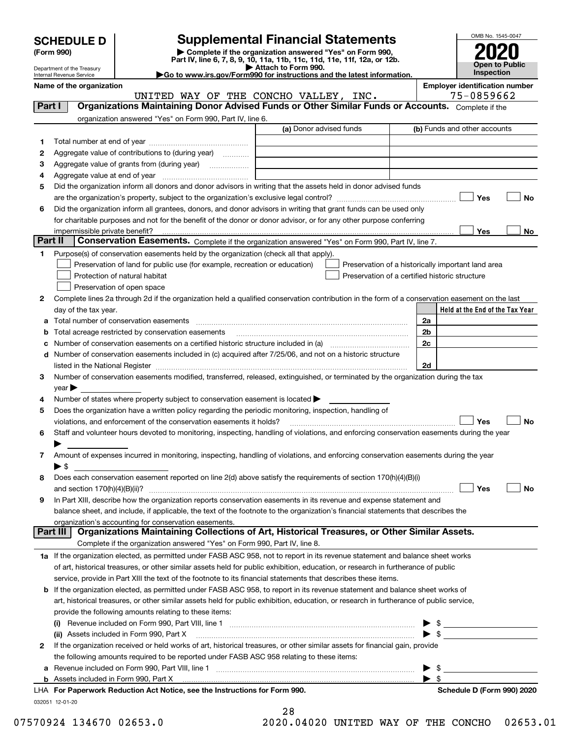# SCHEDULE D (Form 990)

Department of the Treasury
Internal Revenue Service

## Supplemental Financial Statements

▶ Complete if the organization answered "Yes" on Form 990, Part IV, line 6, 7, 8, 9, 10, 11a, 11b, 11c, 11d, 11e, 11f, 12a, or 12b.
▶ Attach to Form 990.
▶Go to www.irs.gov/Form990 for instructions and the latest information.

OMB No. 1545-0047

**2020**

**Open to Public Inspection**

**Name of the organization:** UNITED WAY OF THE CONCHO VALLEY, INC.

**Employer identification number:** 75-0859662

## Part I Organizations Maintaining Donor Advised Funds or Other Similar Funds or Accounts.

Complete if the organization answered "Yes" on Form 990, Part IV, line 6.

| | | (a) Donor advised funds | (b) Funds and other accounts |
|---|---|---|---|
| 1 | Total number at end of year | | |
| 2 | Aggregate value of contributions to (during year) | | |
| 3 | Aggregate value of grants from (during year) | | |
| 4 | Aggregate value at end of year | | |

5 Did the organization inform all donors and donor advisors in writing that the assets held in donor advised funds are the organization's property, subject to the organization's exclusive legal control? ☐ Yes ☐ No

6 Did the organization inform all grantees, donors, and donor advisors in writing that grant funds can be used only for charitable purposes and not for the benefit of the donor or donor advisor, or for any other purpose conferring impermissible private benefit? ☐ Yes ☐ No

## Part II Conservation Easements.

Complete if the organization answered "Yes" on Form 990, Part IV, line 7.

1 Purpose(s) of conservation easements held by the organization (check all that apply).

- ☐ Preservation of land for public use (for example, recreation or education)
- ☐ Protection of natural habitat
- ☐ Preservation of open space
- ☐ Preservation of a historically important land area
- ☐ Preservation of a certified historic structure

2 Complete lines 2a through 2d if the organization held a qualified conservation contribution in the form of a conservation easement on the last day of the tax year.

| | | | Held at the End of the Tax Year |
|---|---|---|---|
| a | Total number of conservation easements | 2a | |
| b | Total acreage restricted by conservation easements | 2b | |
| c | Number of conservation easements on a certified historic structure included in (a) | 2c | |
| d | Number of conservation easements included in (c) acquired after 7/25/06, and not on a historic structure listed in the National Register | 2d | |

3 Number of conservation easements modified, transferred, released, extinguished, or terminated by the organization during the tax year ▶

4 Number of states where property subject to conservation easement is located ▶

5 Does the organization have a written policy regarding the periodic monitoring, inspection, handling of violations, and enforcement of the conservation easements it holds? ☐ Yes ☐ No

6 Staff and volunteer hours devoted to monitoring, inspecting, handling of violations, and enforcing conservation easements during the year ▶

7 Amount of expenses incurred in monitoring, inspecting, handling of violations, and enforcing conservation easements during the year ▶ $

8 Does each conservation easement reported on line 2(d) above satisfy the requirements of section 170(h)(4)(B)(i) and section 170(h)(4)(B)(ii)? ☐ Yes ☐ No

9 In Part XIII, describe how the organization reports conservation easements in its revenue and expense statement and balance sheet, and include, if applicable, the text of the footnote to the organization's financial statements that describes the organization's accounting for conservation easements.

## Part III Organizations Maintaining Collections of Art, Historical Treasures, or Other Similar Assets.

Complete if the organization answered "Yes" on Form 990, Part IV, line 8.

1a If the organization elected, as permitted under FASB ASC 958, not to report in its revenue statement and balance sheet works of art, historical treasures, or other similar assets held for public exhibition, education, or research in furtherance of public service, provide in Part XIII the text of the footnote to its financial statements that describes these items.

b If the organization elected, as permitted under FASB ASC 958, to report in its revenue statement and balance sheet works of art, historical treasures, or other similar assets held for public exhibition, education, or research in furtherance of public service, provide the following amounts relating to these items:

(i) Revenue included on Form 990, Part VIII, line 1 ▶ $

(ii) Assets included in Form 990, Part X ▶ $

2 If the organization received or held works of art, historical treasures, or other similar assets for financial gain, provide the following amounts required to be reported under FASB ASC 958 relating to these items:

a Revenue included on Form 990, Part VIII, line 1 ▶ $

b Assets included in Form 990, Part X ▶ $

LHA For Paperwork Reduction Act Notice, see the Instructions for Form 990. Schedule D (Form 990) 2020

032051 12-01-20

07570924 134670 02653.0 2020.04020 UNITED WAY OF THE CONCHO 02653.01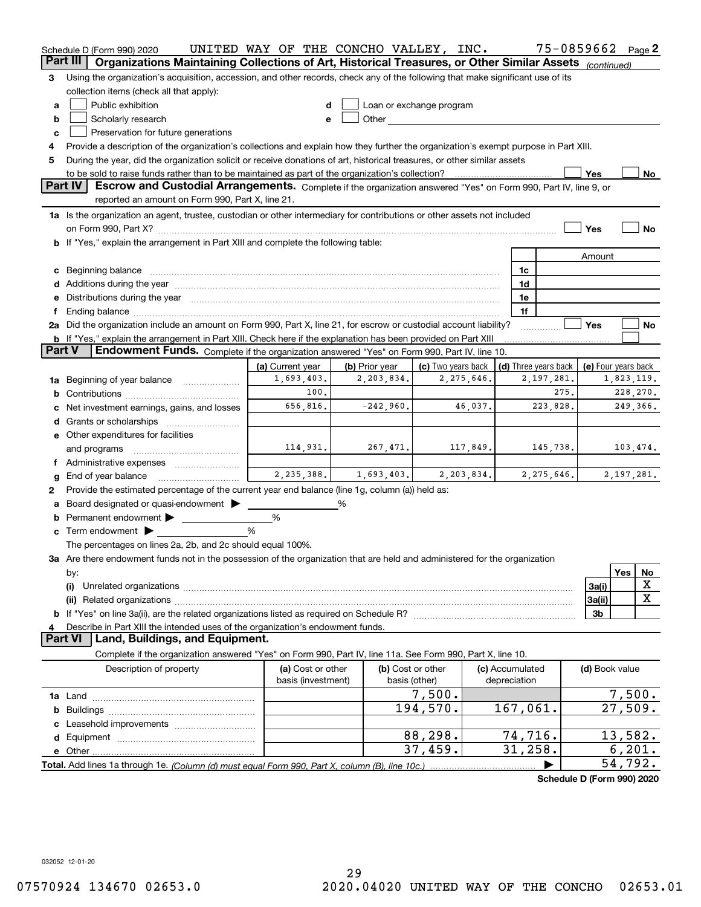Schedule D (Form 990) 2020 UNITED WAY OF THE CONCHO VALLEY, INC. 75-0859662 Page **2**

## Part III Organizations Maintaining Collections of Art, Historical Treasures, or Other Similar Assets *(continued)*

**3** Using the organization's acquisition, accession, and other records, check any of the following that make significant use of its collection items (check all that apply):

- **a** ☐ Public exhibition
- **b** ☐ Scholarly research
- **c** ☐ Preservation for future generations
- **d** ☐ Loan or exchange program
- **e** ☐ Other

**4** Provide a description of the organization's collections and explain how they further the organization's exempt purpose in Part XIII.

**5** During the year, did the organization solicit or receive donations of art, historical treasures, or other similar assets to be sold to raise funds rather than to be maintained as part of the organization's collection? ☐ Yes ☐ No

## Part IV Escrow and Custodial Arrangements.

Complete if the organization answered "Yes" on Form 990, Part IV, line 9, or reported an amount on Form 990, Part X, line 21.

**1a** Is the organization an agent, trustee, custodian or other intermediary for contributions or other assets not included on Form 990, Part X? ☐ Yes ☐ No

**b** If "Yes," explain the arrangement in Part XIII and complete the following table:

| | | Amount |
|---|---|---|
| **c** Beginning balance | 1c | |
| **d** Additions during the year | 1d | |
| **e** Distributions during the year | 1e | |
| **f** Ending balance | 1f | |

**2a** Did the organization include an amount on Form 990, Part X, line 21, for escrow or custodial account liability? ☐ Yes ☐ No

**b** If "Yes," explain the arrangement in Part XIII. Check here if the explanation has been provided on Part XIII ☐

## Part V Endowment Funds.

Complete if the organization answered "Yes" on Form 990, Part IV, line 10.

| | (a) Current year | (b) Prior year | (c) Two years back | (d) Three years back | (e) Four years back |
|---|---|---|---|---|---|
| **1a** Beginning of year balance | 1,693,403. | 2,203,834. | 2,275,646. | 2,197,281. | 1,823,119. |
| **b** Contributions | 100. | | | 275. | 228,270. |
| **c** Net investment earnings, gains, and losses | 656,816. | -242,960. | 46,037. | 223,828. | 249,366. |
| **d** Grants or scholarships | | | | | |
| **e** Other expenditures for facilities and programs | 114,931. | 267,471. | 117,849. | 145,738. | 103,474. |
| **f** Administrative expenses | | | | | |
| **g** End of year balance | 2,235,388. | 1,693,403. | 2,203,834. | 2,275,646. | 2,197,281. |

**2** Provide the estimated percentage of the current year end balance (line 1g, column (a)) held as:

- **a** Board designated or quasi-endowment ▶ ______ %
- **b** Permanent endowment ▶ ______ %
- **c** Term endowment ▶ ______ %

The percentages on lines 2a, 2b, and 2c should equal 100%.

**3a** Are there endowment funds not in the possession of the organization that are held and administered for the organization by:

| | | Yes | No |
|---|---|---|---|
| **(i)** Unrelated organizations | 3a(i) | | X |
| **(ii)** Related organizations | 3a(ii) | | X |
| **b** If "Yes" on line 3a(ii), are the related organizations listed as required on Schedule R? | 3b | | |

**4** Describe in Part XIII the intended uses of the organization's endowment funds.

## Part VI Land, Buildings, and Equipment.

Complete if the organization answered "Yes" on Form 990, Part IV, line 11a. See Form 990, Part X, line 10.

| Description of property | (a) Cost or other basis (investment) | (b) Cost or other basis (other) | (c) Accumulated depreciation | (d) Book value |
|---|---|---|---|---|
| **1a** Land | | 7,500. | | 7,500. |
| **b** Buildings | | 194,570. | 167,061. | 27,509. |
| **c** Leasehold improvements | | | | |
| **d** Equipment | | 88,298. | 74,716. | 13,582. |
| **e** Other | | 37,459. | 31,258. | 6,201. |
| **Total.** Add lines 1a through 1e. *(Column (d) must equal Form 990, Part X, column (B), line 10c.)* | | | ▶ | 54,792. |

**Schedule D (Form 990) 2020**

032052 12-01-20

07570924 134670 02653.0 2020.04020 UNITED WAY OF THE CONCHO 02653.01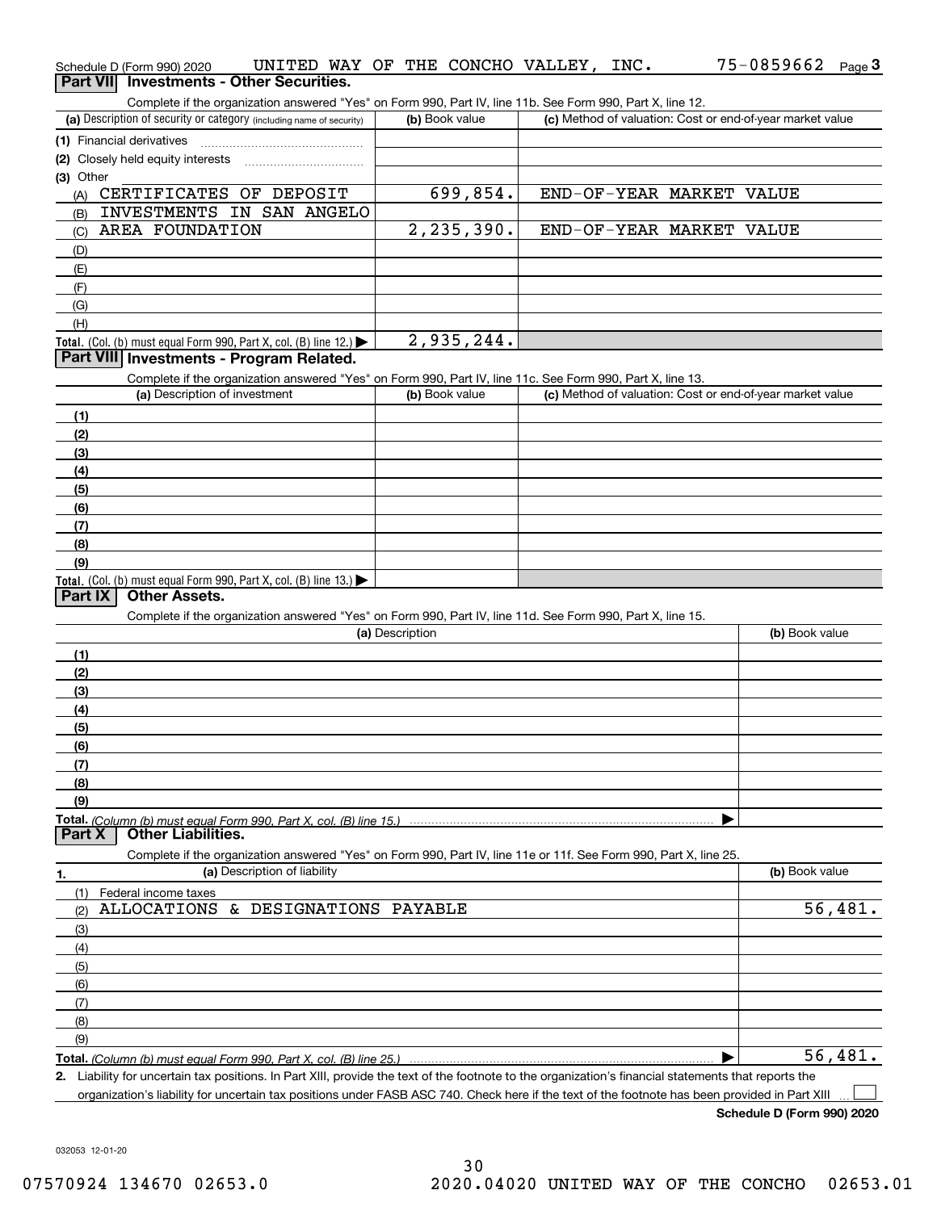Schedule D (Form 990) 2020 UNITED WAY OF THE CONCHO VALLEY, INC. 75-0859662 Page 3

## Part VII Investments - Other Securities.

Complete if the organization answered "Yes" on Form 990, Part IV, line 11b. See Form 990, Part X, line 12.

| (a) Description of security or category (including name of security) | (b) Book value | (c) Method of valuation: Cost or end-of-year market value |
|---|---|---|
| (1) Financial derivatives | | |
| (2) Closely held equity interests | | |
| (3) Other | | |
| (A) CERTIFICATES OF DEPOSIT | 699,854. | END-OF-YEAR MARKET VALUE |
| (B) INVESTMENTS IN SAN ANGELO | | |
| (C) AREA FOUNDATION | 2,235,390. | END-OF-YEAR MARKET VALUE |
| (D) | | |
| (E) | | |
| (F) | | |
| (G) | | |
| (H) | | |
| **Total.** (Col. (b) must equal Form 990, Part X, col. (B) line 12.) ▶ | 2,935,244. | |

## Part VIII Investments - Program Related.

Complete if the organization answered "Yes" on Form 990, Part IV, line 11c. See Form 990, Part X, line 13.

| (a) Description of investment | (b) Book value | (c) Method of valuation: Cost or end-of-year market value |
|---|---|---|
| (1) | | |
| (2) | | |
| (3) | | |
| (4) | | |
| (5) | | |
| (6) | | |
| (7) | | |
| (8) | | |
| (9) | | |
| **Total.** (Col. (b) must equal Form 990, Part X, col. (B) line 13.) ▶ | | |

## Part IX Other Assets.

Complete if the organization answered "Yes" on Form 990, Part IV, line 11d. See Form 990, Part X, line 15.

| (a) Description | (b) Book value |
|---|---|
| (1) | |
| (2) | |
| (3) | |
| (4) | |
| (5) | |
| (6) | |
| (7) | |
| (8) | |
| (9) | |
| **Total.** *(Column (b) must equal Form 990, Part X, col. (B) line 15.)* ▶ | |

## Part X Other Liabilities.

Complete if the organization answered "Yes" on Form 990, Part IV, line 11e or 11f. See Form 990, Part X, line 25.

| 1. (a) Description of liability | (b) Book value |
|---|---|
| (1) Federal income taxes | |
| (2) ALLOCATIONS & DESIGNATIONS PAYABLE | 56,481. |
| (3) | |
| (4) | |
| (5) | |
| (6) | |
| (7) | |
| (8) | |
| (9) | |
| **Total.** *(Column (b) must equal Form 990, Part X, col. (B) line 25.)* ▶ | 56,481. |

2. Liability for uncertain tax positions. In Part XIII, provide the text of the footnote to the organization's financial statements that reports the organization's liability for uncertain tax positions under FASB ASC 740. Check here if the text of the footnote has been provided in Part XIII ☐

**Schedule D (Form 990) 2020**

032053 12-01-20

07570924 134670 02653.0 2020.04020 UNITED WAY OF THE CONCHO 02653.01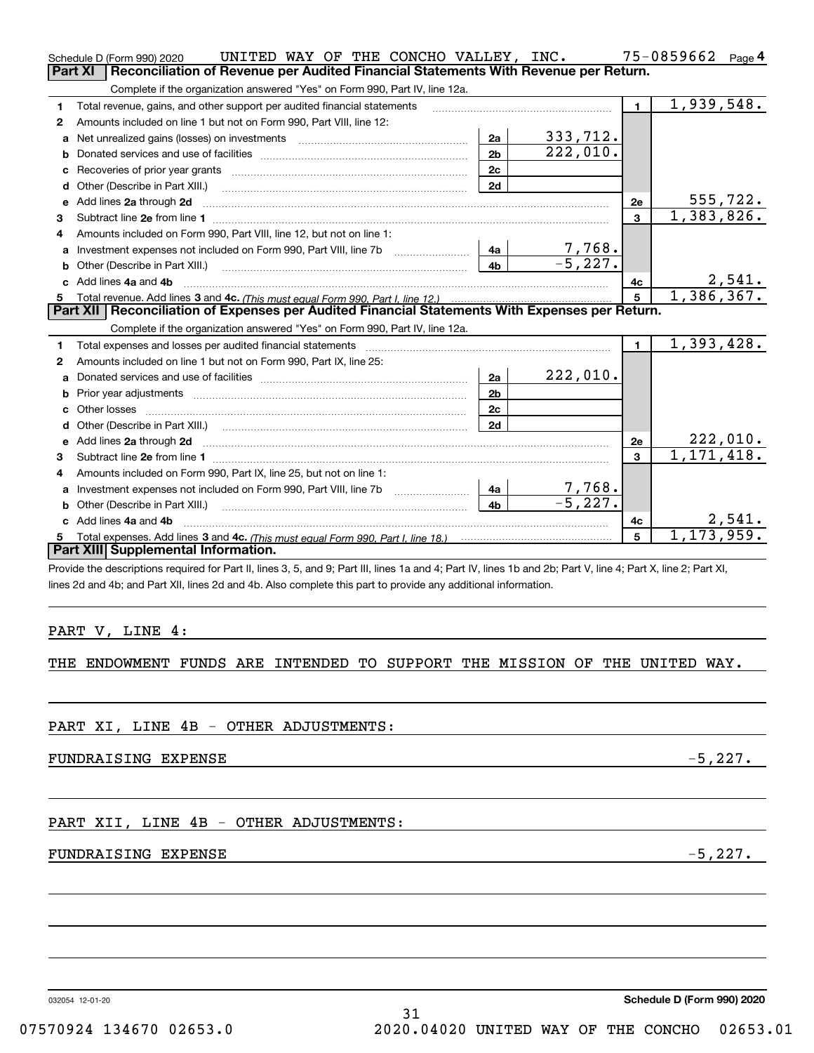Schedule D (Form 990) 2020 UNITED WAY OF THE CONCHO VALLEY, INC. 75-0859662 Page 4

## Part XI Reconciliation of Revenue per Audited Financial Statements With Revenue per Return.

Complete if the organization answered "Yes" on Form 990, Part IV, line 12a.

| | | | | | |
|---|---|---|---|---|---|
| 1 | Total revenue, gains, and other support per audited financial statements | | | 1 | 1,939,548. |
| 2 | Amounts included on line 1 but not on Form 990, Part VIII, line 12: | | | | |
| a | Net unrealized gains (losses) on investments | 2a | 333,712. | | |
| b | Donated services and use of facilities | 2b | 222,010. | | |
| c | Recoveries of prior year grants | 2c | | | |
| d | Other (Describe in Part XIII.) | 2d | | | |
| e | Add lines 2a through 2d | | | 2e | 555,722. |
| 3 | Subtract line 2e from line 1 | | | 3 | 1,383,826. |
| 4 | Amounts included on Form 990, Part VIII, line 12, but not on line 1: | | | | |
| a | Investment expenses not included on Form 990, Part VIII, line 7b | 4a | 7,768. | | |
| b | Other (Describe in Part XIII.) | 4b | -5,227. | | |
| c | Add lines 4a and 4b | | | 4c | 2,541. |
| 5 | Total revenue. Add lines 3 and 4c. *(This must equal Form 990, Part I, line 12.)* | | | 5 | 1,386,367. |

## Part XII Reconciliation of Expenses per Audited Financial Statements With Expenses per Return.

Complete if the organization answered "Yes" on Form 990, Part IV, line 12a.

| | | | | | |
|---|---|---|---|---|---|
| 1 | Total expenses and losses per audited financial statements | | | 1 | 1,393,428. |
| 2 | Amounts included on line 1 but not on Form 990, Part IX, line 25: | | | | |
| a | Donated services and use of facilities | 2a | 222,010. | | |
| b | Prior year adjustments | 2b | | | |
| c | Other losses | 2c | | | |
| d | Other (Describe in Part XIII.) | 2d | | | |
| e | Add lines 2a through 2d | | | 2e | 222,010. |
| 3 | Subtract line 2e from line 1 | | | 3 | 1,171,418. |
| 4 | Amounts included on Form 990, Part IX, line 25, but not on line 1: | | | | |
| a | Investment expenses not included on Form 990, Part VIII, line 7b | 4a | 7,768. | | |
| b | Other (Describe in Part XIII.) | 4b | -5,227. | | |
| c | Add lines 4a and 4b | | | 4c | 2,541. |
| 5 | Total expenses. Add lines 3 and 4c. *(This must equal Form 990, Part I, line 18.)* | | | 5 | 1,173,959. |

## Part XIII Supplemental Information.

Provide the descriptions required for Part II, lines 3, 5, and 9; Part III, lines 1a and 4; Part IV, lines 1b and 2b; Part V, line 4; Part X, line 2; Part XI, lines 2d and 4b; and Part XII, lines 2d and 4b. Also complete this part to provide any additional information.

PART V, LINE 4:

THE ENDOWMENT FUNDS ARE INTENDED TO SUPPORT THE MISSION OF THE UNITED WAY.

PART XI, LINE 4B - OTHER ADJUSTMENTS:

FUNDRAISING EXPENSE -5,227.

PART XII, LINE 4B - OTHER ADJUSTMENTS:

FUNDRAISING EXPENSE -5,227.

032054 12-01-20 Schedule D (Form 990) 2020

07570924 134670 02653.0 2020.04020 UNITED WAY OF THE CONCHO 02653.01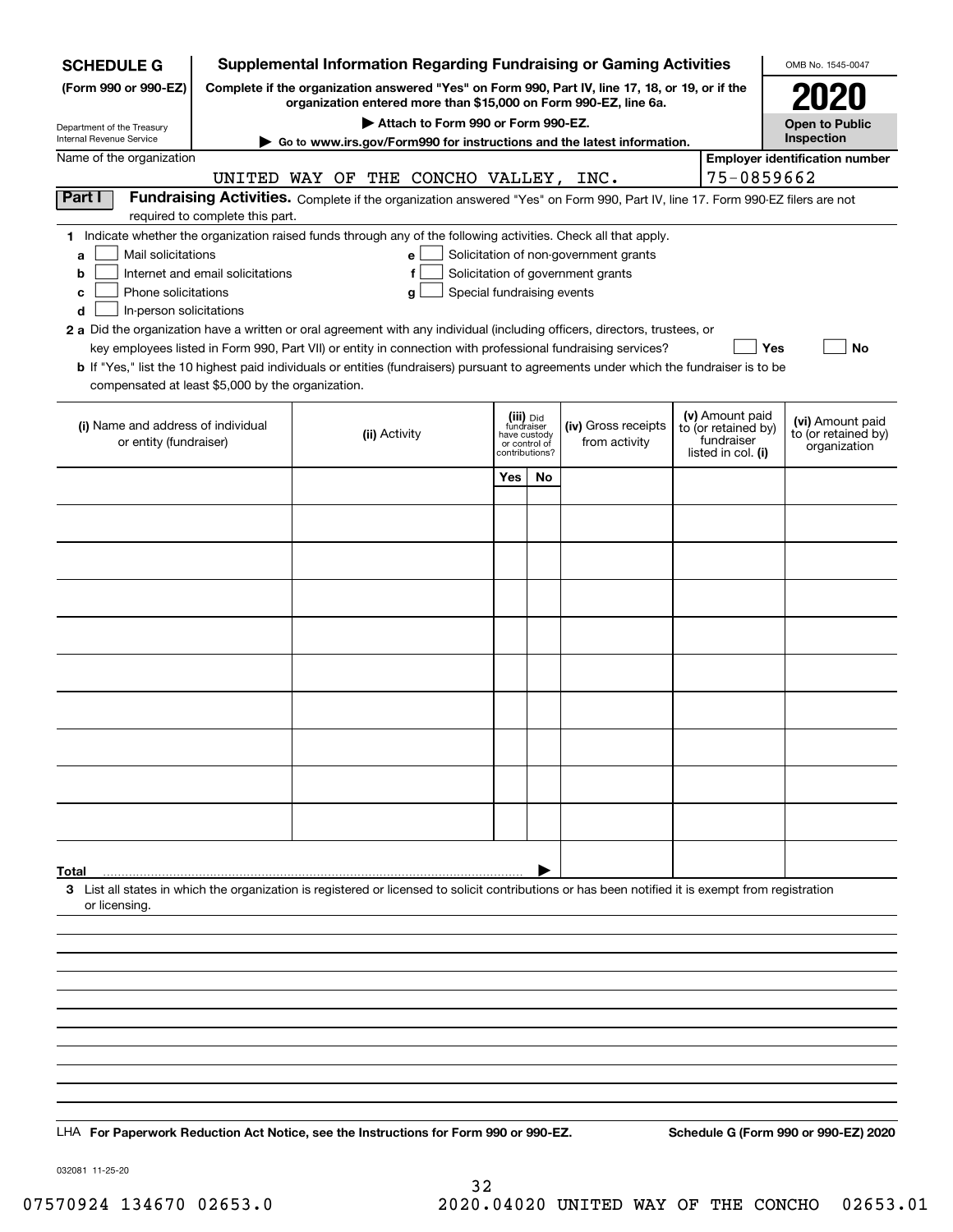**SCHEDULE G**
**(Form 990 or 990-EZ)**

Department of the Treasury
Internal Revenue Service

# Supplemental Information Regarding Fundraising or Gaming Activities

**Complete if the organization answered "Yes" on Form 990, Part IV, line 17, 18, or 19, or if the organization entered more than $15,000 on Form 990-EZ, line 6a.**

▶ Attach to Form 990 or Form 990-EZ.

▶ Go to www.irs.gov/Form990 for instructions and the latest information.

OMB No. 1545-0047

**2020**

**Open to Public Inspection**

Name of the organization: UNITED WAY OF THE CONCHO VALLEY, INC.

**Employer identification number:** 75-0859662

## Part I — Fundraising Activities.

Complete if the organization answered "Yes" on Form 990, Part IV, line 17. Form 990-EZ filers are not required to complete this part.

**1** Indicate whether the organization raised funds through any of the following activities. Check all that apply.

- **a** ☐ Mail solicitations
- **b** ☐ Internet and email solicitations
- **c** ☐ Phone solicitations
- **d** ☐ In-person solicitations
- **e** ☐ Solicitation of non-government grants
- **f** ☐ Solicitation of government grants
- **g** ☐ Special fundraising events

**2 a** Did the organization have a written or oral agreement with any individual (including officers, directors, trustees, or key employees listed in Form 990, Part VII) or entity in connection with professional fundraising services? ☐ Yes ☐ No

**b** If "Yes," list the 10 highest paid individuals or entities (fundraisers) pursuant to agreements under which the fundraiser is to be compensated at least $5,000 by the organization.

| (i) Name and address of individual or entity (fundraiser) | (ii) Activity | (iii) Did fundraiser have custody or control of contributions? Yes | No | (iv) Gross receipts from activity | (v) Amount paid to (or retained by) fundraiser listed in col. (i) | (vi) Amount paid to (or retained by) organization |
|---|---|---|---|---|---|---|
| | | | | | | |
| | | | | | | |
| | | | | | | |
| | | | | | | |
| | | | | | | |
| | | | | | | |
| | | | | | | |
| | | | | | | |
| | | | | | | |
| | | | | | | |
| **Total** ▶ | | | | | | |

**3** List all states in which the organization is registered or licensed to solicit contributions or has been notified it is exempt from registration or licensing.

LHA **For Paperwork Reduction Act Notice, see the Instructions for Form 990 or 990-EZ.** **Schedule G (Form 990 or 990-EZ) 2020**

032081 11-25-20

07570924 134670 02653.0 2020.04020 UNITED WAY OF THE CONCHO 02653.01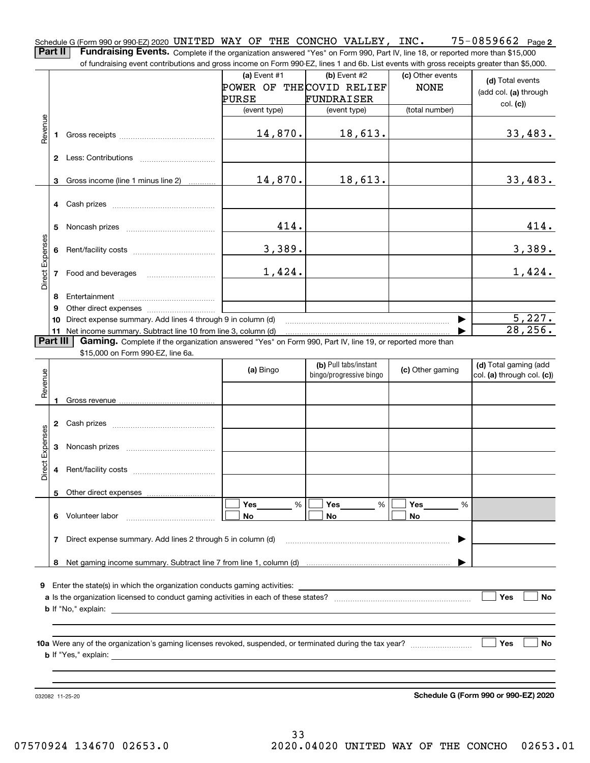Schedule G (Form 990 or 990-EZ) 2020 UNITED WAY OF THE CONCHO VALLEY, INC. 75-0859662 Page 2

## Part II Fundraising Events.

Complete if the organization answered "Yes" on Form 990, Part IV, line 18, or reported more than $15,000 of fundraising event contributions and gross income on Form 990-EZ, lines 1 and 6b. List events with gross receipts greater than $5,000.

| | | (a) Event #1 POWER OF THE PURSE (event type) | (b) Event #2 COVID RELIEF FUNDRAISER (event type) | (c) Other events NONE (total number) | (d) Total events (add col. (a) through col. (c)) |
|---|---|---|---|---|---|
| Revenue | 1 Gross receipts | 14,870. | 18,613. | | 33,483. |
| | 2 Less: Contributions | | | | |
| | 3 Gross income (line 1 minus line 2) | 14,870. | 18,613. | | 33,483. |
| Direct Expenses | 4 Cash prizes | | | | |
| | 5 Noncash prizes | 414. | | | 414. |
| | 6 Rent/facility costs | 3,389. | | | 3,389. |
| | 7 Food and beverages | 1,424. | | | 1,424. |
| | 8 Entertainment | | | | |
| | 9 Other direct expenses | | | | |
| | 10 Direct expense summary. Add lines 4 through 9 in column (d) | | | | 5,227. |
| | 11 Net income summary. Subtract line 10 from line 3, column (d) | | | | 28,256. |

## Part III Gaming.

Complete if the organization answered "Yes" on Form 990, Part IV, line 19, or reported more than $15,000 on Form 990-EZ, line 6a.

| | | (a) Bingo | (b) Pull tabs/instant bingo/progressive bingo | (c) Other gaming | (d) Total gaming (add col. (a) through col. (c)) |
|---|---|---|---|---|---|
| Revenue | 1 Gross revenue | | | | |
| Direct Expenses | 2 Cash prizes | | | | |
| | 3 Noncash prizes | | | | |
| | 4 Rent/facility costs | | | | |
| | 5 Other direct expenses | | | | |
| | 6 Volunteer labor | ☐ Yes ___ % ☐ No | ☐ Yes ___ % ☐ No | ☐ Yes ___ % ☐ No | |
| | 7 Direct expense summary. Add lines 2 through 5 in column (d) | | | | |
| | 8 Net gaming income summary. Subtract line 7 from line 1, column (d) | | | | |

9 Enter the state(s) in which the organization conducts gaming activities: ____

a Is the organization licensed to conduct gaming activities in each of these states? ☐ Yes ☐ No

b If "No," explain: ____

10a Were any of the organization's gaming licenses revoked, suspended, or terminated during the tax year? ☐ Yes ☐ No

b If "Yes," explain: ____

032082 11-25-20

Schedule G (Form 990 or 990-EZ) 2020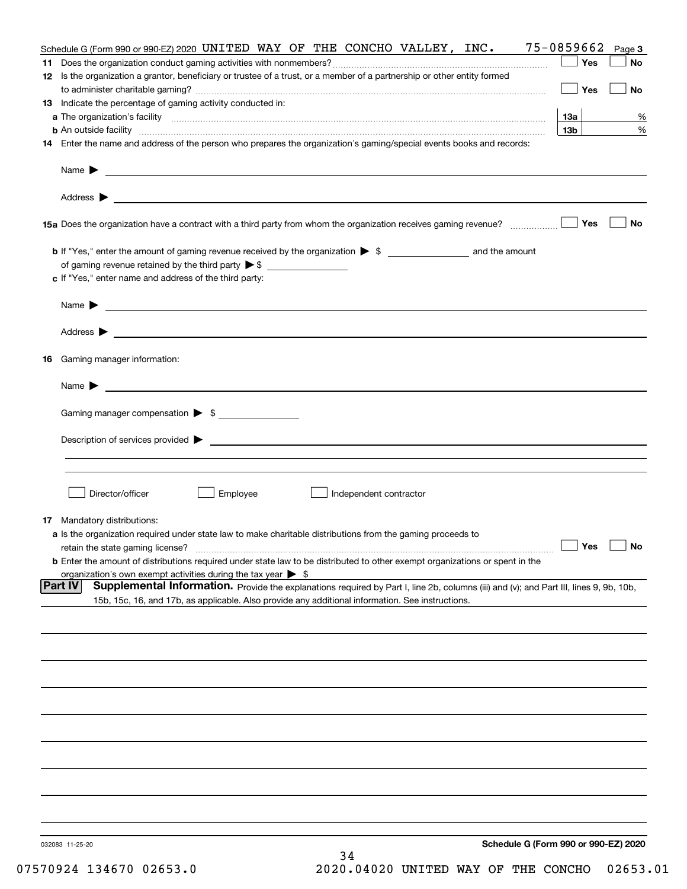Schedule G (Form 990 or 990-EZ) 2020 UNITED WAY OF THE CONCHO VALLEY, INC. 75-0859662 Page 3

**11** Does the organization conduct gaming activities with nonmembers? ☐ Yes ☐ No

**12** Is the organization a grantor, beneficiary or trustee of a trust, or a member of a partnership or other entity formed to administer charitable gaming? ☐ Yes ☐ No

**13** Indicate the percentage of gaming activity conducted in:

**a** The organization's facility | 13a | %

**b** An outside facility | 13b | %

**14** Enter the name and address of the person who prepares the organization's gaming/special events books and records:

Name ▶

Address ▶

**15a** Does the organization have a contract with a third party from whom the organization receives gaming revenue? ☐ Yes ☐ No

**b** If "Yes," enter the amount of gaming revenue received by the organization ▶ $ ________ and the amount of gaming revenue retained by the third party ▶ $ ________

**c** If "Yes," enter name and address of the third party:

Name ▶

Address ▶

**16** Gaming manager information:

Name ▶

Gaming manager compensation ▶ $

Description of services provided ▶

☐ Director/officer ☐ Employee ☐ Independent contractor

**17** Mandatory distributions:

**a** Is the organization required under state law to make charitable distributions from the gaming proceeds to retain the state gaming license? ☐ Yes ☐ No

**b** Enter the amount of distributions required under state law to be distributed to other exempt organizations or spent in the organization's own exempt activities during the tax year ▶ $

**Part IV** **Supplemental Information.** Provide the explanations required by Part I, line 2b, columns (iii) and (v); and Part III, lines 9, 9b, 10b, 15b, 15c, 16, and 17b, as applicable. Also provide any additional information. See instructions.

032083 11-25-20

**Schedule G (Form 990 or 990-EZ) 2020**

07570924 134670 02653.0 2020.04020 UNITED WAY OF THE CONCHO 02653.01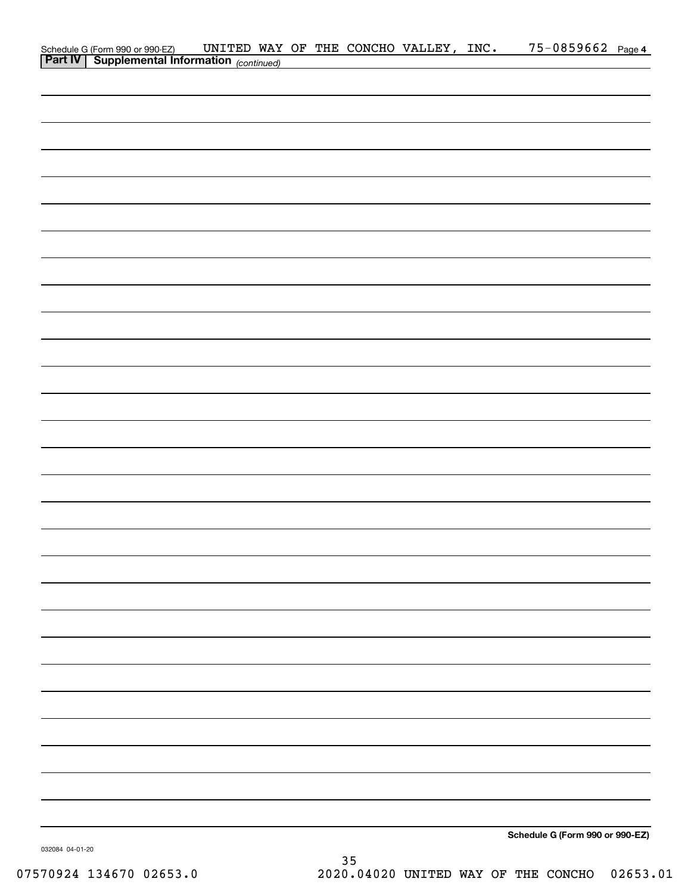Schedule G (Form 990 or 990-EZ) UNITED WAY OF THE CONCHO VALLEY, INC. 75-0859662 Page 4

**Part IV | Supplemental Information** *(continued)*

**Schedule G (Form 990 or 990-EZ)**

032084 04-01-20

07570924 134670 02653.0 2020.04020 UNITED WAY OF THE CONCHO 02653.01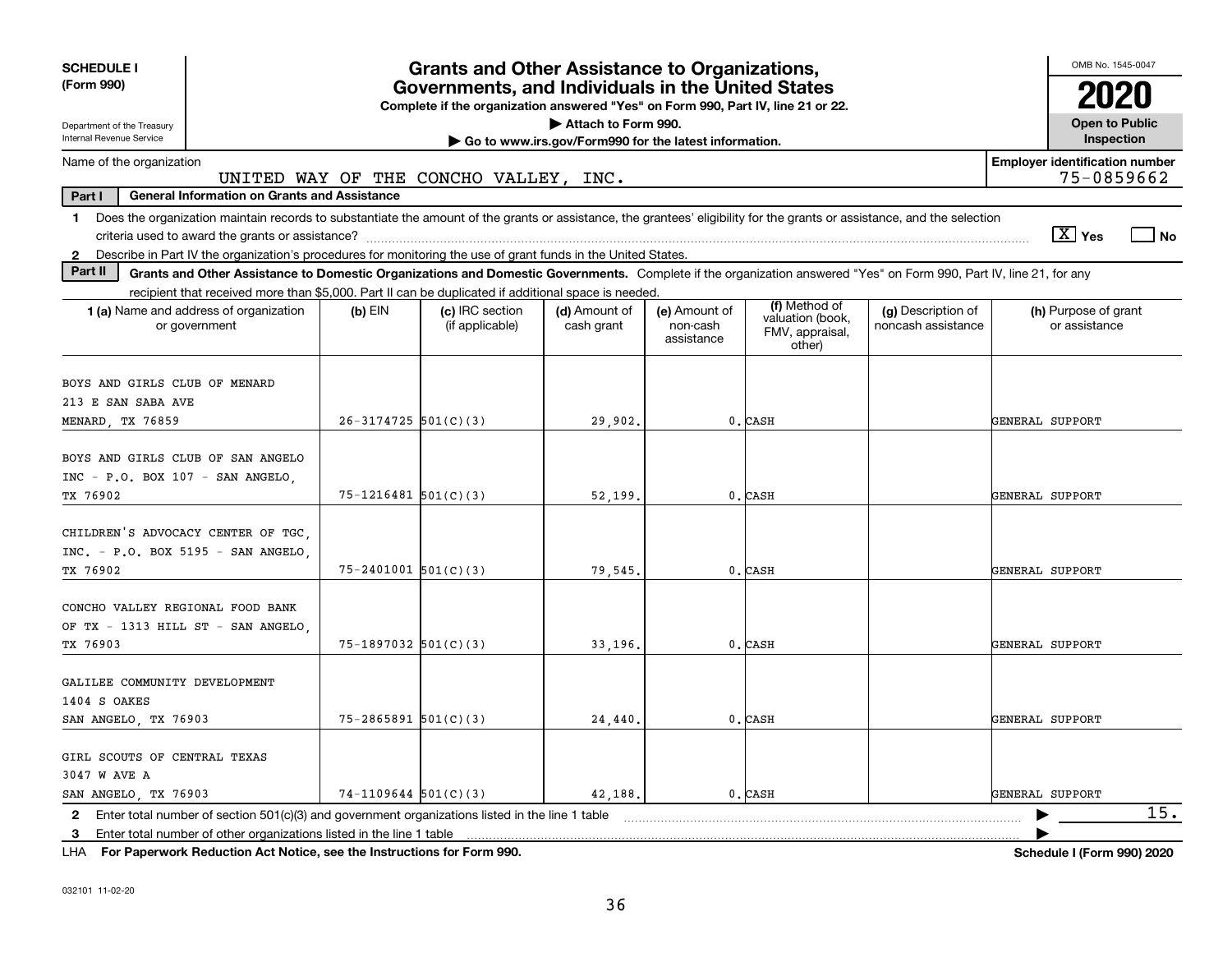**SCHEDULE I**
**(Form 990)**

Department of the Treasury
Internal Revenue Service

# Grants and Other Assistance to Organizations, Governments, and Individuals in the United States

**Complete if the organization answered "Yes" on Form 990, Part IV, line 21 or 22.**
▶ Attach to Form 990.
▶ Go to www.irs.gov/Form990 for the latest information.

OMB No. 1545-0047
**2020**
**Open to Public Inspection**

Name of the organization: UNITED WAY OF THE CONCHO VALLEY, INC.
Employer identification number: 75-0859662

**Part I — General Information on Grants and Assistance**

1 Does the organization maintain records to substantiate the amount of the grants or assistance, the grantees' eligibility for the grants or assistance, and the selection criteria used to award the grants or assistance? [X] Yes [ ] No

2 Describe in Part IV the organization's procedures for monitoring the use of grant funds in the United States.

**Part II — Grants and Other Assistance to Domestic Organizations and Domestic Governments.** Complete if the organization answered "Yes" on Form 990, Part IV, line 21, for any recipient that received more than $5,000. Part II can be duplicated if additional space is needed.

| 1 (a) Name and address of organization or government | (b) EIN | (c) IRC section (if applicable) | (d) Amount of cash grant | (e) Amount of non-cash assistance | (f) Method of valuation (book, FMV, appraisal, other) | (g) Description of noncash assistance | (h) Purpose of grant or assistance |
|---|---|---|---|---|---|---|---|
| BOYS AND GIRLS CLUB OF MENARD 213 E SAN SABA AVE MENARD, TX 76859 | 26-3174725 | 501(C)(3) | 29,902. | 0. | CASH | | GENERAL SUPPORT |
| BOYS AND GIRLS CLUB OF SAN ANGELO INC - P.O. BOX 107 - SAN ANGELO, TX 76902 | 75-1216481 | 501(C)(3) | 52,199. | 0. | CASH | | GENERAL SUPPORT |
| CHILDREN'S ADVOCACY CENTER OF TGC, INC. - P.O. BOX 5195 - SAN ANGELO, TX 76902 | 75-2401001 | 501(C)(3) | 79,545. | 0. | CASH | | GENERAL SUPPORT |
| CONCHO VALLEY REGIONAL FOOD BANK OF TX - 1313 HILL ST - SAN ANGELO, TX 76903 | 75-1897032 | 501(C)(3) | 33,196. | 0. | CASH | | GENERAL SUPPORT |
| GALILEE COMMUNITY DEVELOPMENT 1404 S OAKES SAN ANGELO, TX 76903 | 75-2865891 | 501(C)(3) | 24,440. | 0. | CASH | | GENERAL SUPPORT |
| GIRL SCOUTS OF CENTRAL TEXAS 3047 W AVE A SAN ANGELO, TX 76903 | 74-1109644 | 501(C)(3) | 42,188. | 0. | CASH | | GENERAL SUPPORT |

2 Enter total number of section 501(c)(3) and government organizations listed in the line 1 table ▶ 15.

3 Enter total number of other organizations listed in the line 1 table ▶

LHA **For Paperwork Reduction Act Notice, see the Instructions for Form 990.** **Schedule I (Form 990) 2020**

032101 11-02-20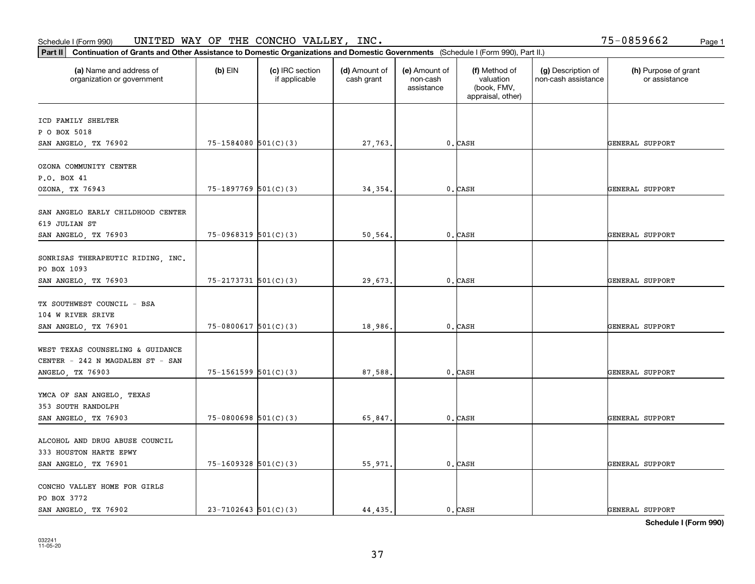Schedule I (Form 990) UNITED WAY OF THE CONCHO VALLEY, INC. 75-0859662

**Part II Continuation of Grants and Other Assistance to Domestic Organizations and Domestic Governments** (Schedule I (Form 990), Part II.)

| (a) Name and address of organization or government | (b) EIN | (c) IRC section if applicable | (d) Amount of cash grant | (e) Amount of non-cash assistance | (f) Method of valuation (book, FMV, appraisal, other) | (g) Description of non-cash assistance | (h) Purpose of grant or assistance |
|---|---|---|---|---|---|---|---|
| ICD FAMILY SHELTER<br>P O BOX 5018<br>SAN ANGELO, TX 76902 | 75-1584080 | 501(C)(3) | 27,763. | 0. | CASH | | GENERAL SUPPORT |
| OZONA COMMUNITY CENTER<br>P.O. BOX 41<br>OZONA, TX 76943 | 75-1897769 | 501(C)(3) | 34,354. | 0. | CASH | | GENERAL SUPPORT |
| SAN ANGELO EARLY CHILDHOOD CENTER<br>619 JULIAN ST<br>SAN ANGELO, TX 76903 | 75-0968319 | 501(C)(3) | 50,564. | 0. | CASH | | GENERAL SUPPORT |
| SONRISAS THERAPEUTIC RIDING, INC.<br>PO BOX 1093<br>SAN ANGELO, TX 76903 | 75-2173731 | 501(C)(3) | 29,673. | 0. | CASH | | GENERAL SUPPORT |
| TX SOUTHWEST COUNCIL - BSA<br>104 W RIVER SRIVE<br>SAN ANGELO, TX 76901 | 75-0800617 | 501(C)(3) | 18,986. | 0. | CASH | | GENERAL SUPPORT |
| WEST TEXAS COUNSELING & GUIDANCE<br>CENTER - 242 N MAGDALEN ST - SAN<br>ANGELO, TX 76903 | 75-1561599 | 501(C)(3) | 87,588. | 0. | CASH | | GENERAL SUPPORT |
| YMCA OF SAN ANGELO, TEXAS<br>353 SOUTH RANDOLPH<br>SAN ANGELO, TX 76903 | 75-0800698 | 501(C)(3) | 65,847. | 0. | CASH | | GENERAL SUPPORT |
| ALCOHOL AND DRUG ABUSE COUNCIL<br>333 HOUSTON HARTE EPWY<br>SAN ANGELO, TX 76901 | 75-1609328 | 501(C)(3) | 55,971. | 0. | CASH | | GENERAL SUPPORT |
| CONCHO VALLEY HOME FOR GIRLS<br>PO BOX 3772<br>SAN ANGELO, TX 76902 | 23-7102643 | 501(C)(3) | 44,435. | 0. | CASH | | GENERAL SUPPORT |

**Schedule I (Form 990)**

032241
11-05-20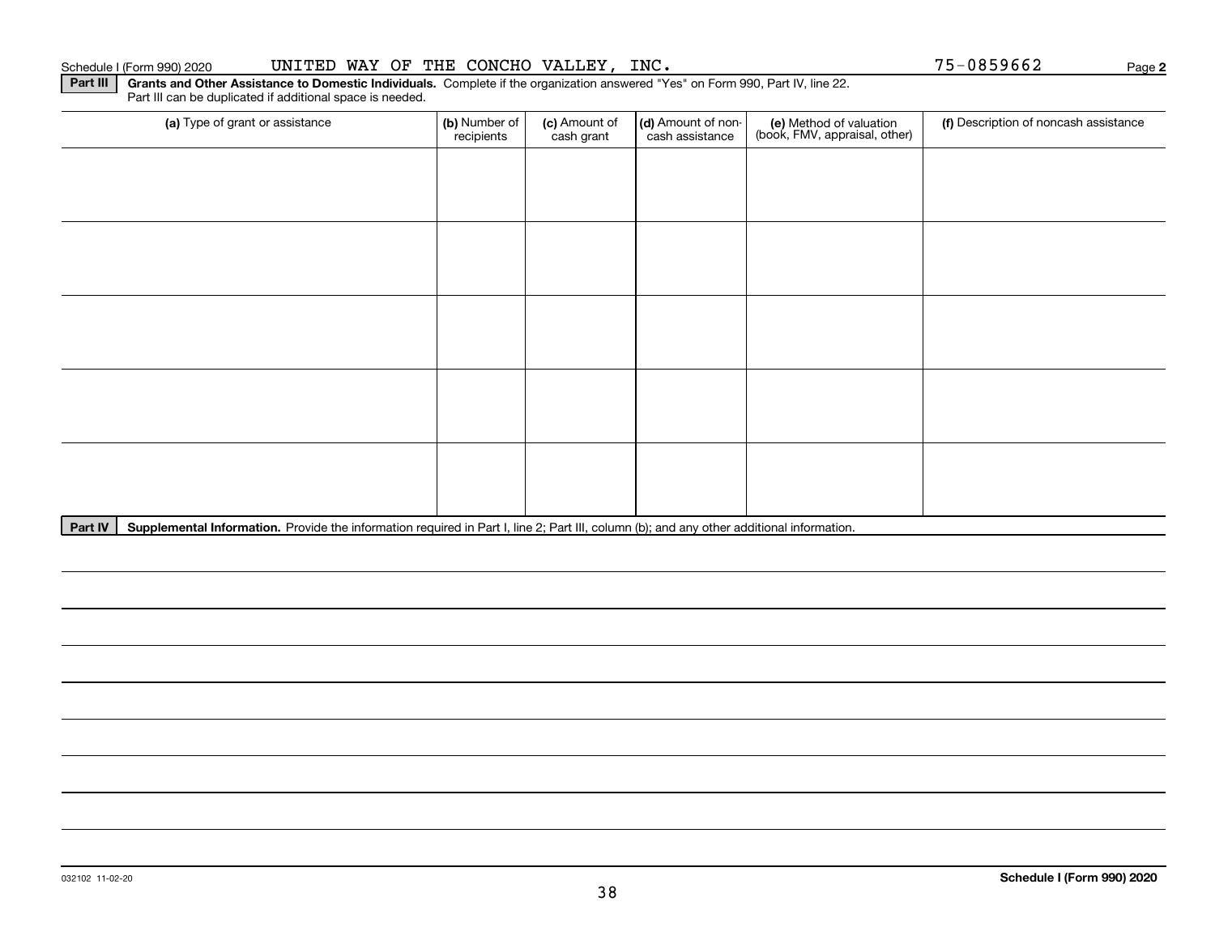Schedule I (Form 990) 2020 UNITED WAY OF THE CONCHO VALLEY, INC. 75-0859662 Page **2**

**Part III** **Grants and Other Assistance to Domestic Individuals.** Complete if the organization answered "Yes" on Form 990, Part IV, line 22. Part III can be duplicated if additional space is needed.

| (a) Type of grant or assistance | (b) Number of recipients | (c) Amount of cash grant | (d) Amount of non-cash assistance | (e) Method of valuation (book, FMV, appraisal, other) | (f) Description of noncash assistance |
|---|---|---|---|---|---|
| | | | | | |
| | | | | | |
| | | | | | |
| | | | | | |
| | | | | | |

**Part IV** **Supplemental Information.** Provide the information required in Part I, line 2; Part III, column (b); and any other additional information.

032102 11-02-20 **Schedule I (Form 990) 2020**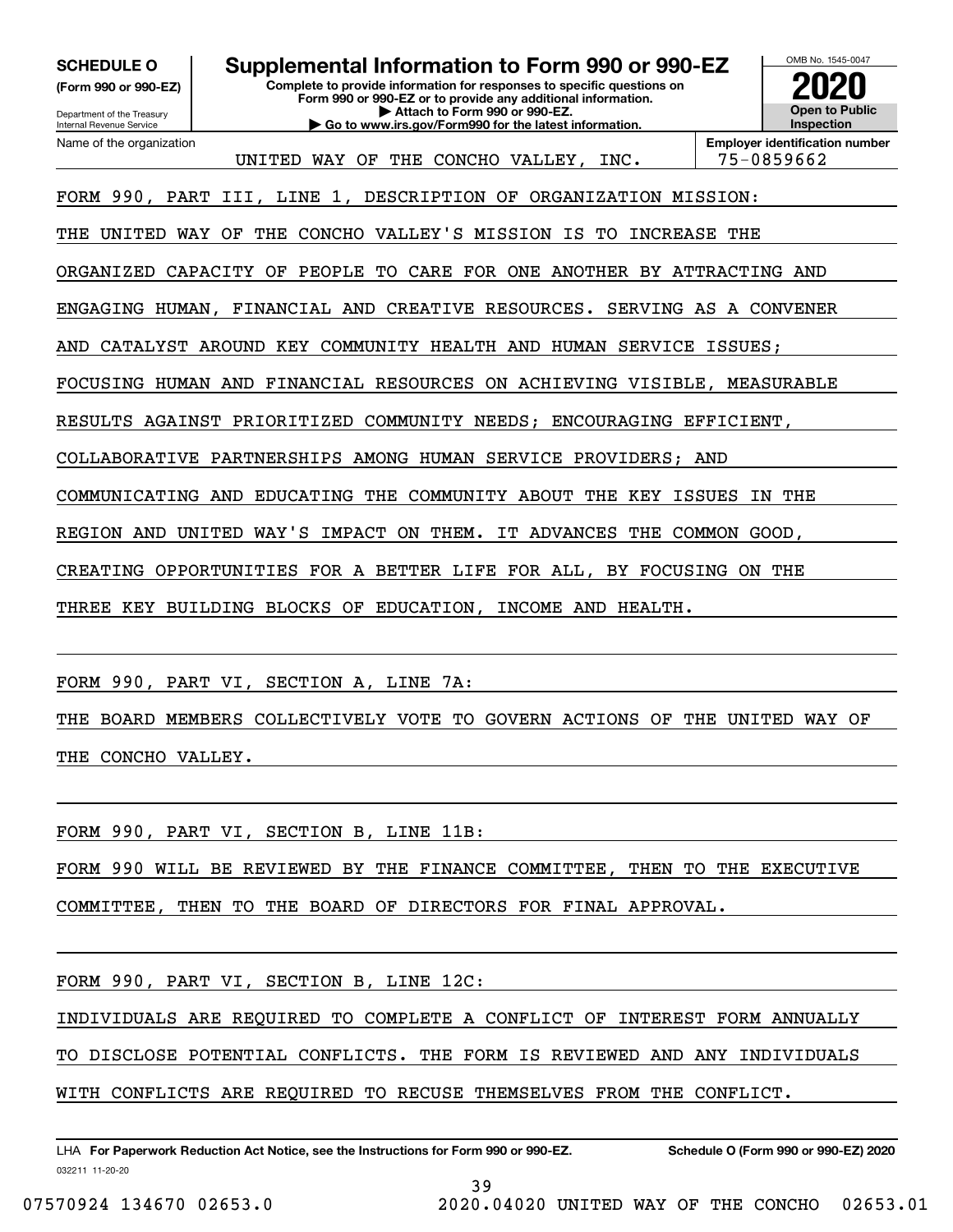**SCHEDULE O**
**(Form 990 or 990-EZ)**

Department of the Treasury
Internal Revenue Service

# Supplemental Information to Form 990 or 990-EZ

**Complete to provide information for responses to specific questions on Form 990 or 990-EZ or to provide any additional information.**
**▶ Attach to Form 990 or 990-EZ.**
**▶ Go to www.irs.gov/Form990 for the latest information.**

OMB No. 1545-0047
**2020**
**Open to Public Inspection**

Name of the organization: UNITED WAY OF THE CONCHO VALLEY, INC.
**Employer identification number:** 75-0859662

FORM 990, PART III, LINE 1, DESCRIPTION OF ORGANIZATION MISSION:

THE UNITED WAY OF THE CONCHO VALLEY'S MISSION IS TO INCREASE THE ORGANIZED CAPACITY OF PEOPLE TO CARE FOR ONE ANOTHER BY ATTRACTING AND ENGAGING HUMAN, FINANCIAL AND CREATIVE RESOURCES. SERVING AS A CONVENER AND CATALYST AROUND KEY COMMUNITY HEALTH AND HUMAN SERVICE ISSUES; FOCUSING HUMAN AND FINANCIAL RESOURCES ON ACHIEVING VISIBLE, MEASURABLE RESULTS AGAINST PRIORITIZED COMMUNITY NEEDS; ENCOURAGING EFFICIENT, COLLABORATIVE PARTNERSHIPS AMONG HUMAN SERVICE PROVIDERS; AND COMMUNICATING AND EDUCATING THE COMMUNITY ABOUT THE KEY ISSUES IN THE REGION AND UNITED WAY'S IMPACT ON THEM. IT ADVANCES THE COMMON GOOD, CREATING OPPORTUNITIES FOR A BETTER LIFE FOR ALL, BY FOCUSING ON THE THREE KEY BUILDING BLOCKS OF EDUCATION, INCOME AND HEALTH.

FORM 990, PART VI, SECTION A, LINE 7A:

THE BOARD MEMBERS COLLECTIVELY VOTE TO GOVERN ACTIONS OF THE UNITED WAY OF THE CONCHO VALLEY.

FORM 990, PART VI, SECTION B, LINE 11B:

FORM 990 WILL BE REVIEWED BY THE FINANCE COMMITTEE, THEN TO THE EXECUTIVE COMMITTEE, THEN TO THE BOARD OF DIRECTORS FOR FINAL APPROVAL.

FORM 990, PART VI, SECTION B, LINE 12C:

INDIVIDUALS ARE REQUIRED TO COMPLETE A CONFLICT OF INTEREST FORM ANNUALLY TO DISCLOSE POTENTIAL CONFLICTS. THE FORM IS REVIEWED AND ANY INDIVIDUALS WITH CONFLICTS ARE REQUIRED TO RECUSE THEMSELVES FROM THE CONFLICT.

LHA **For Paperwork Reduction Act Notice, see the Instructions for Form 990 or 990-EZ.** **Schedule O (Form 990 or 990-EZ) 2020**
032211 11-20-20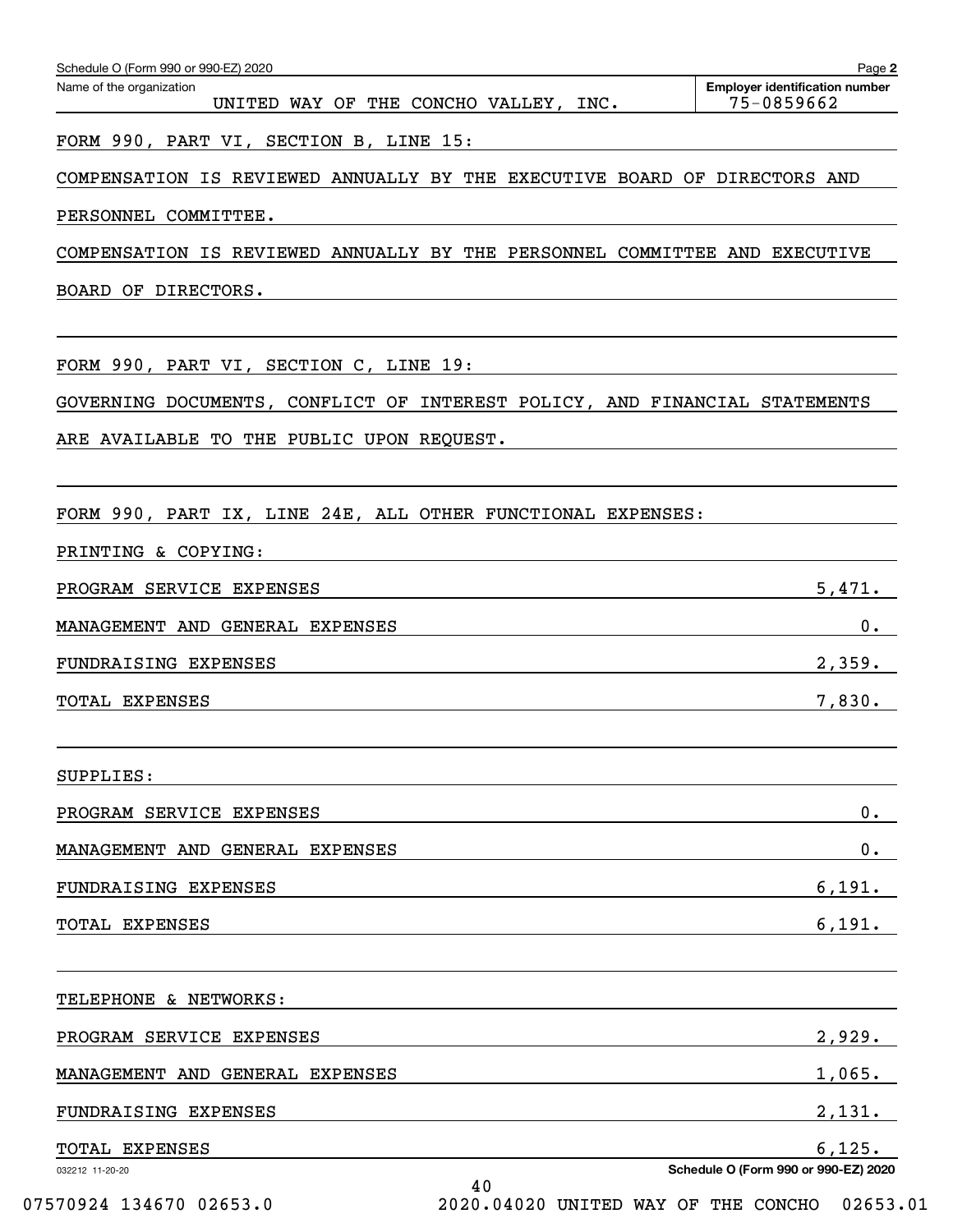Schedule O (Form 990 or 990-EZ) 2020

Name of the organization: UNITED WAY OF THE CONCHO VALLEY, INC.

Employer identification number: 75-0859662

FORM 990, PART VI, SECTION B, LINE 15:

COMPENSATION IS REVIEWED ANNUALLY BY THE EXECUTIVE BOARD OF DIRECTORS AND PERSONNEL COMMITTEE.

COMPENSATION IS REVIEWED ANNUALLY BY THE PERSONNEL COMMITTEE AND EXECUTIVE BOARD OF DIRECTORS.

FORM 990, PART VI, SECTION C, LINE 19:

GOVERNING DOCUMENTS, CONFLICT OF INTEREST POLICY, AND FINANCIAL STATEMENTS ARE AVAILABLE TO THE PUBLIC UPON REQUEST.

FORM 990, PART IX, LINE 24E, ALL OTHER FUNCTIONAL EXPENSES:

PRINTING & COPYING:

| | |
|---|---|
| PROGRAM SERVICE EXPENSES | 5,471. |
| MANAGEMENT AND GENERAL EXPENSES | 0. |
| FUNDRAISING EXPENSES | 2,359. |
| TOTAL EXPENSES | 7,830. |

SUPPLIES:

| | |
|---|---|
| PROGRAM SERVICE EXPENSES | 0. |
| MANAGEMENT AND GENERAL EXPENSES | 0. |
| FUNDRAISING EXPENSES | 6,191. |
| TOTAL EXPENSES | 6,191. |

TELEPHONE & NETWORKS:

| | |
|---|---|
| PROGRAM SERVICE EXPENSES | 2,929. |
| MANAGEMENT AND GENERAL EXPENSES | 1,065. |
| FUNDRAISING EXPENSES | 2,131. |
| TOTAL EXPENSES | 6,125. |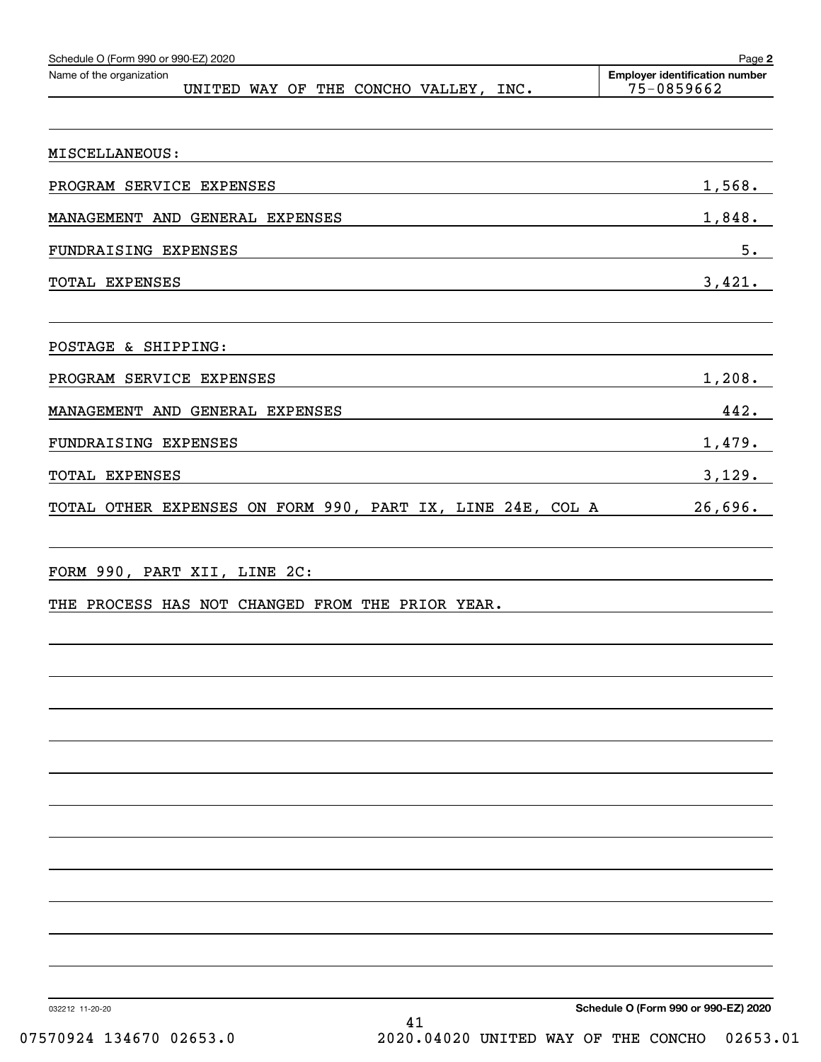Name of the organization: UNITED WAY OF THE CONCHO VALLEY, INC.

Employer identification number: 75-0859662

MISCELLANEOUS:

| | |
|---|---|
| PROGRAM SERVICE EXPENSES | 1,568. |
| MANAGEMENT AND GENERAL EXPENSES | 1,848. |
| FUNDRAISING EXPENSES | 5. |
| TOTAL EXPENSES | 3,421. |

POSTAGE & SHIPPING:

| | |
|---|---|
| PROGRAM SERVICE EXPENSES | 1,208. |
| MANAGEMENT AND GENERAL EXPENSES | 442. |
| FUNDRAISING EXPENSES | 1,479. |
| TOTAL EXPENSES | 3,129. |
| TOTAL OTHER EXPENSES ON FORM 990, PART IX, LINE 24E, COL A | 26,696. |

FORM 990, PART XII, LINE 2C:

THE PROCESS HAS NOT CHANGED FROM THE PRIOR YEAR.

Schedule O (Form 990 or 990-EZ) 2020